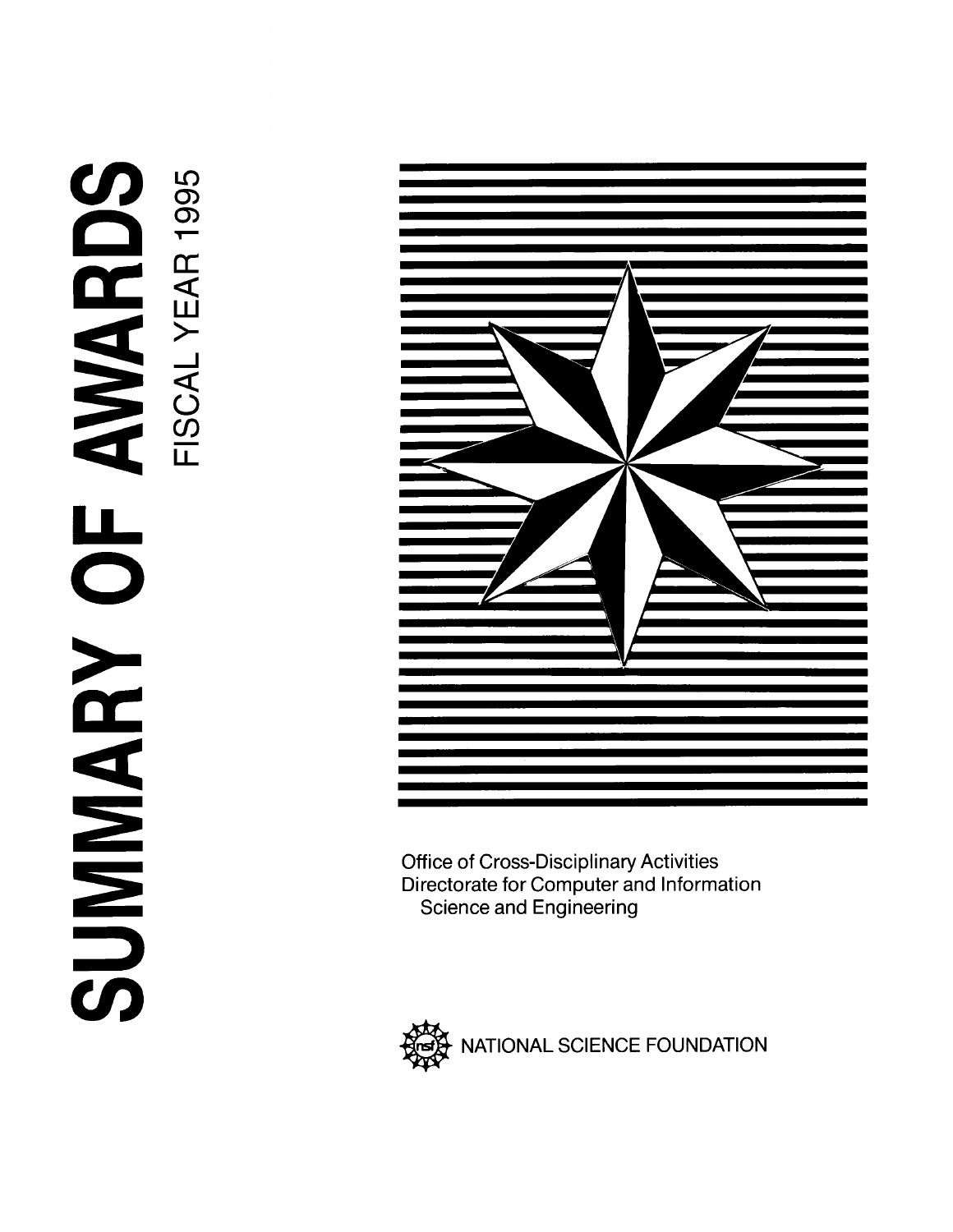# SUMMARY OF AWARDS

## FISCAL YEAR 1995

Office of Cross-Disciplinary Activities
Directorate for Computer and Information Science and Engineering

NATIONAL SCIENCE FOUNDATION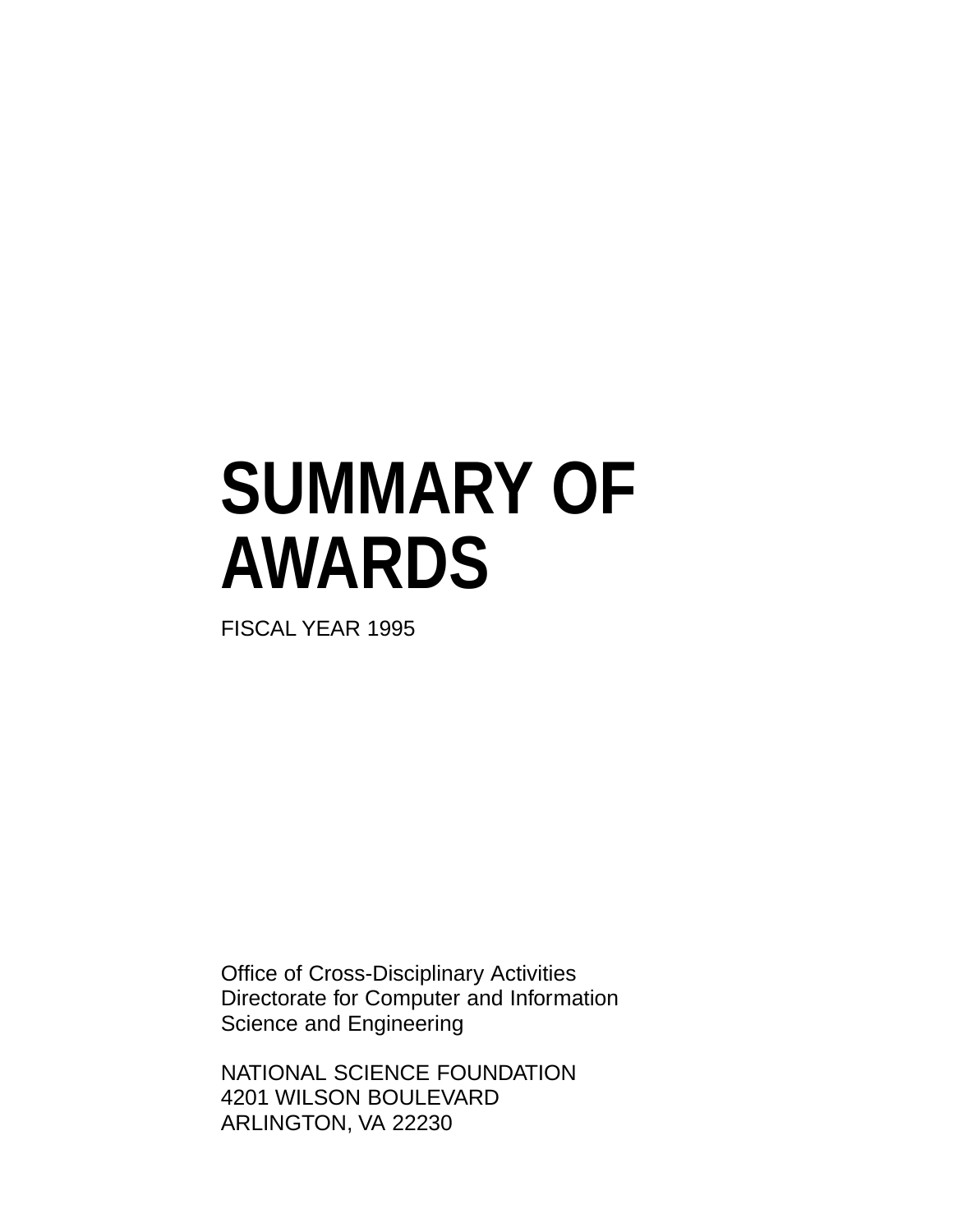# SUMMARY OF AWARDS

FISCAL YEAR 1995

Office of Cross-Disciplinary Activities
Directorate for Computer and Information
Science and Engineering

NATIONAL SCIENCE FOUNDATION
4201 WILSON BOULEVARD
ARLINGTON, VA 22230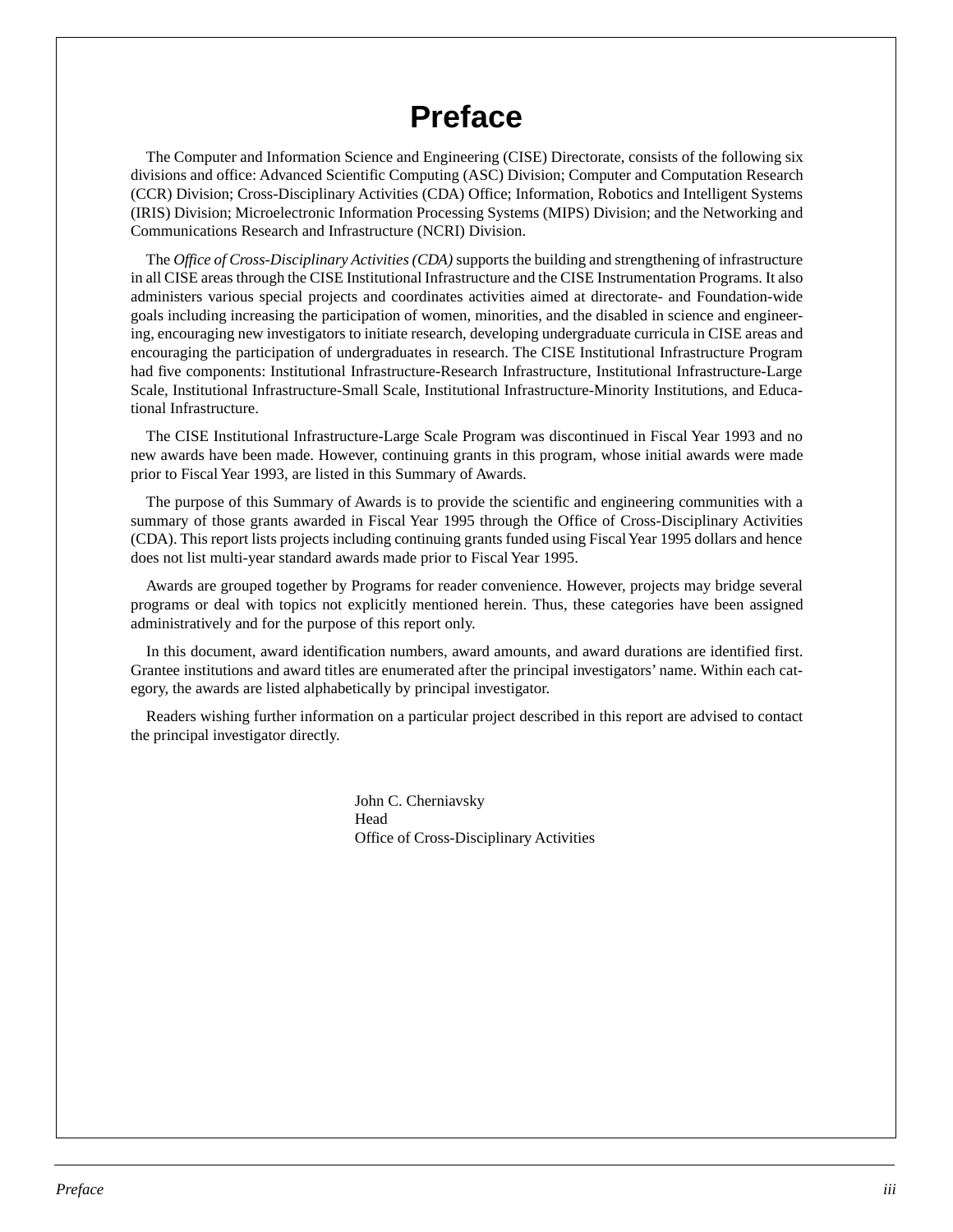# Preface

The Computer and Information Science and Engineering (CISE) Directorate, consists of the following six divisions and office: Advanced Scientific Computing (ASC) Division; Computer and Computation Research (CCR) Division; Cross-Disciplinary Activities (CDA) Office; Information, Robotics and Intelligent Systems (IRIS) Division; Microelectronic Information Processing Systems (MIPS) Division; and the Networking and Communications Research and Infrastructure (NCRI) Division.

The *Office of Cross-Disciplinary Activities (CDA)* supports the building and strengthening of infrastructure in all CISE areas through the CISE Institutional Infrastructure and the CISE Instrumentation Programs. It also administers various special projects and coordinates activities aimed at directorate- and Foundation-wide goals including increasing the participation of women, minorities, and the disabled in science and engineering, encouraging new investigators to initiate research, developing undergraduate curricula in CISE areas and encouraging the participation of undergraduates in research. The CISE Institutional Infrastructure Program had five components: Institutional Infrastructure-Research Infrastructure, Institutional Infrastructure-Large Scale, Institutional Infrastructure-Small Scale, Institutional Infrastructure-Minority Institutions, and Educational Infrastructure.

The CISE Institutional Infrastructure-Large Scale Program was discontinued in Fiscal Year 1993 and no new awards have been made. However, continuing grants in this program, whose initial awards were made prior to Fiscal Year 1993, are listed in this Summary of Awards.

The purpose of this Summary of Awards is to provide the scientific and engineering communities with a summary of those grants awarded in Fiscal Year 1995 through the Office of Cross-Disciplinary Activities (CDA). This report lists projects including continuing grants funded using Fiscal Year 1995 dollars and hence does not list multi-year standard awards made prior to Fiscal Year 1995.

Awards are grouped together by Programs for reader convenience. However, projects may bridge several programs or deal with topics not explicitly mentioned herein. Thus, these categories have been assigned administratively and for the purpose of this report only.

In this document, award identification numbers, award amounts, and award durations are identified first. Grantee institutions and award titles are enumerated after the principal investigators' name. Within each category, the awards are listed alphabetically by principal investigator.

Readers wishing further information on a particular project described in this report are advised to contact the principal investigator directly.

John C. Cherniavsky
Head
Office of Cross-Disciplinary Activities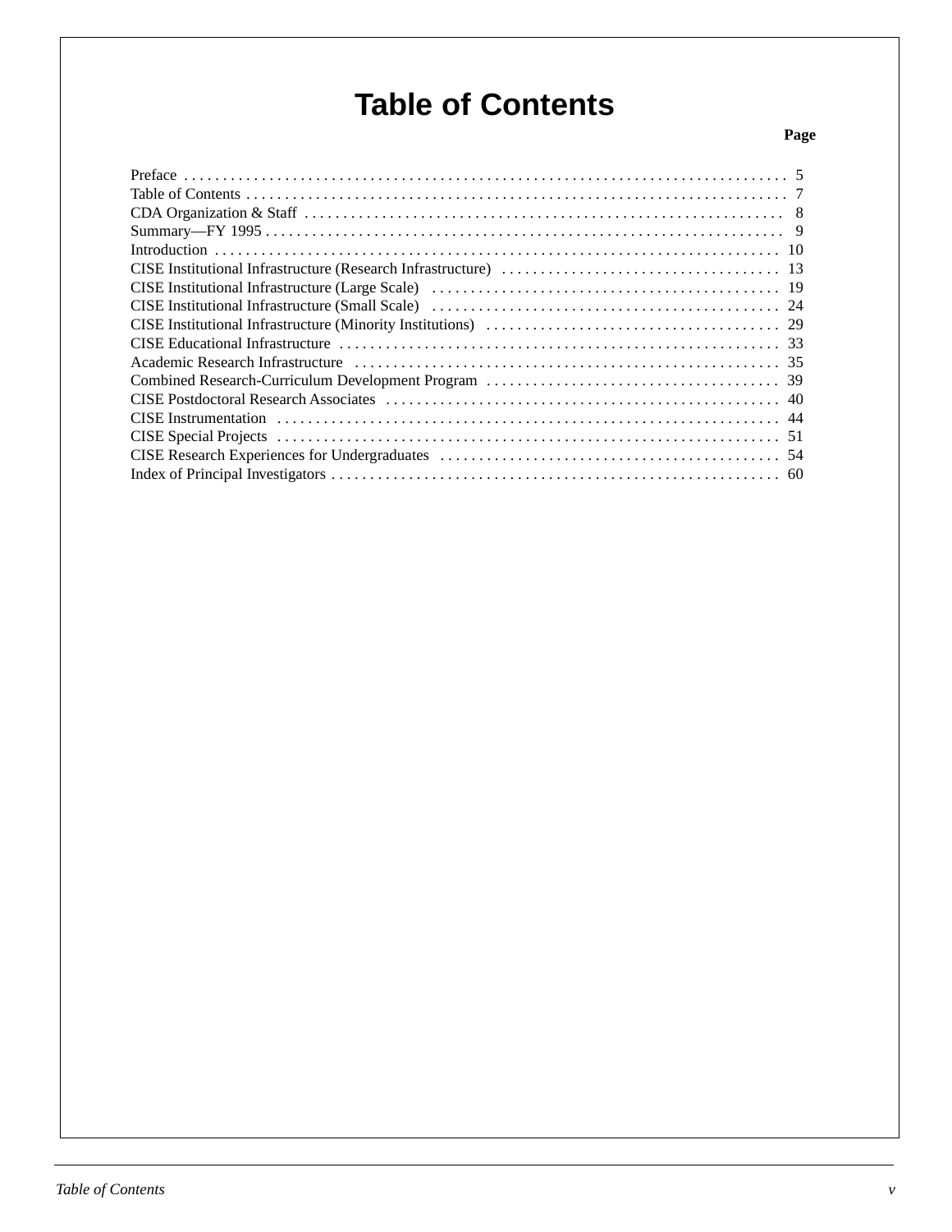# Table of Contents

| | Page |
|---|---|
| Preface | 5 |
| Table of Contents | 7 |
| CDA Organization & Staff | 8 |
| Summary—FY 1995 | 9 |
| Introduction | 10 |
| CISE Institutional Infrastructure (Research Infrastructure) | 13 |
| CISE Institutional Infrastructure (Large Scale) | 19 |
| CISE Institutional Infrastructure (Small Scale) | 24 |
| CISE Institutional Infrastructure (Minority Institutions) | 29 |
| CISE Educational Infrastructure | 33 |
| Academic Research Infrastructure | 35 |
| Combined Research-Curriculum Development Program | 39 |
| CISE Postdoctoral Research Associates | 40 |
| CISE Instrumentation | 44 |
| CISE Special Projects | 51 |
| CISE Research Experiences for Undergraduates | 54 |
| Index of Principal Investigators | 60 |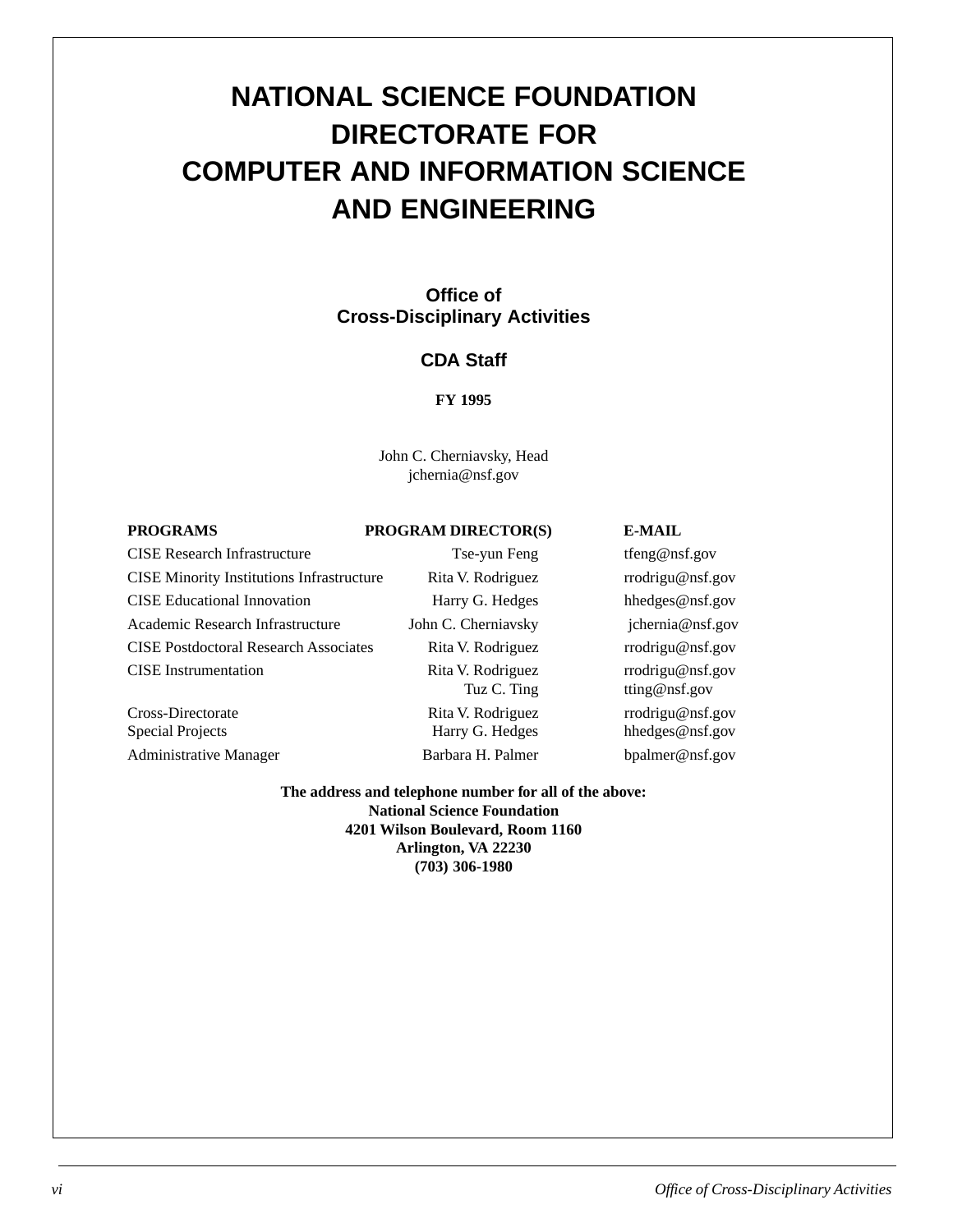# NATIONAL SCIENCE FOUNDATION DIRECTORATE FOR COMPUTER AND INFORMATION SCIENCE AND ENGINEERING

## Office of Cross-Disciplinary Activities

### CDA Staff

**FY 1995**

John C. Cherniavsky, Head
jchernia@nsf.gov

| PROGRAMS | PROGRAM DIRECTOR(S) | E-MAIL |
|---|---|---|
| CISE Research Infrastructure | Tse-yun Feng | tfeng@nsf.gov |
| CISE Minority Institutions Infrastructure | Rita V. Rodriguez | rrodrigu@nsf.gov |
| CISE Educational Innovation | Harry G. Hedges | hhedges@nsf.gov |
| Academic Research Infrastructure | John C. Cherniavsky | jchernia@nsf.gov |
| CISE Postdoctoral Research Associates | Rita V. Rodriguez | rrodrigu@nsf.gov |
| CISE Instrumentation | Rita V. Rodriguez<br>Tuz C. Ting | rrodrigu@nsf.gov<br>tting@nsf.gov |
| Cross-Directorate<br>Special Projects | Rita V. Rodriguez<br>Harry G. Hedges | rrodrigu@nsf.gov<br>hhedges@nsf.gov |
| Administrative Manager | Barbara H. Palmer | bpalmer@nsf.gov |

**The address and telephone number for all of the above:**
**National Science Foundation**
**4201 Wilson Boulevard, Room 1160**
**Arlington, VA 22230**
**(703) 306-1980**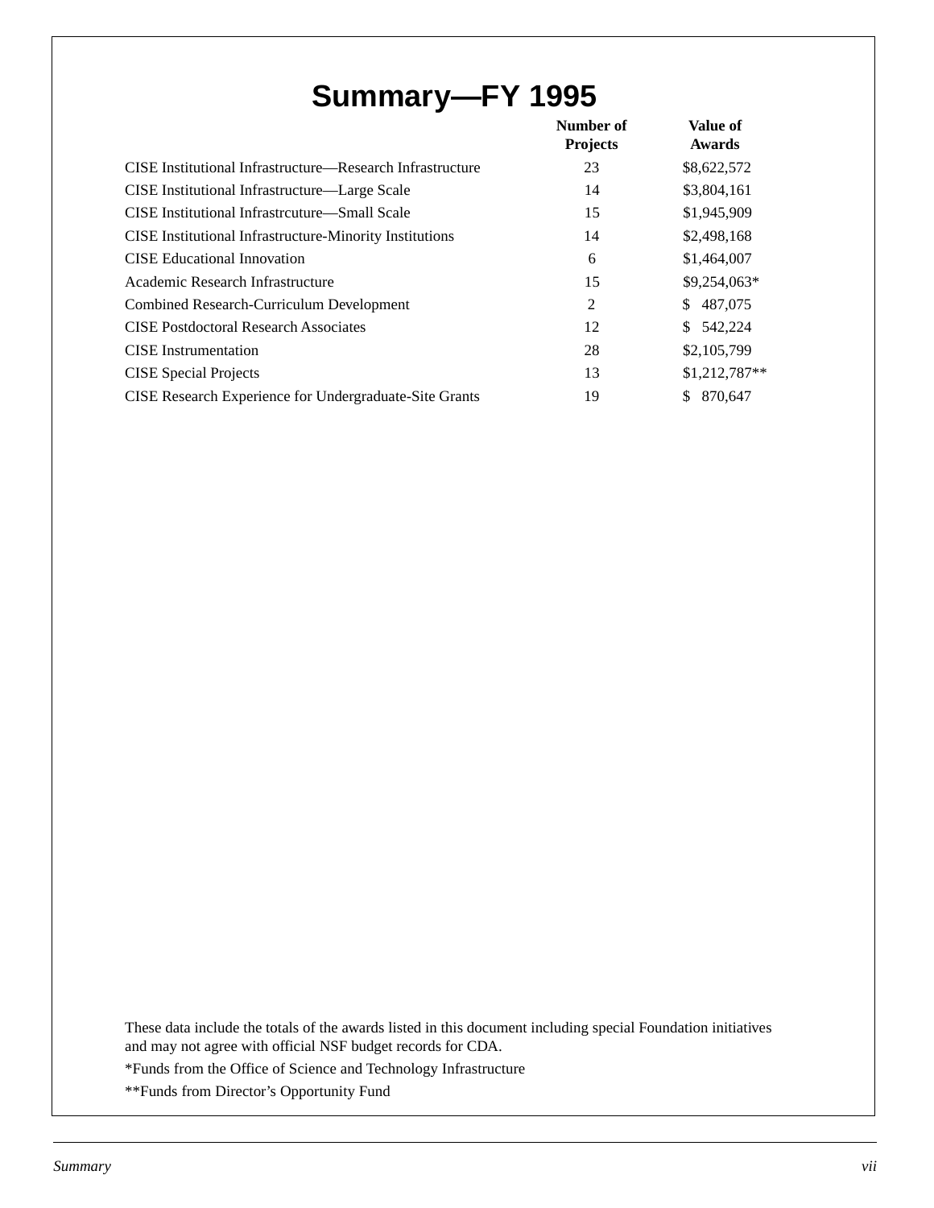# Summary—FY 1995

| | Number of Projects | Value of Awards |
|---|---|---|
| CISE Institutional Infrastructure—Research Infrastructure | 23 | $8,622,572 |
| CISE Institutional Infrastructure—Large Scale | 14 | $3,804,161 |
| CISE Institutional Infrastrcuture—Small Scale | 15 | $1,945,909 |
| CISE Institutional Infrastructure-Minority Institutions | 14 | $2,498,168 |
| CISE Educational Innovation | 6 | $1,464,007 |
| Academic Research Infrastructure | 15 | $9,254,063* |
| Combined Research-Curriculum Development | 2 | $ 487,075 |
| CISE Postdoctoral Research Associates | 12 | $ 542,224 |
| CISE Instrumentation | 28 | $2,105,799 |
| CISE Special Projects | 13 | $1,212,787** |
| CISE Research Experience for Undergraduate-Site Grants | 19 | $ 870,647 |

These data include the totals of the awards listed in this document including special Foundation initiatives and may not agree with official NSF budget records for CDA.

*Funds from the Office of Science and Technology Infrastructure

**Funds from Director's Opportunity Fund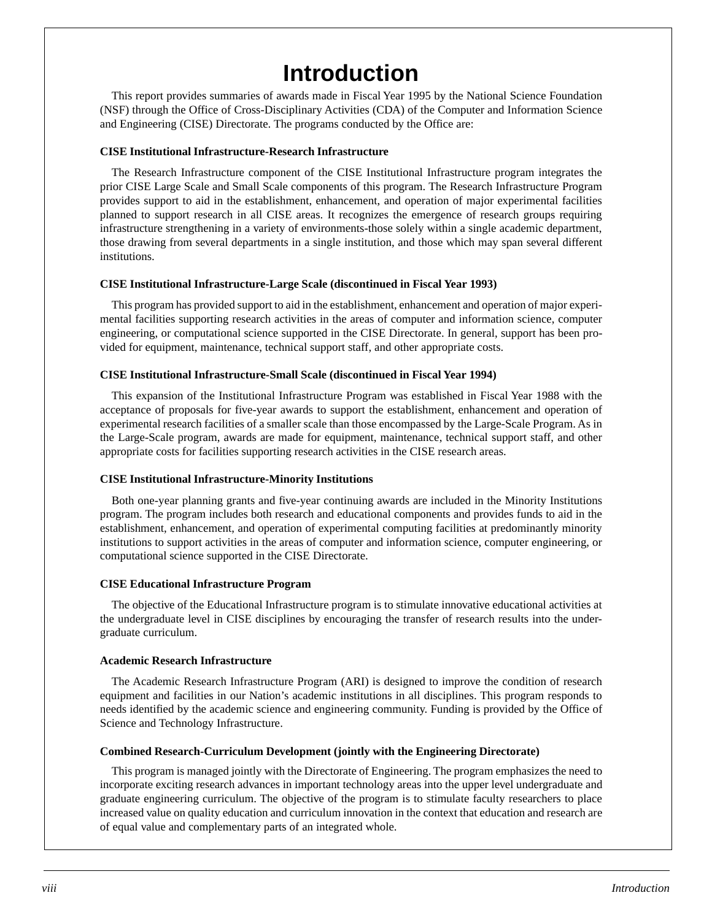# Introduction

This report provides summaries of awards made in Fiscal Year 1995 by the National Science Foundation (NSF) through the Office of Cross-Disciplinary Activities (CDA) of the Computer and Information Science and Engineering (CISE) Directorate. The programs conducted by the Office are:

**CISE Institutional Infrastructure-Research Infrastructure**

The Research Infrastructure component of the CISE Institutional Infrastructure program integrates the prior CISE Large Scale and Small Scale components of this program. The Research Infrastructure Program provides support to aid in the establishment, enhancement, and operation of major experimental facilities planned to support research in all CISE areas. It recognizes the emergence of research groups requiring infrastructure strengthening in a variety of environments-those solely within a single academic department, those drawing from several departments in a single institution, and those which may span several different institutions.

**CISE Institutional Infrastructure-Large Scale (discontinued in Fiscal Year 1993)**

This program has provided support to aid in the establishment, enhancement and operation of major experimental facilities supporting research activities in the areas of computer and information science, computer engineering, or computational science supported in the CISE Directorate. In general, support has been provided for equipment, maintenance, technical support staff, and other appropriate costs.

**CISE Institutional Infrastructure-Small Scale (discontinued in Fiscal Year 1994)**

This expansion of the Institutional Infrastructure Program was established in Fiscal Year 1988 with the acceptance of proposals for five-year awards to support the establishment, enhancement and operation of experimental research facilities of a smaller scale than those encompassed by the Large-Scale Program. As in the Large-Scale program, awards are made for equipment, maintenance, technical support staff, and other appropriate costs for facilities supporting research activities in the CISE research areas.

**CISE Institutional Infrastructure-Minority Institutions**

Both one-year planning grants and five-year continuing awards are included in the Minority Institutions program. The program includes both research and educational components and provides funds to aid in the establishment, enhancement, and operation of experimental computing facilities at predominantly minority institutions to support activities in the areas of computer and information science, computer engineering, or computational science supported in the CISE Directorate.

**CISE Educational Infrastructure Program**

The objective of the Educational Infrastructure program is to stimulate innovative educational activities at the undergraduate level in CISE disciplines by encouraging the transfer of research results into the undergraduate curriculum.

**Academic Research Infrastructure**

The Academic Research Infrastructure Program (ARI) is designed to improve the condition of research equipment and facilities in our Nation's academic institutions in all disciplines. This program responds to needs identified by the academic science and engineering community. Funding is provided by the Office of Science and Technology Infrastructure.

**Combined Research-Curriculum Development (jointly with the Engineering Directorate)**

This program is managed jointly with the Directorate of Engineering. The program emphasizes the need to incorporate exciting research advances in important technology areas into the upper level undergraduate and graduate engineering curriculum. The objective of the program is to stimulate faculty researchers to place increased value on quality education and curriculum innovation in the context that education and research are of equal value and complementary parts of an integrated whole.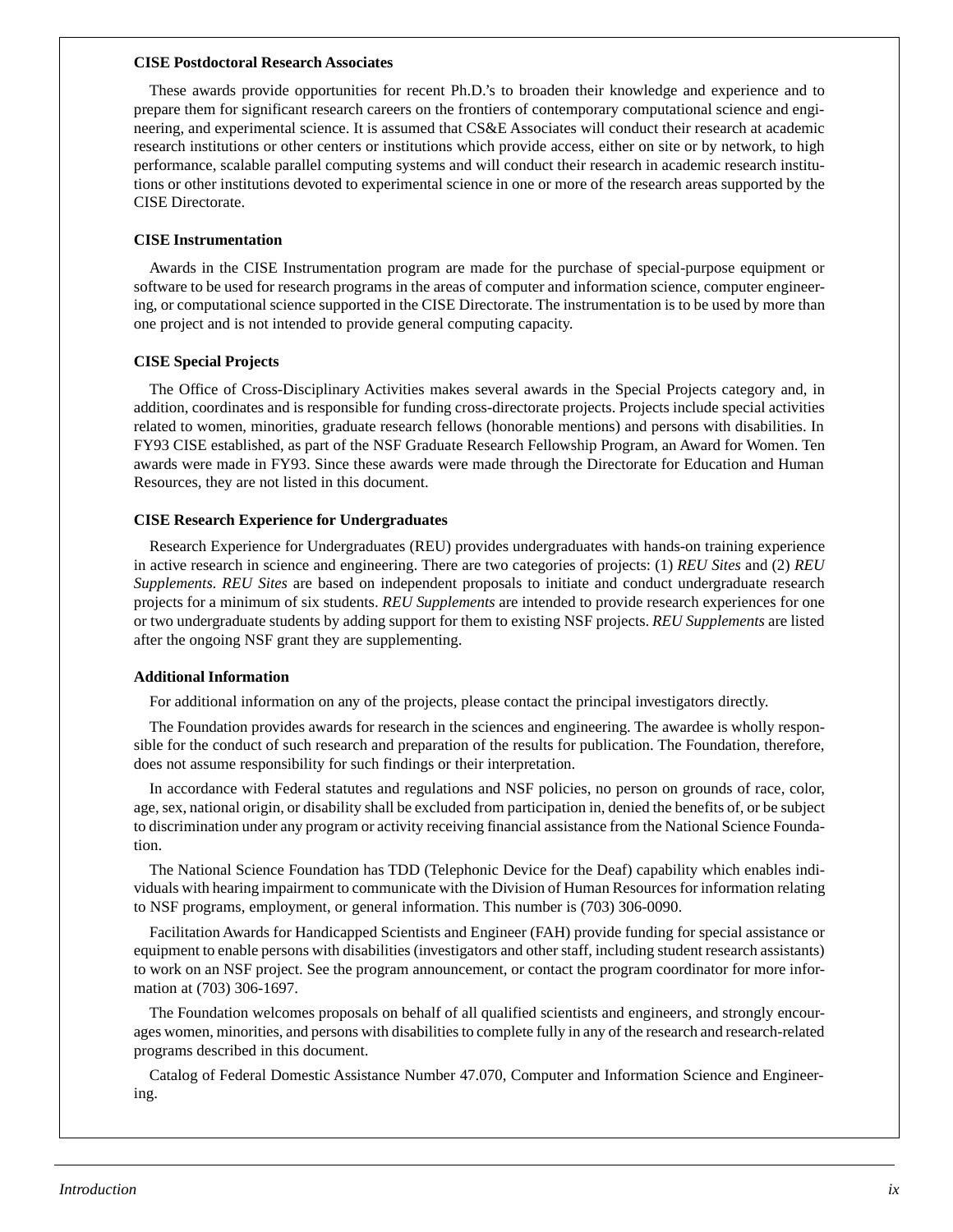### CISE Postdoctoral Research Associates

These awards provide opportunities for recent Ph.D.'s to broaden their knowledge and experience and to prepare them for significant research careers on the frontiers of contemporary computational science and engineering, and experimental science. It is assumed that CS&E Associates will conduct their research at academic research institutions or other centers or institutions which provide access, either on site or by network, to high performance, scalable parallel computing systems and will conduct their research in academic research institutions or other institutions devoted to experimental science in one or more of the research areas supported by the CISE Directorate.

### CISE Instrumentation

Awards in the CISE Instrumentation program are made for the purchase of special-purpose equipment or software to be used for research programs in the areas of computer and information science, computer engineering, or computational science supported in the CISE Directorate. The instrumentation is to be used by more than one project and is not intended to provide general computing capacity.

### CISE Special Projects

The Office of Cross-Disciplinary Activities makes several awards in the Special Projects category and, in addition, coordinates and is responsible for funding cross-directorate projects. Projects include special activities related to women, minorities, graduate research fellows (honorable mentions) and persons with disabilities. In FY93 CISE established, as part of the NSF Graduate Research Fellowship Program, an Award for Women. Ten awards were made in FY93. Since these awards were made through the Directorate for Education and Human Resources, they are not listed in this document.

### CISE Research Experience for Undergraduates

Research Experience for Undergraduates (REU) provides undergraduates with hands-on training experience in active research in science and engineering. There are two categories of projects: (1) *REU Sites* and (2) *REU Supplements*. *REU Sites* are based on independent proposals to initiate and conduct undergraduate research projects for a minimum of six students. *REU Supplements* are intended to provide research experiences for one or two undergraduate students by adding support for them to existing NSF projects. *REU Supplements* are listed after the ongoing NSF grant they are supplementing.

### Additional Information

For additional information on any of the projects, please contact the principal investigators directly.

The Foundation provides awards for research in the sciences and engineering. The awardee is wholly responsible for the conduct of such research and preparation of the results for publication. The Foundation, therefore, does not assume responsibility for such findings or their interpretation.

In accordance with Federal statutes and regulations and NSF policies, no person on grounds of race, color, age, sex, national origin, or disability shall be excluded from participation in, denied the benefits of, or be subject to discrimination under any program or activity receiving financial assistance from the National Science Foundation.

The National Science Foundation has TDD (Telephonic Device for the Deaf) capability which enables individuals with hearing impairment to communicate with the Division of Human Resources for information relating to NSF programs, employment, or general information. This number is (703) 306-0090.

Facilitation Awards for Handicapped Scientists and Engineer (FAH) provide funding for special assistance or equipment to enable persons with disabilities (investigators and other staff, including student research assistants) to work on an NSF project. See the program announcement, or contact the program coordinator for more information at (703) 306-1697.

The Foundation welcomes proposals on behalf of all qualified scientists and engineers, and strongly encourages women, minorities, and persons with disabilities to complete fully in any of the research and research-related programs described in this document.

Catalog of Federal Domestic Assistance Number 47.070, Computer and Information Science and Engineering.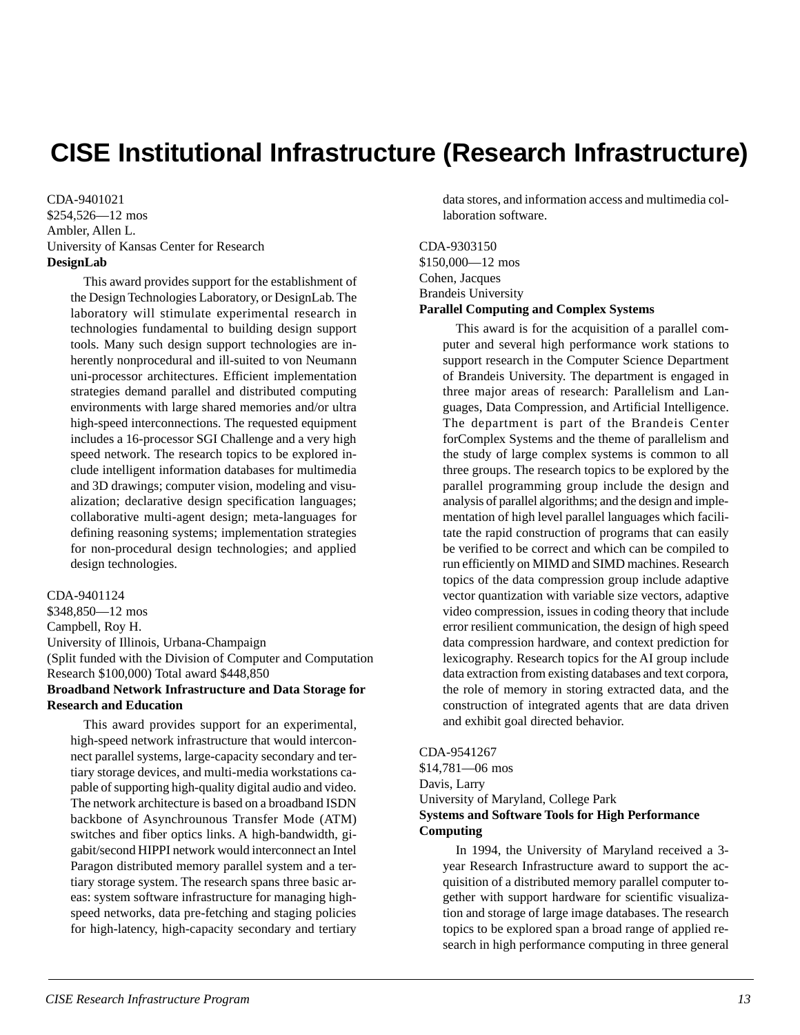# CISE Institutional Infrastructure (Research Infrastructure)

CDA-9401021
$254,526—12 mos
Ambler, Allen L.
University of Kansas Center for Research
**DesignLab**

This award provides support for the establishment of the Design Technologies Laboratory, or DesignLab. The laboratory will stimulate experimental research in technologies fundamental to building design support tools. Many such design support technologies are inherently nonprocedural and ill-suited to von Neumann uni-processor architectures. Efficient implementation strategies demand parallel and distributed computing environments with large shared memories and/or ultra high-speed interconnections. The requested equipment includes a 16-processor SGI Challenge and a very high speed network. The research topics to be explored include intelligent information databases for multimedia and 3D drawings; computer vision, modeling and visualization; declarative design specification languages; collaborative multi-agent design; meta-languages for defining reasoning systems; implementation strategies for non-procedural design technologies; and applied design technologies.

CDA-9401124
$348,850—12 mos
Campbell, Roy H.
University of Illinois, Urbana-Champaign
(Split funded with the Division of Computer and Computation Research $100,000) Total award $448,850
**Broadband Network Infrastructure and Data Storage for Research and Education**

This award provides support for an experimental, high-speed network infrastructure that would interconnect parallel systems, large-capacity secondary and tertiary storage devices, and multi-media workstations capable of supporting high-quality digital audio and video. The network architecture is based on a broadband ISDN backbone of Asynchrounous Transfer Mode (ATM) switches and fiber optics links. A high-bandwidth, gigabit/second HIPPI network would interconnect an Intel Paragon distributed memory parallel system and a tertiary storage system. The research spans three basic areas: system software infrastructure for managing high-speed networks, data pre-fetching and staging policies for high-latency, high-capacity secondary and tertiary data stores, and information access and multimedia collaboration software.

CDA-9303150
$150,000—12 mos
Cohen, Jacques
Brandeis University
**Parallel Computing and Complex Systems**

This award is for the acquisition of a parallel computer and several high performance work stations to support research in the Computer Science Department of Brandeis University. The department is engaged in three major areas of research: Parallelism and Languages, Data Compression, and Artificial Intelligence. The department is part of the Brandeis Center forComplex Systems and the theme of parallelism and the study of large complex systems is common to all three groups. The research topics to be explored by the parallel programming group include the design and analysis of parallel algorithms; and the design and implementation of high level parallel languages which facilitate the rapid construction of programs that can easily be verified to be correct and which can be compiled to run efficiently on MIMD and SIMD machines. Research topics of the data compression group include adaptive vector quantization with variable size vectors, adaptive video compression, issues in coding theory that include error resilient communication, the design of high speed data compression hardware, and context prediction for lexicography. Research topics for the AI group include data extraction from existing databases and text corpora, the role of memory in storing extracted data, and the construction of integrated agents that are data driven and exhibit goal directed behavior.

CDA-9541267
$14,781—06 mos
Davis, Larry
University of Maryland, College Park
**Systems and Software Tools for High Performance Computing**

In 1994, the University of Maryland received a 3-year Research Infrastructure award to support the acquisition of a distributed memory parallel computer together with support hardware for scientific visualization and storage of large image databases. The research topics to be explored span a broad range of applied research in high performance computing in three general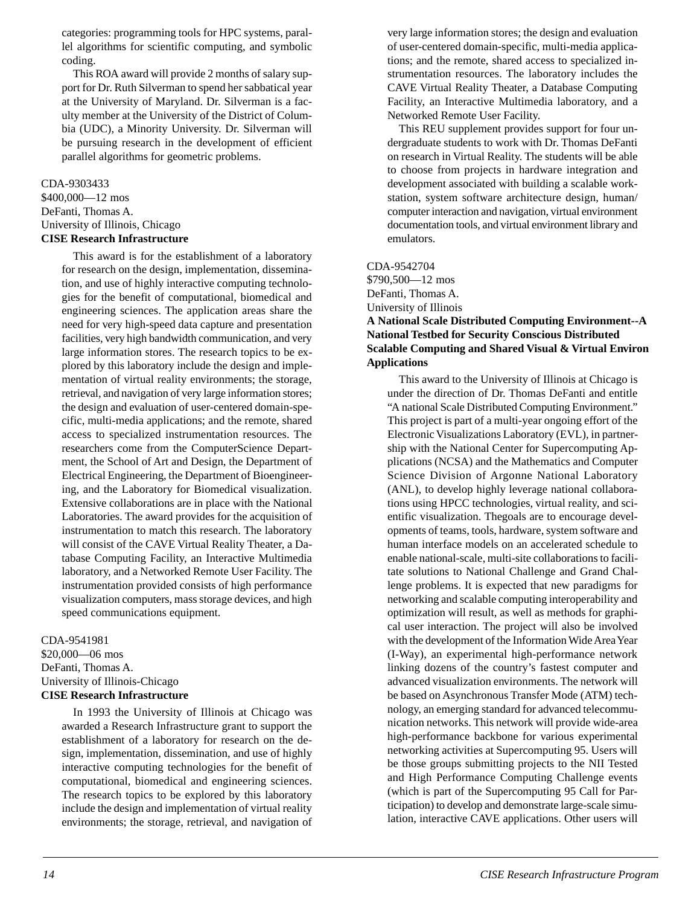categories: programming tools for HPC systems, parallel algorithms for scientific computing, and symbolic coding.

This ROA award will provide 2 months of salary support for Dr. Ruth Silverman to spend her sabbatical year at the University of Maryland. Dr. Silverman is a faculty member at the University of the District of Columbia (UDC), a Minority University. Dr. Silverman will be pursuing research in the development of efficient parallel algorithms for geometric problems.

CDA-9303433
$400,000—12 mos
DeFanti, Thomas A.
University of Illinois, Chicago
**CISE Research Infrastructure**

This award is for the establishment of a laboratory for research on the design, implementation, dissemination, and use of highly interactive computing technologies for the benefit of computational, biomedical and engineering sciences. The application areas share the need for very high-speed data capture and presentation facilities, very high bandwidth communication, and very large information stores. The research topics to be explored by this laboratory include the design and implementation of virtual reality environments; the storage, retrieval, and navigation of very large information stores; the design and evaluation of user-centered domain-specific, multi-media applications; and the remote, shared access to specialized instrumentation resources. The researchers come from the ComputerScience Department, the School of Art and Design, the Department of Electrical Engineering, the Department of Bioengineering, and the Laboratory for Biomedical visualization. Extensive collaborations are in place with the National Laboratories. The award provides for the acquisition of instrumentation to match this research. The laboratory will consist of the CAVE Virtual Reality Theater, a Database Computing Facility, an Interactive Multimedia laboratory, and a Networked Remote User Facility. The instrumentation provided consists of high performance visualization computers, mass storage devices, and high speed communications equipment.

CDA-9541981
$20,000—06 mos
DeFanti, Thomas A.
University of Illinois-Chicago
**CISE Research Infrastructure**

In 1993 the University of Illinois at Chicago was awarded a Research Infrastructure grant to support the establishment of a laboratory for research on the design, implementation, dissemination, and use of highly interactive computing technologies for the benefit of computational, biomedical and engineering sciences. The research topics to be explored by this laboratory include the design and implementation of virtual reality environments; the storage, retrieval, and navigation of very large information stores; the design and evaluation of user-centered domain-specific, multi-media applications; and the remote, shared access to specialized instrumentation resources. The laboratory includes the CAVE Virtual Reality Theater, a Database Computing Facility, an Interactive Multimedia laboratory, and a Networked Remote User Facility.

This REU supplement provides support for four undergraduate students to work with Dr. Thomas DeFanti on research in Virtual Reality. The students will be able to choose from projects in hardware integration and development associated with building a scalable workstation, system software architecture design, human/computer interaction and navigation, virtual environment documentation tools, and virtual environment library and emulators.

CDA-9542704
$790,500—12 mos
DeFanti, Thomas A.
University of Illinois
**A National Scale Distributed Computing Environment--A National Testbed for Security Conscious Distributed Scalable Computing and Shared Visual & Virtual Environ Applications**

This award to the University of Illinois at Chicago is under the direction of Dr. Thomas DeFanti and entitle "A national Scale Distributed Computing Environment." This project is part of a multi-year ongoing effort of the Electronic Visualizations Laboratory (EVL), in partnership with the National Center for Supercomputing Applications (NCSA) and the Mathematics and Computer Science Division of Argonne National Laboratory (ANL), to develop highly leverage national collaborations using HPCC technologies, virtual reality, and scientific visualization. Thegoals are to encourage developments of teams, tools, hardware, system software and human interface models on an accelerated schedule to enable national-scale, multi-site collaborations to facilitate solutions to National Challenge and Grand Challenge problems. It is expected that new paradigms for networking and scalable computing interoperability and optimization will result, as well as methods for graphical user interaction. The project will also be involved with the development of the Information Wide Area Year (I-Way), an experimental high-performance network linking dozens of the country's fastest computer and advanced visualization environments. The network will be based on Asynchronous Transfer Mode (ATM) technology, an emerging standard for advanced telecommunication networks. This network will provide wide-area high-performance backbone for various experimental networking activities at Supercomputing 95. Users will be those groups submitting projects to the NII Tested and High Performance Computing Challenge events (which is part of the Supercomputing 95 Call for Participation) to develop and demonstrate large-scale simulation, interactive CAVE applications. Other users will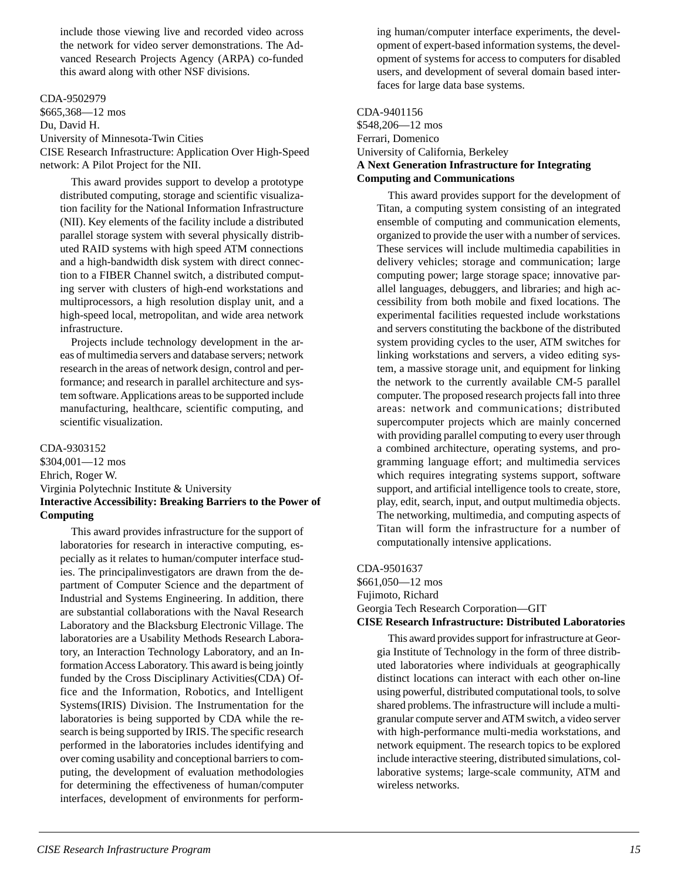include those viewing live and recorded video across the network for video server demonstrations. The Advanced Research Projects Agency (ARPA) co-funded this award along with other NSF divisions.

CDA-9502979
$665,368—12 mos
Du, David H.
University of Minnesota-Twin Cities
CISE Research Infrastructure: Application Over High-Speed network: A Pilot Project for the NII.

This award provides support to develop a prototype distributed computing, storage and scientific visualization facility for the National Information Infrastructure (NII). Key elements of the facility include a distributed parallel storage system with several physically distributed RAID systems with high speed ATM connections and a high-bandwidth disk system with direct connection to a FIBER Channel switch, a distributed computing server with clusters of high-end workstations and multiprocessors, a high resolution display unit, and a high-speed local, metropolitan, and wide area network infrastructure.

Projects include technology development in the areas of multimedia servers and database servers; network research in the areas of network design, control and performance; and research in parallel architecture and system software. Applications areas to be supported include manufacturing, healthcare, scientific computing, and scientific visualization.

CDA-9303152
$304,001—12 mos
Ehrich, Roger W.
Virginia Polytechnic Institute & University
**Interactive Accessibility: Breaking Barriers to the Power of Computing**

This award provides infrastructure for the support of laboratories for research in interactive computing, especially as it relates to human/computer interface studies. The principalinvestigators are drawn from the department of Computer Science and the department of Industrial and Systems Engineering. In addition, there are substantial collaborations with the Naval Research Laboratory and the Blacksburg Electronic Village. The laboratories are a Usability Methods Research Laboratory, an Interaction Technology Laboratory, and an Information Access Laboratory. This award is being jointly funded by the Cross Disciplinary Activities(CDA) Office and the Information, Robotics, and Intelligent Systems(IRIS) Division. The Instrumentation for the laboratories is being supported by CDA while the research is being supported by IRIS. The specific research performed in the laboratories includes identifying and over coming usability and conceptional barriers to computing, the development of evaluation methodologies for determining the effectiveness of human/computer interfaces, development of environments for performing human/computer interface experiments, the development of expert-based information systems, the development of systems for access to computers for disabled users, and development of several domain based interfaces for large data base systems.

CDA-9401156
$548,206—12 mos
Ferrari, Domenico
University of California, Berkeley
**A Next Generation Infrastructure for Integrating Computing and Communications**

This award provides support for the development of Titan, a computing system consisting of an integrated ensemble of computing and communication elements, organized to provide the user with a number of services. These services will include multimedia capabilities in delivery vehicles; storage and communication; large computing power; large storage space; innovative parallel languages, debuggers, and libraries; and high accessibility from both mobile and fixed locations. The experimental facilities requested include workstations and servers constituting the backbone of the distributed system providing cycles to the user, ATM switches for linking workstations and servers, a video editing system, a massive storage unit, and equipment for linking the network to the currently available CM-5 parallel computer. The proposed research projects fall into three areas: network and communications; distributed supercomputer projects which are mainly concerned with providing parallel computing to every user through a combined architecture, operating systems, and programming language effort; and multimedia services which requires integrating systems support, software support, and artificial intelligence tools to create, store, play, edit, search, input, and output multimedia objects. The networking, multimedia, and computing aspects of Titan will form the infrastructure for a number of computationally intensive applications.

CDA-9501637
$661,050—12 mos
Fujimoto, Richard
Georgia Tech Research Corporation—GIT
**CISE Research Infrastructure: Distributed Laboratories**

This award provides support for infrastructure at Georgia Institute of Technology in the form of three distributed laboratories where individuals at geographically distinct locations can interact with each other on-line using powerful, distributed computational tools, to solve shared problems. The infrastructure will include a multi-granular compute server and ATM switch, a video server with high-performance multi-media workstations, and network equipment. The research topics to be explored include interactive steering, distributed simulations, collaborative systems; large-scale community, ATM and wireless networks.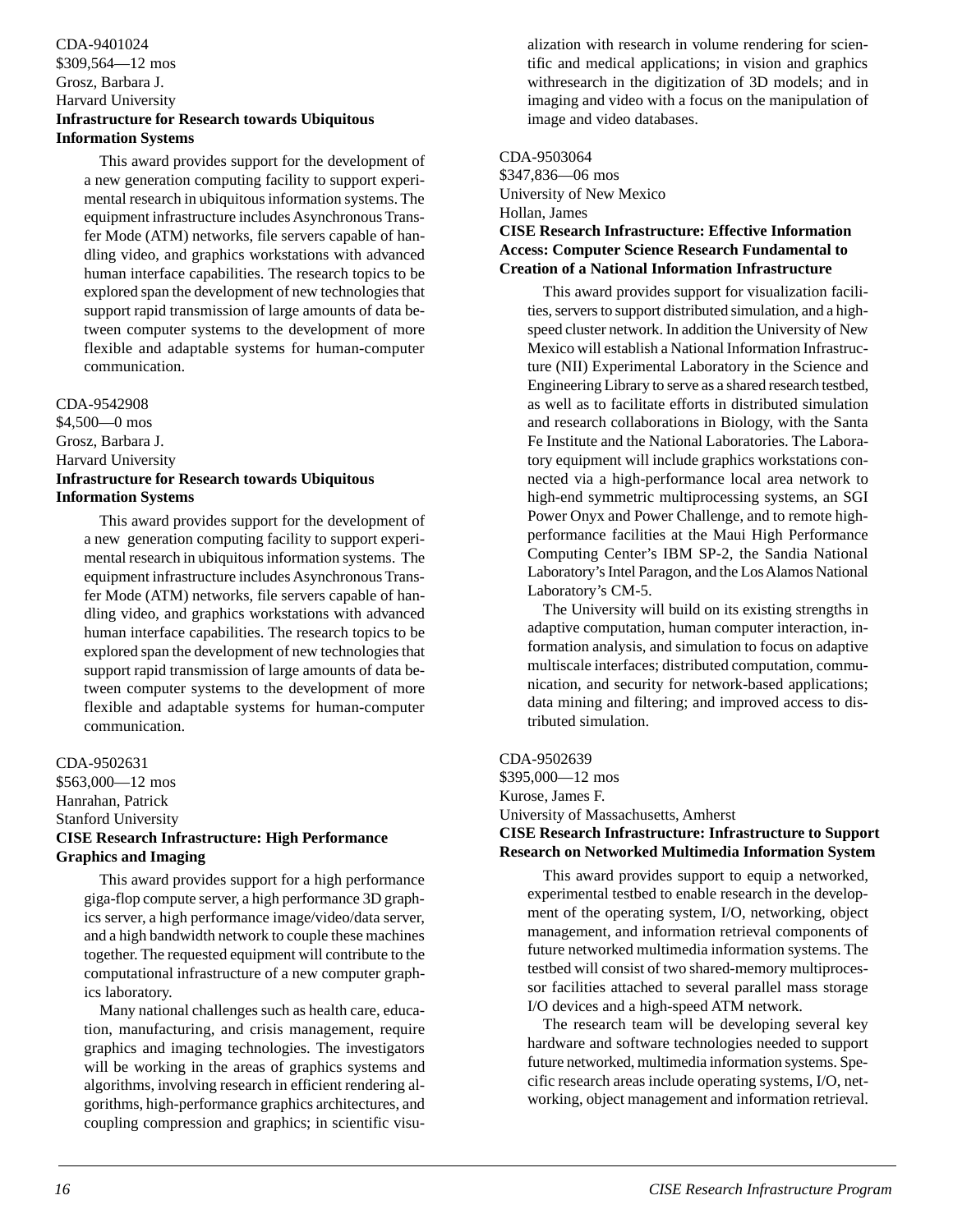CDA-9401024
$309,564—12 mos
Grosz, Barbara J.
Harvard University
**Infrastructure for Research towards Ubiquitous Information Systems**

This award provides support for the development of a new generation computing facility to support experimental research in ubiquitous information systems. The equipment infrastructure includes Asynchronous Transfer Mode (ATM) networks, file servers capable of handling video, and graphics workstations with advanced human interface capabilities. The research topics to be explored span the development of new technologies that support rapid transmission of large amounts of data between computer systems to the development of more flexible and adaptable systems for human-computer communication.

CDA-9542908
$4,500—0 mos
Grosz, Barbara J.
Harvard University
**Infrastructure for Research towards Ubiquitous Information Systems**

This award provides support for the development of a new generation computing facility to support experimental research in ubiquitous information systems. The equipment infrastructure includes Asynchronous Transfer Mode (ATM) networks, file servers capable of handling video, and graphics workstations with advanced human interface capabilities. The research topics to be explored span the development of new technologies that support rapid transmission of large amounts of data between computer systems to the development of more flexible and adaptable systems for human-computer communication.

CDA-9502631
$563,000—12 mos
Hanrahan, Patrick
Stanford University
**CISE Research Infrastructure: High Performance Graphics and Imaging**

This award provides support for a high performance giga-flop compute server, a high performance 3D graphics server, a high performance image/video/data server, and a high bandwidth network to couple these machines together. The requested equipment will contribute to the computational infrastructure of a new computer graphics laboratory.

Many national challenges such as health care, education, manufacturing, and crisis management, require graphics and imaging technologies. The investigators will be working in the areas of graphics systems and algorithms, involving research in efficient rendering algorithms, high-performance graphics architectures, and coupling compression and graphics; in scientific visualization with research in volume rendering for scientific and medical applications; in vision and graphics withresearch in the digitization of 3D models; and in imaging and video with a focus on the manipulation of image and video databases.

CDA-9503064
$347,836—06 mos
University of New Mexico
Hollan, James
**CISE Research Infrastructure: Effective Information Access: Computer Science Research Fundamental to Creation of a National Information Infrastructure**

This award provides support for visualization facilities, servers to support distributed simulation, and a high-speed cluster network. In addition the University of New Mexico will establish a National Information Infrastructure (NII) Experimental Laboratory in the Science and Engineering Library to serve as a shared research testbed, as well as to facilitate efforts in distributed simulation and research collaborations in Biology, with the Santa Fe Institute and the National Laboratories. The Laboratory equipment will include graphics workstations connected via a high-performance local area network to high-end symmetric multiprocessing systems, an SGI Power Onyx and Power Challenge, and to remote high-performance facilities at the Maui High Performance Computing Center's IBM SP-2, the Sandia National Laboratory's Intel Paragon, and the Los Alamos National Laboratory's CM-5.

The University will build on its existing strengths in adaptive computation, human computer interaction, information analysis, and simulation to focus on adaptive multiscale interfaces; distributed computation, communication, and security for network-based applications; data mining and filtering; and improved access to distributed simulation.

CDA-9502639
$395,000—12 mos
Kurose, James F.
University of Massachusetts, Amherst
**CISE Research Infrastructure: Infrastructure to Support Research on Networked Multimedia Information System**

This award provides support to equip a networked, experimental testbed to enable research in the development of the operating system, I/O, networking, object management, and information retrieval components of future networked multimedia information systems. The testbed will consist of two shared-memory multiprocessor facilities attached to several parallel mass storage I/O devices and a high-speed ATM network.

The research team will be developing several key hardware and software technologies needed to support future networked, multimedia information systems. Specific research areas include operating systems, I/O, networking, object management and information retrieval.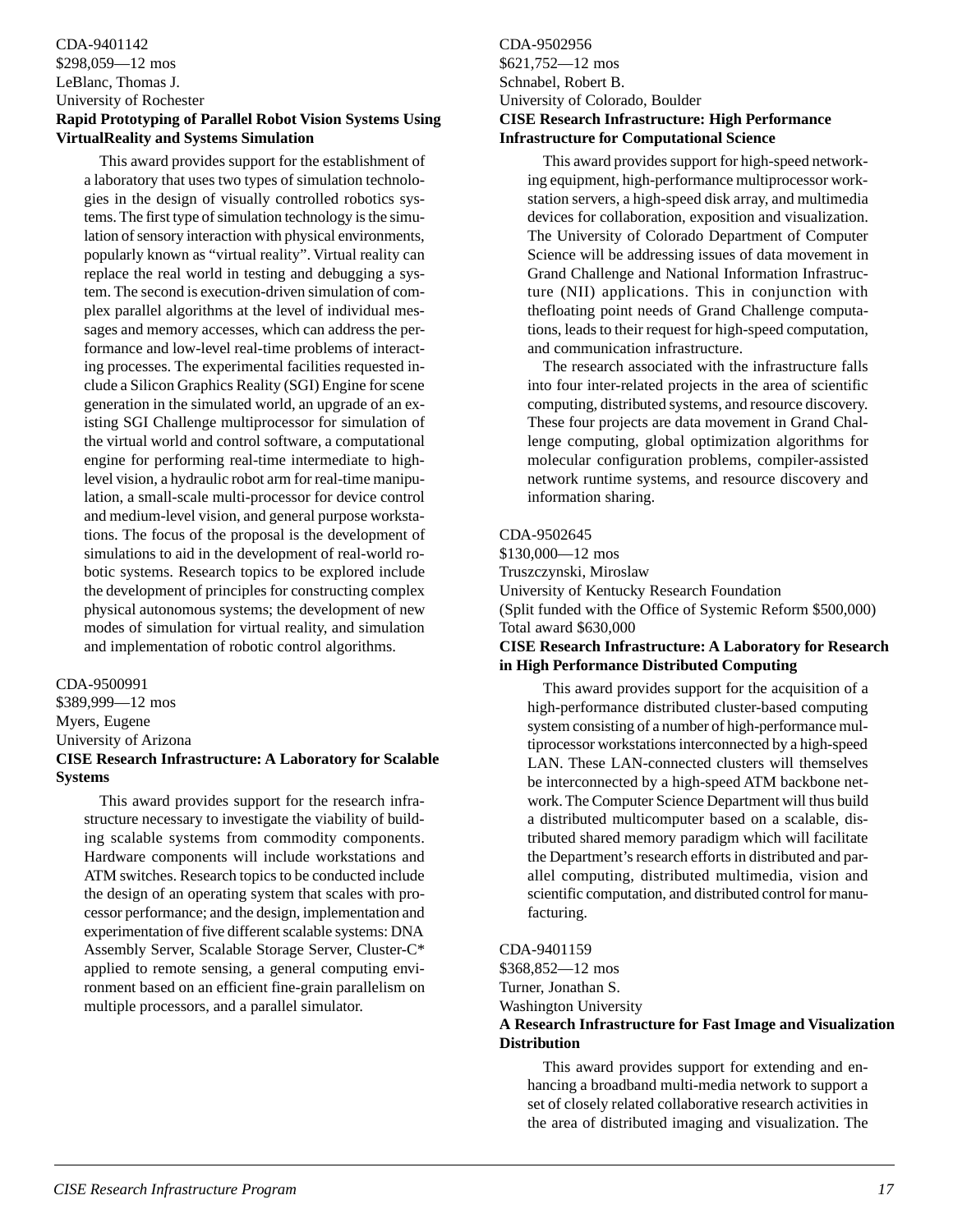CDA-9401142
$298,059—12 mos
LeBlanc, Thomas J.
University of Rochester
**Rapid Prototyping of Parallel Robot Vision Systems Using VirtualReality and Systems Simulation**

This award provides support for the establishment of a laboratory that uses two types of simulation technologies in the design of visually controlled robotics systems. The first type of simulation technology is the simulation of sensory interaction with physical environments, popularly known as "virtual reality". Virtual reality can replace the real world in testing and debugging a system. The second is execution-driven simulation of complex parallel algorithms at the level of individual messages and memory accesses, which can address the performance and low-level real-time problems of interacting processes. The experimental facilities requested include a Silicon Graphics Reality (SGI) Engine for scene generation in the simulated world, an upgrade of an existing SGI Challenge multiprocessor for simulation of the virtual world and control software, a computational engine for performing real-time intermediate to high-level vision, a hydraulic robot arm for real-time manipulation, a small-scale multi-processor for device control and medium-level vision, and general purpose workstations. The focus of the proposal is the development of simulations to aid in the development of real-world robotic systems. Research topics to be explored include the development of principles for constructing complex physical autonomous systems; the development of new modes of simulation for virtual reality, and simulation and implementation of robotic control algorithms.

CDA-9500991
$389,999—12 mos
Myers, Eugene
University of Arizona
**CISE Research Infrastructure: A Laboratory for Scalable Systems**

This award provides support for the research infrastructure necessary to investigate the viability of building scalable systems from commodity components. Hardware components will include workstations and ATM switches. Research topics to be conducted include the design of an operating system that scales with processor performance; and the design, implementation and experimentation of five different scalable systems: DNA Assembly Server, Scalable Storage Server, Cluster-C* applied to remote sensing, a general computing environment based on an efficient fine-grain parallelism on multiple processors, and a parallel simulator.

CDA-9502956
$621,752—12 mos
Schnabel, Robert B.
University of Colorado, Boulder
**CISE Research Infrastructure: High Performance Infrastructure for Computational Science**

This award provides support for high-speed networking equipment, high-performance multiprocessor workstation servers, a high-speed disk array, and multimedia devices for collaboration, exposition and visualization. The University of Colorado Department of Computer Science will be addressing issues of data movement in Grand Challenge and National Information Infrastructure (NII) applications. This in conjunction with thefloating point needs of Grand Challenge computations, leads to their request for high-speed computation, and communication infrastructure.

The research associated with the infrastructure falls into four inter-related projects in the area of scientific computing, distributed systems, and resource discovery. These four projects are data movement in Grand Challenge computing, global optimization algorithms for molecular configuration problems, compiler-assisted network runtime systems, and resource discovery and information sharing.

CDA-9502645
$130,000—12 mos
Truszczynski, Miroslaw
University of Kentucky Research Foundation
(Split funded with the Office of Systemic Reform $500,000)
Total award $630,000
**CISE Research Infrastructure: A Laboratory for Research in High Performance Distributed Computing**

This award provides support for the acquisition of a high-performance distributed cluster-based computing system consisting of a number of high-performance multiprocessor workstations interconnected by a high-speed LAN. These LAN-connected clusters will themselves be interconnected by a high-speed ATM backbone network. The Computer Science Department will thus build a distributed multicomputer based on a scalable, distributed shared memory paradigm which will facilitate the Department's research efforts in distributed and parallel computing, distributed multimedia, vision and scientific computation, and distributed control for manufacturing.

CDA-9401159
$368,852—12 mos
Turner, Jonathan S.
Washington University
**A Research Infrastructure for Fast Image and Visualization Distribution**

This award provides support for extending and enhancing a broadband multi-media network to support a set of closely related collaborative research activities in the area of distributed imaging and visualization. The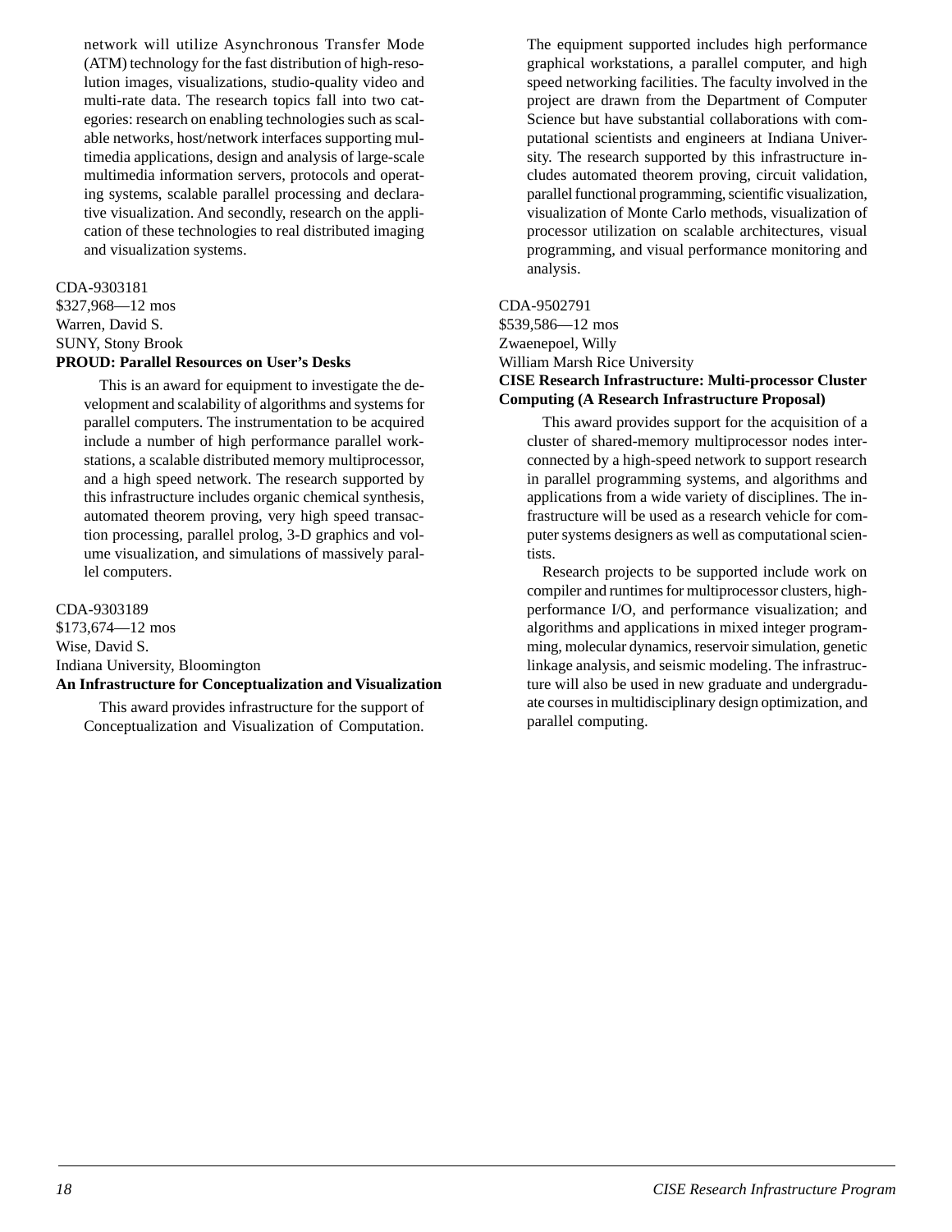network will utilize Asynchronous Transfer Mode (ATM) technology for the fast distribution of high-resolution images, visualizations, studio-quality video and multi-rate data. The research topics fall into two categories: research on enabling technologies such as scalable networks, host/network interfaces supporting multimedia applications, design and analysis of large-scale multimedia information servers, protocols and operating systems, scalable parallel processing and declarative visualization. And secondly, research on the application of these technologies to real distributed imaging and visualization systems.

CDA-9303181
$327,968—12 mos
Warren, David S.
SUNY, Stony Brook
**PROUD: Parallel Resources on User's Desks**

This is an award for equipment to investigate the development and scalability of algorithms and systems for parallel computers. The instrumentation to be acquired include a number of high performance parallel workstations, a scalable distributed memory multiprocessor, and a high speed network. The research supported by this infrastructure includes organic chemical synthesis, automated theorem proving, very high speed transaction processing, parallel prolog, 3-D graphics and volume visualization, and simulations of massively parallel computers.

CDA-9303189
$173,674—12 mos
Wise, David S.
Indiana University, Bloomington
**An Infrastructure for Conceptualization and Visualization**

This award provides infrastructure for the support of Conceptualization and Visualization of Computation. The equipment supported includes high performance graphical workstations, a parallel computer, and high speed networking facilities. The faculty involved in the project are drawn from the Department of Computer Science but have substantial collaborations with computational scientists and engineers at Indiana University. The research supported by this infrastructure includes automated theorem proving, circuit validation, parallel functional programming, scientific visualization, visualization of Monte Carlo methods, visualization of processor utilization on scalable architectures, visual programming, and visual performance monitoring and analysis.

CDA-9502791
$539,586—12 mos
Zwaenepoel, Willy
William Marsh Rice University
**CISE Research Infrastructure: Multi-processor Cluster Computing (A Research Infrastructure Proposal)**

This award provides support for the acquisition of a cluster of shared-memory multiprocessor nodes interconnected by a high-speed network to support research in parallel programming systems, and algorithms and applications from a wide variety of disciplines. The infrastructure will be used as a research vehicle for computer systems designers as well as computational scientists.

Research projects to be supported include work on compiler and runtimes for multiprocessor clusters, high-performance I/O, and performance visualization; and algorithms and applications in mixed integer programming, molecular dynamics, reservoir simulation, genetic linkage analysis, and seismic modeling. The infrastructure will also be used in new graduate and undergraduate courses in multidisciplinary design optimization, and parallel computing.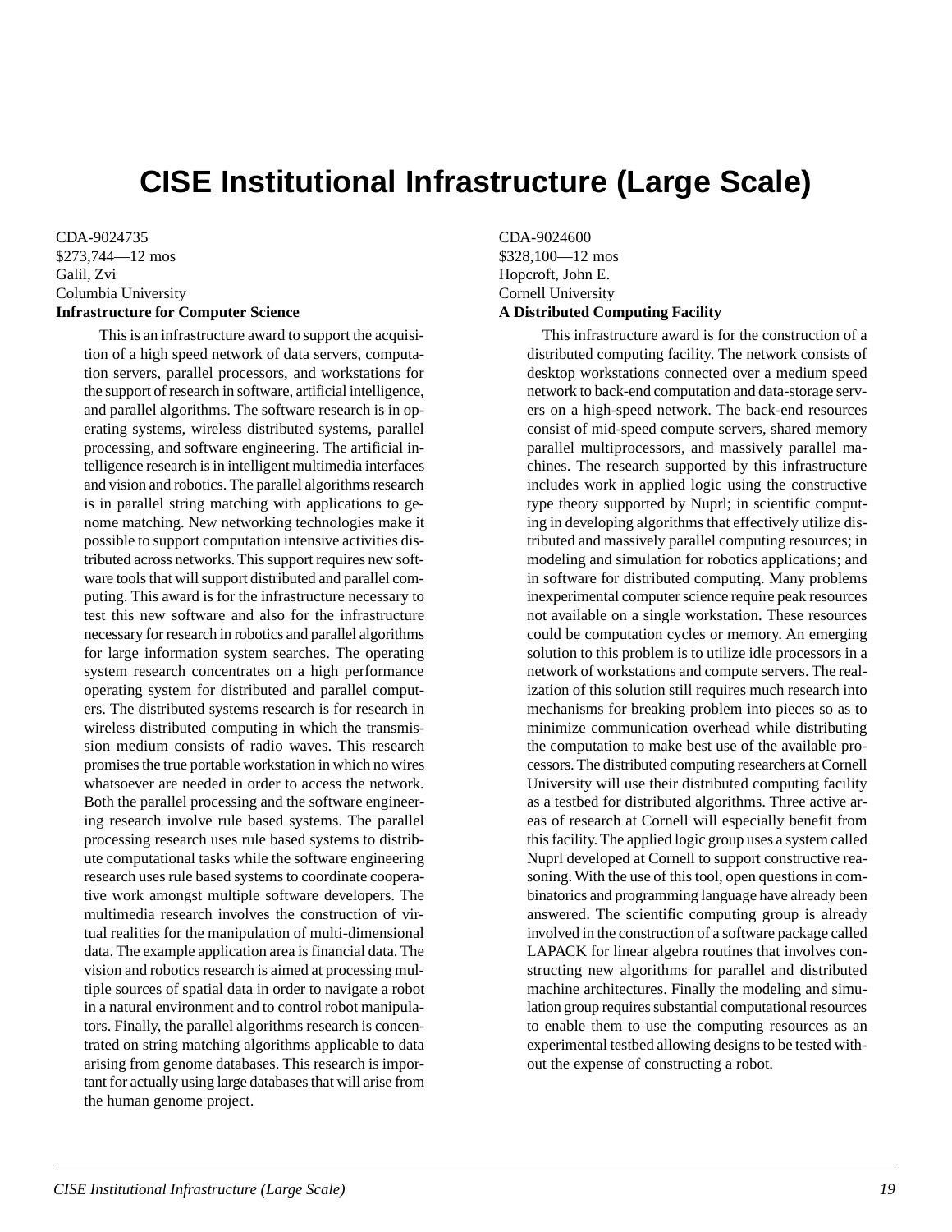# CISE Institutional Infrastructure (Large Scale)

CDA-9024735
$273,744—12 mos
Galil, Zvi
Columbia University
**Infrastructure for Computer Science**

This is an infrastructure award to support the acquisition of a high speed network of data servers, computation servers, parallel processors, and workstations for the support of research in software, artificial intelligence, and parallel algorithms. The software research is in operating systems, wireless distributed systems, parallel processing, and software engineering. The artificial intelligence research is in intelligent multimedia interfaces and vision and robotics. The parallel algorithms research is in parallel string matching with applications to genome matching. New networking technologies make it possible to support computation intensive activities distributed across networks. This support requires new software tools that will support distributed and parallel computing. This award is for the infrastructure necessary to test this new software and also for the infrastructure necessary for research in robotics and parallel algorithms for large information system searches. The operating system research concentrates on a high performance operating system for distributed and parallel computers. The distributed systems research is for research in wireless distributed computing in which the transmission medium consists of radio waves. This research promises the true portable workstation in which no wires whatsoever are needed in order to access the network. Both the parallel processing and the software engineering research involve rule based systems. The parallel processing research uses rule based systems to distribute computational tasks while the software engineering research uses rule based systems to coordinate cooperative work amongst multiple software developers. The multimedia research involves the construction of virtual realities for the manipulation of multi-dimensional data. The example application area is financial data. The vision and robotics research is aimed at processing multiple sources of spatial data in order to navigate a robot in a natural environment and to control robot manipulators. Finally, the parallel algorithms research is concentrated on string matching algorithms applicable to data arising from genome databases. This research is important for actually using large databases that will arise from the human genome project.

CDA-9024600
$328,100—12 mos
Hopcroft, John E.
Cornell University
**A Distributed Computing Facility**

This infrastructure award is for the construction of a distributed computing facility. The network consists of desktop workstations connected over a medium speed network to back-end computation and data-storage servers on a high-speed network. The back-end resources consist of mid-speed compute servers, shared memory parallel multiprocessors, and massively parallel machines. The research supported by this infrastructure includes work in applied logic using the constructive type theory supported by Nuprl; in scientific computing in developing algorithms that effectively utilize distributed and massively parallel computing resources; in modeling and simulation for robotics applications; and in software for distributed computing. Many problems inexperimental computer science require peak resources not available on a single workstation. These resources could be computation cycles or memory. An emerging solution to this problem is to utilize idle processors in a network of workstations and compute servers. The realization of this solution still requires much research into mechanisms for breaking problem into pieces so as to minimize communication overhead while distributing the computation to make best use of the available processors. The distributed computing researchers at Cornell University will use their distributed computing facility as a testbed for distributed algorithms. Three active areas of research at Cornell will especially benefit from this facility. The applied logic group uses a system called Nuprl developed at Cornell to support constructive reasoning. With the use of this tool, open questions in combinatorics and programming language have already been answered. The scientific computing group is already involved in the construction of a software package called LAPACK for linear algebra routines that involves constructing new algorithms for parallel and distributed machine architectures. Finally the modeling and simulation group requires substantial computational resources to enable them to use the computing resources as an experimental testbed allowing designs to be tested without the expense of constructing a robot.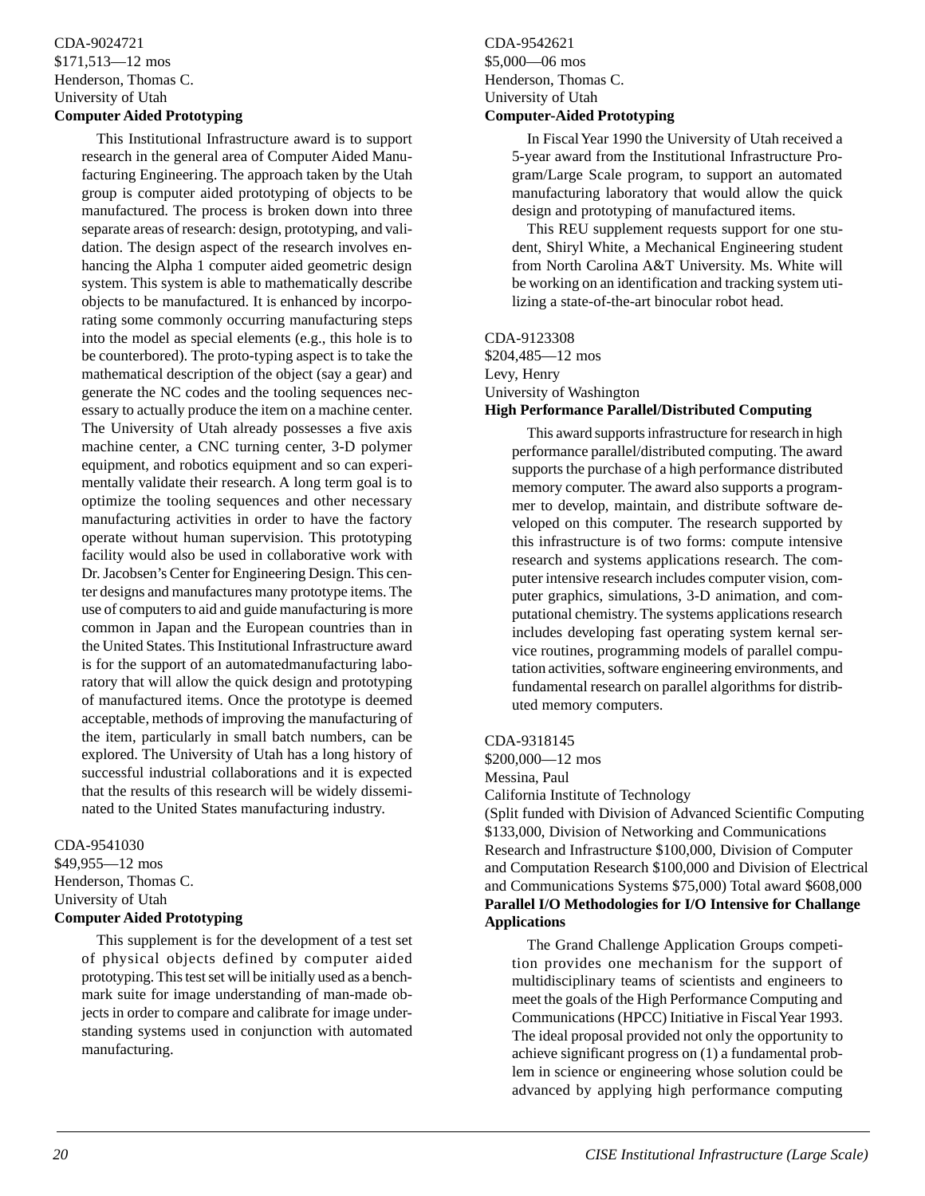CDA-9024721
$171,513—12 mos
Henderson, Thomas C.
University of Utah
**Computer Aided Prototyping**

This Institutional Infrastructure award is to support research in the general area of Computer Aided Manufacturing Engineering. The approach taken by the Utah group is computer aided prototyping of objects to be manufactured. The process is broken down into three separate areas of research: design, prototyping, and validation. The design aspect of the research involves enhancing the Alpha 1 computer aided geometric design system. This system is able to mathematically describe objects to be manufactured. It is enhanced by incorporating some commonly occurring manufacturing steps into the model as special elements (e.g., this hole is to be counterbored). The proto-typing aspect is to take the mathematical description of the object (say a gear) and generate the NC codes and the tooling sequences necessary to actually produce the item on a machine center. The University of Utah already possesses a five axis machine center, a CNC turning center, 3-D polymer equipment, and robotics equipment and so can experimentally validate their research. A long term goal is to optimize the tooling sequences and other necessary manufacturing activities in order to have the factory operate without human supervision. This prototyping facility would also be used in collaborative work with Dr. Jacobsen's Center for Engineering Design. This center designs and manufactures many prototype items. The use of computers to aid and guide manufacturing is more common in Japan and the European countries than in the United States. This Institutional Infrastructure award is for the support of an automatedmanufacturing laboratory that will allow the quick design and prototyping of manufactured items. Once the prototype is deemed acceptable, methods of improving the manufacturing of the item, particularly in small batch numbers, can be explored. The University of Utah has a long history of successful industrial collaborations and it is expected that the results of this research will be widely disseminated to the United States manufacturing industry.

CDA-9541030
$49,955—12 mos
Henderson, Thomas C.
University of Utah
**Computer Aided Prototyping**

This supplement is for the development of a test set of physical objects defined by computer aided prototyping. This test set will be initially used as a benchmark suite for image understanding of man-made objects in order to compare and calibrate for image understanding systems used in conjunction with automated manufacturing.

CDA-9542621
$5,000—06 mos
Henderson, Thomas C.
University of Utah
**Computer-Aided Prototyping**

In Fiscal Year 1990 the University of Utah received a 5-year award from the Institutional Infrastructure Program/Large Scale program, to support an automated manufacturing laboratory that would allow the quick design and prototyping of manufactured items.

This REU supplement requests support for one student, Shiryl White, a Mechanical Engineering student from North Carolina A&T University. Ms. White will be working on an identification and tracking system utilizing a state-of-the-art binocular robot head.

CDA-9123308
$204,485—12 mos
Levy, Henry
University of Washington
**High Performance Parallel/Distributed Computing**

This award supports infrastructure for research in high performance parallel/distributed computing. The award supports the purchase of a high performance distributed memory computer. The award also supports a programmer to develop, maintain, and distribute software developed on this computer. The research supported by this infrastructure is of two forms: compute intensive research and systems applications research. The computer intensive research includes computer vision, computer graphics, simulations, 3-D animation, and computational chemistry. The systems applications research includes developing fast operating system kernal service routines, programming models of parallel computation activities, software engineering environments, and fundamental research on parallel algorithms for distributed memory computers.

CDA-9318145
$200,000—12 mos
Messina, Paul
California Institute of Technology
(Split funded with Division of Advanced Scientific Computing $133,000, Division of Networking and Communications Research and Infrastructure $100,000, Division of Computer and Computation Research $100,000 and Division of Electrical and Communications Systems $75,000) Total award $608,000
**Parallel I/O Methodologies for I/O Intensive for Challange Applications**

The Grand Challenge Application Groups competition provides one mechanism for the support of multidisciplinary teams of scientists and engineers to meet the goals of the High Performance Computing and Communications (HPCC) Initiative in Fiscal Year 1993. The ideal proposal provided not only the opportunity to achieve significant progress on (1) a fundamental problem in science or engineering whose solution could be advanced by applying high performance computing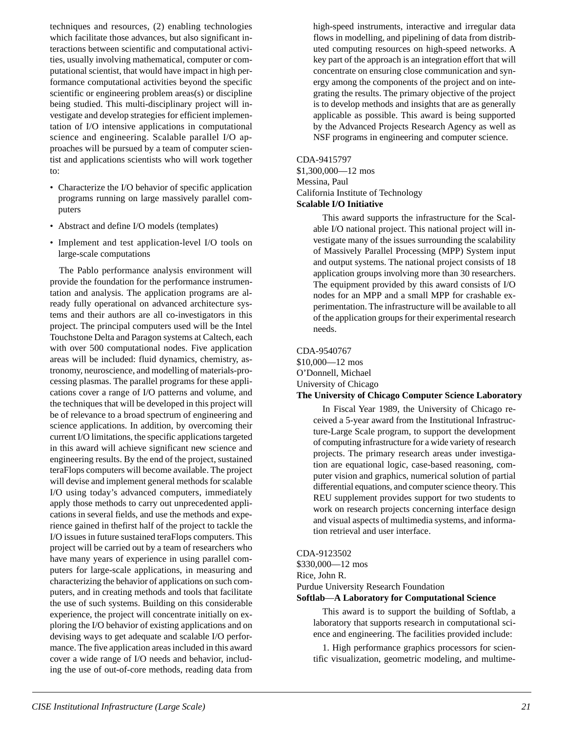techniques and resources, (2) enabling technologies which facilitate those advances, but also significant interactions between scientific and computational activities, usually involving mathematical, computer or computational scientist, that would have impact in high performance computational activities beyond the specific scientific or engineering problem areas(s) or discipline being studied. This multi-disciplinary project will investigate and develop strategies for efficient implementation of I/O intensive applications in computational science and engineering. Scalable parallel I/O approaches will be pursued by a team of computer scientist and applications scientists who will work together to:

- Characterize the I/O behavior of specific application programs running on large massively parallel computers
- Abstract and define I/O models (templates)
- Implement and test application-level I/O tools on large-scale computations

The Pablo performance analysis environment will provide the foundation for the performance instrumentation and analysis. The application programs are already fully operational on advanced architecture systems and their authors are all co-investigators in this project. The principal computers used will be the Intel Touchstone Delta and Paragon systems at Caltech, each with over 500 computational nodes. Five application areas will be included: fluid dynamics, chemistry, astronomy, neuroscience, and modelling of materials-processing plasmas. The parallel programs for these applications cover a range of I/O patterns and volume, and the techniques that will be developed in this project will be of relevance to a broad spectrum of engineering and science applications. In addition, by overcoming their current I/O limitations, the specific applications targeted in this award will achieve significant new science and engineering results. By the end of the project, sustained teraFlops computers will become available. The project will devise and implement general methods for scalable I/O using today's advanced computers, immediately apply those methods to carry out unprecedented applications in several fields, and use the methods and experience gained in thefirst half of the project to tackle the I/O issues in future sustained teraFlops computers. This project will be carried out by a team of researchers who have many years of experience in using parallel computers for large-scale applications, in measuring and characterizing the behavior of applications on such computers, and in creating methods and tools that facilitate the use of such systems. Building on this considerable experience, the project will concentrate initially on exploring the I/O behavior of existing applications and on devising ways to get adequate and scalable I/O performance. The five application areas included in this award cover a wide range of I/O needs and behavior, including the use of out-of-core methods, reading data from high-speed instruments, interactive and irregular data flows in modelling, and pipelining of data from distributed computing resources on high-speed networks. A key part of the approach is an integration effort that will concentrate on ensuring close communication and synergy among the components of the project and on integrating the results. The primary objective of the project is to develop methods and insights that are as generally applicable as possible. This award is being supported by the Advanced Projects Research Agency as well as NSF programs in engineering and computer science.

CDA-9415797
$1,300,000—12 mos
Messina, Paul
California Institute of Technology
**Scalable I/O Initiative**

This award supports the infrastructure for the Scalable I/O national project. This national project will investigate many of the issues surrounding the scalability of Massively Parallel Processing (MPP) System input and output systems. The national project consists of 18 application groups involving more than 30 researchers. The equipment provided by this award consists of I/O nodes for an MPP and a small MPP for crashable experimentation. The infrastructure will be available to all of the application groups for their experimental research needs.

CDA-9540767
$10,000—12 mos
O'Donnell, Michael
University of Chicago
**The University of Chicago Computer Science Laboratory**

In Fiscal Year 1989, the University of Chicago received a 5-year award from the Institutional Infrastructure-Large Scale program, to support the development of computing infrastructure for a wide variety of research projects. The primary research areas under investigation are equational logic, case-based reasoning, computer vision and graphics, numerical solution of partial differential equations, and computer science theory. This REU supplement provides support for two students to work on research projects concerning interface design and visual aspects of multimedia systems, and information retrieval and user interface.

CDA-9123502
$330,000—12 mos
Rice, John R.
Purdue University Research Foundation
**Softlab—A Laboratory for Computational Science**

This award is to support the building of Softlab, a laboratory that supports research in computational science and engineering. The facilities provided include:

1. High performance graphics processors for scientific visualization, geometric modeling, and multime-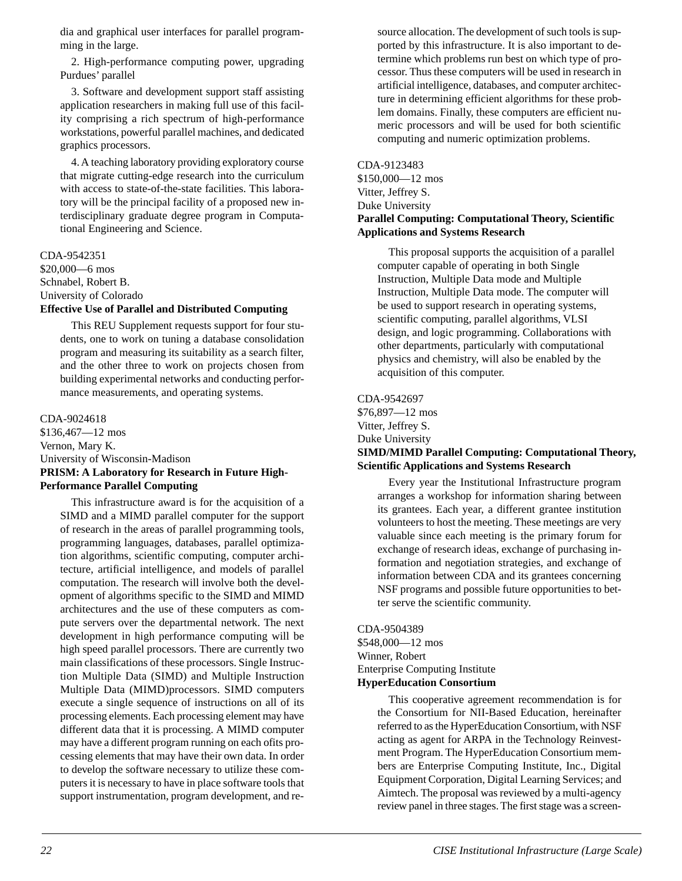dia and graphical user interfaces for parallel programming in the large.

2. High-performance computing power, upgrading Purdues' parallel

3. Software and development support staff assisting application researchers in making full use of this facility comprising a rich spectrum of high-performance workstations, powerful parallel machines, and dedicated graphics processors.

4. A teaching laboratory providing exploratory course that migrate cutting-edge research into the curriculum with access to state-of-the-state facilities. This laboratory will be the principal facility of a proposed new interdisciplinary graduate degree program in Computational Engineering and Science.

CDA-9542351
$20,000—6 mos
Schnabel, Robert B.
University of Colorado
**Effective Use of Parallel and Distributed Computing**

This REU Supplement requests support for four students, one to work on tuning a database consolidation program and measuring its suitability as a search filter, and the other three to work on projects chosen from building experimental networks and conducting performance measurements, and operating systems.

CDA-9024618
$136,467—12 mos
Vernon, Mary K.
University of Wisconsin-Madison
**PRISM: A Laboratory for Research in Future High-Performance Parallel Computing**

This infrastructure award is for the acquisition of a SIMD and a MIMD parallel computer for the support of research in the areas of parallel programming tools, programming languages, databases, parallel optimization algorithms, scientific computing, computer architecture, artificial intelligence, and models of parallel computation. The research will involve both the development of algorithms specific to the SIMD and MIMD architectures and the use of these computers as compute servers over the departmental network. The next development in high performance computing will be high speed parallel processors. There are currently two main classifications of these processors. Single Instruction Multiple Data (SIMD) and Multiple Instruction Multiple Data (MIMD)processors. SIMD computers execute a single sequence of instructions on all of its processing elements. Each processing element may have different data that it is processing. A MIMD computer may have a different program running on each ofits processing elements that may have their own data. In order to develop the software necessary to utilize these computers it is necessary to have in place software tools that support instrumentation, program development, and resource allocation. The development of such tools is supported by this infrastructure. It is also important to determine which problems run best on which type of processor. Thus these computers will be used in research in artificial intelligence, databases, and computer architecture in determining efficient algorithms for these problem domains. Finally, these computers are efficient numeric processors and will be used for both scientific computing and numeric optimization problems.

CDA-9123483
$150,000—12 mos
Vitter, Jeffrey S.
Duke University
**Parallel Computing: Computational Theory, Scientific Applications and Systems Research**

This proposal supports the acquisition of a parallel computer capable of operating in both Single Instruction, Multiple Data mode and Multiple Instruction, Multiple Data mode. The computer will be used to support research in operating systems, scientific computing, parallel algorithms, VLSI design, and logic programming. Collaborations with other departments, particularly with computational physics and chemistry, will also be enabled by the acquisition of this computer.

CDA-9542697
$76,897—12 mos
Vitter, Jeffrey S.
Duke University
**SIMD/MIMD Parallel Computing: Computational Theory, Scientific Applications and Systems Research**

Every year the Institutional Infrastructure program arranges a workshop for information sharing between its grantees. Each year, a different grantee institution volunteers to host the meeting. These meetings are very valuable since each meeting is the primary forum for exchange of research ideas, exchange of purchasing information and negotiation strategies, and exchange of information between CDA and its grantees concerning NSF programs and possible future opportunities to better serve the scientific community.

CDA-9504389
$548,000—12 mos
Winner, Robert
Enterprise Computing Institute
**HyperEducation Consortium**

This cooperative agreement recommendation is for the Consortium for NII-Based Education, hereinafter referred to as the HyperEducation Consortium, with NSF acting as agent for ARPA in the Technology Reinvestment Program. The HyperEducation Consortium members are Enterprise Computing Institute, Inc., Digital Equipment Corporation, Digital Learning Services; and Aimtech. The proposal was reviewed by a multi-agency review panel in three stages. The first stage was a screen-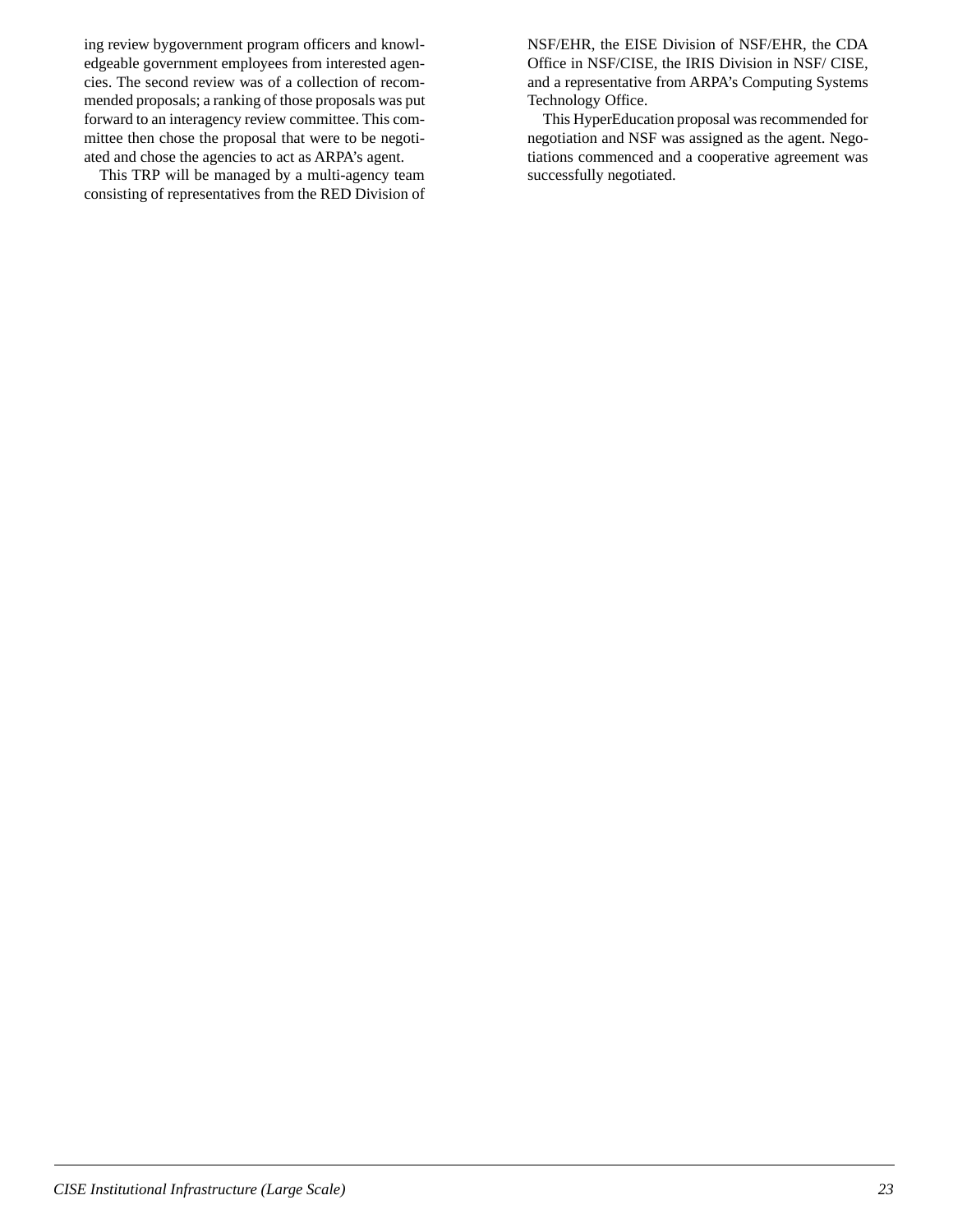ing review bygovernment program officers and knowledgeable government employees from interested agencies. The second review was of a collection of recommended proposals; a ranking of those proposals was put forward to an interagency review committee. This committee then chose the proposal that were to be negotiated and chose the agencies to act as ARPA's agent.

This TRP will be managed by a multi-agency team consisting of representatives from the RED Division of NSF/EHR, the EISE Division of NSF/EHR, the CDA Office in NSF/CISE, the IRIS Division in NSF/ CISE, and a representative from ARPA's Computing Systems Technology Office.

This HyperEducation proposal was recommended for negotiation and NSF was assigned as the agent. Negotiations commenced and a cooperative agreement was successfully negotiated.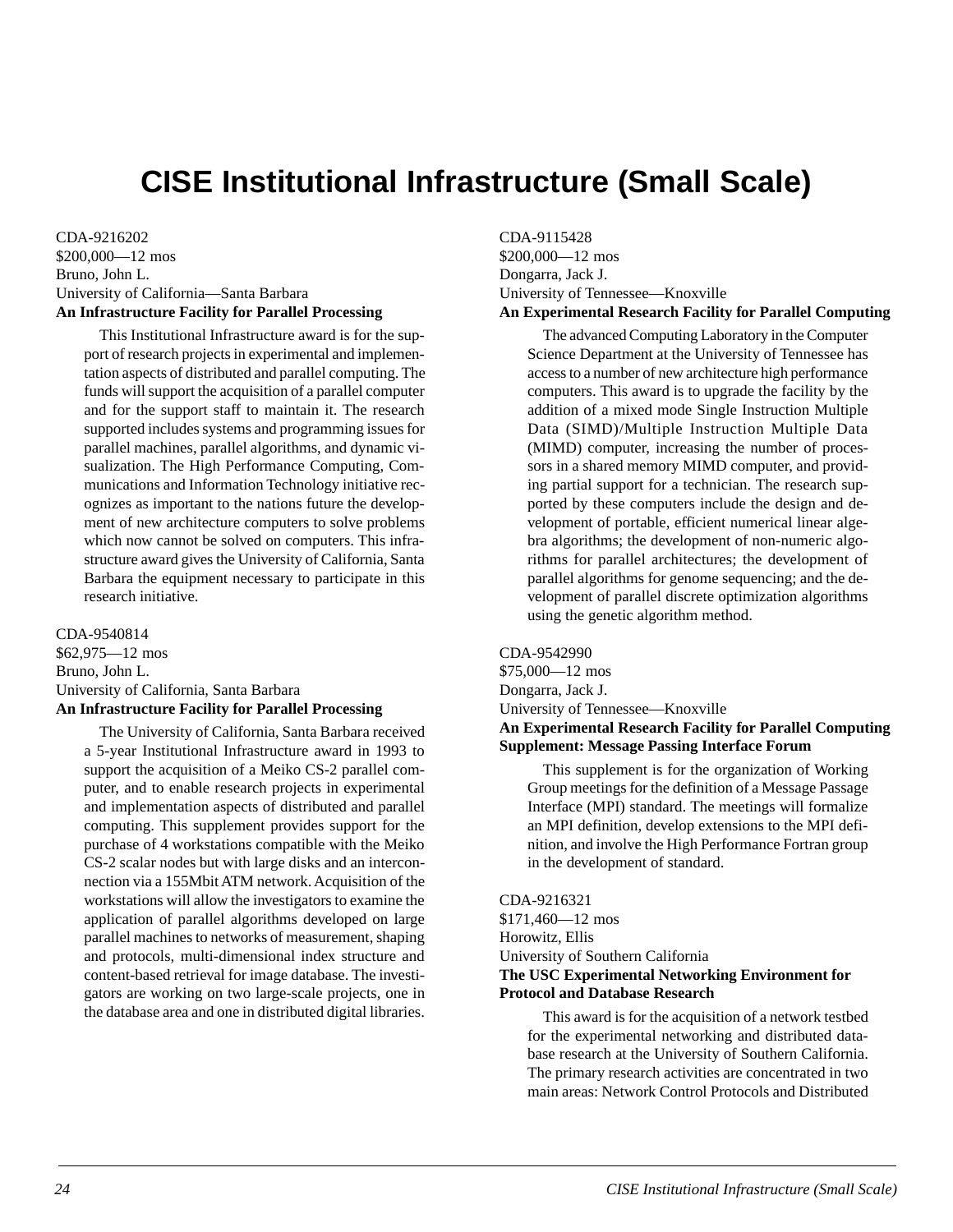# CISE Institutional Infrastructure (Small Scale)

CDA-9216202
$200,000—12 mos
Bruno, John L.
University of California—Santa Barbara
**An Infrastructure Facility for Parallel Processing**

This Institutional Infrastructure award is for the support of research projects in experimental and implementation aspects of distributed and parallel computing. The funds will support the acquisition of a parallel computer and for the support staff to maintain it. The research supported includes systems and programming issues for parallel machines, parallel algorithms, and dynamic visualization. The High Performance Computing, Communications and Information Technology initiative recognizes as important to the nations future the development of new architecture computers to solve problems which now cannot be solved on computers. This infrastructure award gives the University of California, Santa Barbara the equipment necessary to participate in this research initiative.

CDA-9540814
$62,975—12 mos
Bruno, John L.
University of California, Santa Barbara
**An Infrastructure Facility for Parallel Processing**

The University of California, Santa Barbara received a 5-year Institutional Infrastructure award in 1993 to support the acquisition of a Meiko CS-2 parallel computer, and to enable research projects in experimental and implementation aspects of distributed and parallel computing. This supplement provides support for the purchase of 4 workstations compatible with the Meiko CS-2 scalar nodes but with large disks and an interconnection via a 155Mbit ATM network. Acquisition of the workstations will allow the investigators to examine the application of parallel algorithms developed on large parallel machines to networks of measurement, shaping and protocols, multi-dimensional index structure and content-based retrieval for image database. The investigators are working on two large-scale projects, one in the database area and one in distributed digital libraries.

CDA-9115428
$200,000—12 mos
Dongarra, Jack J.
University of Tennessee—Knoxville
**An Experimental Research Facility for Parallel Computing**

The advanced Computing Laboratory in the Computer Science Department at the University of Tennessee has access to a number of new architecture high performance computers. This award is to upgrade the facility by the addition of a mixed mode Single Instruction Multiple Data (SIMD)/Multiple Instruction Multiple Data (MIMD) computer, increasing the number of processors in a shared memory MIMD computer, and providing partial support for a technician. The research supported by these computers include the design and development of portable, efficient numerical linear algebra algorithms; the development of non-numeric algorithms for parallel architectures; the development of parallel algorithms for genome sequencing; and the development of parallel discrete optimization algorithms using the genetic algorithm method.

CDA-9542990
$75,000—12 mos
Dongarra, Jack J.
University of Tennessee—Knoxville
**An Experimental Research Facility for Parallel Computing Supplement: Message Passing Interface Forum**

This supplement is for the organization of Working Group meetings for the definition of a Message Passage Interface (MPI) standard. The meetings will formalize an MPI definition, develop extensions to the MPI definition, and involve the High Performance Fortran group in the development of standard.

CDA-9216321
$171,460—12 mos
Horowitz, Ellis
University of Southern California
**The USC Experimental Networking Environment for Protocol and Database Research**

This award is for the acquisition of a network testbed for the experimental networking and distributed database research at the University of Southern California. The primary research activities are concentrated in two main areas: Network Control Protocols and Distributed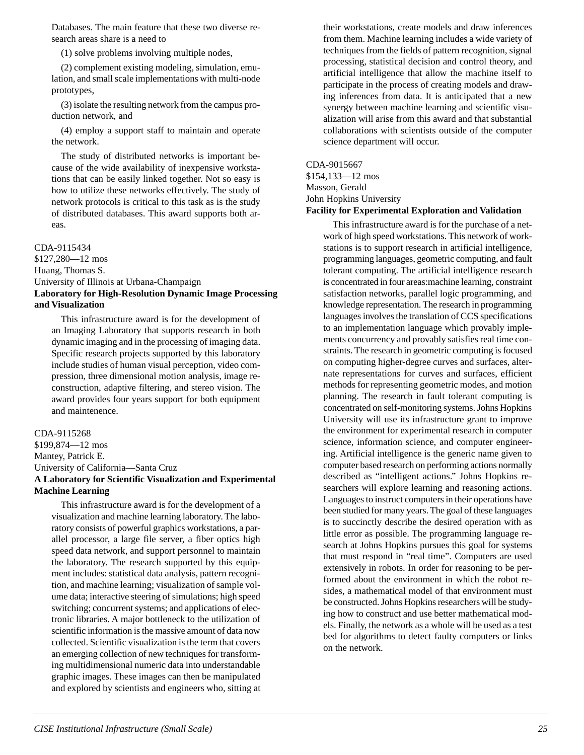Databases. The main feature that these two diverse research areas share is a need to

(1) solve problems involving multiple nodes,

(2) complement existing modeling, simulation, emulation, and small scale implementations with multi-node prototypes,

(3) isolate the resulting network from the campus production network, and

(4) employ a support staff to maintain and operate the network.

The study of distributed networks is important because of the wide availability of inexpensive workstations that can be easily linked together. Not so easy is how to utilize these networks effectively. The study of network protocols is critical to this task as is the study of distributed databases. This award supports both areas.

CDA-9115434
$127,280—12 mos
Huang, Thomas S.
University of Illinois at Urbana-Champaign
**Laboratory for High-Resolution Dynamic Image Processing and Visualization**

This infrastructure award is for the development of an Imaging Laboratory that supports research in both dynamic imaging and in the processing of imaging data. Specific research projects supported by this laboratory include studies of human visual perception, video compression, three dimensional motion analysis, image reconstruction, adaptive filtering, and stereo vision. The award provides four years support for both equipment and maintenence.

CDA-9115268
$199,874—12 mos
Mantey, Patrick E.
University of California—Santa Cruz
**A Laboratory for Scientific Visualization and Experimental Machine Learning**

This infrastructure award is for the development of a visualization and machine learning laboratory. The laboratory consists of powerful graphics workstations, a parallel processor, a large file server, a fiber optics high speed data network, and support personnel to maintain the laboratory. The research supported by this equipment includes: statistical data analysis, pattern recognition, and machine learning; visualization of sample volume data; interactive steering of simulations; high speed switching; concurrent systems; and applications of electronic libraries. A major bottleneck to the utilization of scientific information is the massive amount of data now collected. Scientific visualization is the term that covers an emerging collection of new techniques for transforming multidimensional numeric data into understandable graphic images. These images can then be manipulated and explored by scientists and engineers who, sitting at their workstations, create models and draw inferences from them. Machine learning includes a wide variety of techniques from the fields of pattern recognition, signal processing, statistical decision and control theory, and artificial intelligence that allow the machine itself to participate in the process of creating models and drawing inferences from data. It is anticipated that a new synergy between machine learning and scientific visualization will arise from this award and that substantial collaborations with scientists outside of the computer science department will occur.

CDA-9015667
$154,133—12 mos
Masson, Gerald
John Hopkins University
**Facility for Experimental Exploration and Validation**

This infrastructure award is for the purchase of a network of high speed workstations. This network of workstations is to support research in artificial intelligence, programming languages, geometric computing, and fault tolerant computing. The artificial intelligence research is concentrated in four areas:machine learning, constraint satisfaction networks, parallel logic programming, and knowledge representation. The research in programming languages involves the translation of CCS specifications to an implementation language which provably implements concurrency and provably satisfies real time constraints. The research in geometric computing is focused on computing higher-degree curves and surfaces, alternate representations for curves and surfaces, efficient methods for representing geometric modes, and motion planning. The research in fault tolerant computing is concentrated on self-monitoring systems. Johns Hopkins University will use its infrastructure grant to improve the environment for experimental research in computer science, information science, and computer engineering. Artificial intelligence is the generic name given to computer based research on performing actions normally described as "intelligent actions." Johns Hopkins researchers will explore learning and reasoning actions. Languages to instruct computers in their operations have been studied for many years. The goal of these languages is to succinctly describe the desired operation with as little error as possible. The programming language research at Johns Hopkins pursues this goal for systems that must respond in "real time". Computers are used extensively in robots. In order for reasoning to be performed about the environment in which the robot resides, a mathematical model of that environment must be constructed. Johns Hopkins researchers will be studying how to construct and use better mathematical models. Finally, the network as a whole will be used as a test bed for algorithms to detect faulty computers or links on the network.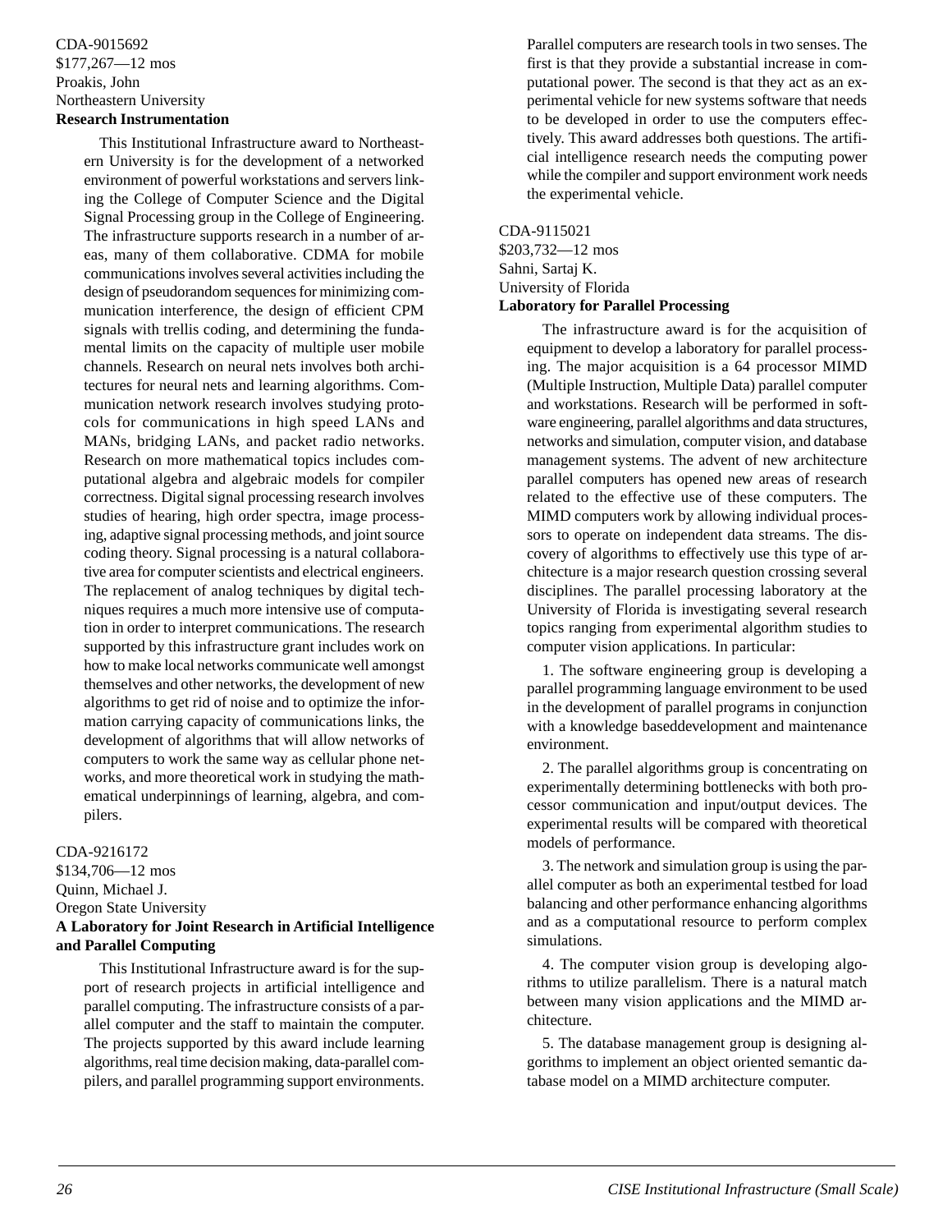CDA-9015692
$177,267—12 mos
Proakis, John
Northeastern University
**Research Instrumentation**

This Institutional Infrastructure award to Northeastern University is for the development of a networked environment of powerful workstations and servers linking the College of Computer Science and the Digital Signal Processing group in the College of Engineering. The infrastructure supports research in a number of areas, many of them collaborative. CDMA for mobile communications involves several activities including the design of pseudorandom sequences for minimizing communication interference, the design of efficient CPM signals with trellis coding, and determining the fundamental limits on the capacity of multiple user mobile channels. Research on neural nets involves both architectures for neural nets and learning algorithms. Communication network research involves studying protocols for communications in high speed LANs and MANs, bridging LANs, and packet radio networks. Research on more mathematical topics includes computational algebra and algebraic models for compiler correctness. Digital signal processing research involves studies of hearing, high order spectra, image processing, adaptive signal processing methods, and joint source coding theory. Signal processing is a natural collaborative area for computer scientists and electrical engineers. The replacement of analog techniques by digital techniques requires a much more intensive use of computation in order to interpret communications. The research supported by this infrastructure grant includes work on how to make local networks communicate well amongst themselves and other networks, the development of new algorithms to get rid of noise and to optimize the information carrying capacity of communications links, the development of algorithms that will allow networks of computers to work the same way as cellular phone networks, and more theoretical work in studying the mathematical underpinnings of learning, algebra, and compilers.

CDA-9216172
$134,706—12 mos
Quinn, Michael J.
Oregon State University
**A Laboratory for Joint Research in Artificial Intelligence and Parallel Computing**

This Institutional Infrastructure award is for the support of research projects in artificial intelligence and parallel computing. The infrastructure consists of a parallel computer and the staff to maintain the computer. The projects supported by this award include learning algorithms, real time decision making, data-parallel compilers, and parallel programming support environments. Parallel computers are research tools in two senses. The first is that they provide a substantial increase in computational power. The second is that they act as an experimental vehicle for new systems software that needs to be developed in order to use the computers effectively. This award addresses both questions. The artificial intelligence research needs the computing power while the compiler and support environment work needs the experimental vehicle.

CDA-9115021
$203,732—12 mos
Sahni, Sartaj K.
University of Florida
**Laboratory for Parallel Processing**

The infrastructure award is for the acquisition of equipment to develop a laboratory for parallel processing. The major acquisition is a 64 processor MIMD (Multiple Instruction, Multiple Data) parallel computer and workstations. Research will be performed in software engineering, parallel algorithms and data structures, networks and simulation, computer vision, and database management systems. The advent of new architecture parallel computers has opened new areas of research related to the effective use of these computers. The MIMD computers work by allowing individual processors to operate on independent data streams. The discovery of algorithms to effectively use this type of architecture is a major research question crossing several disciplines. The parallel processing laboratory at the University of Florida is investigating several research topics ranging from experimental algorithm studies to computer vision applications. In particular:

1. The software engineering group is developing a parallel programming language environment to be used in the development of parallel programs in conjunction with a knowledge baseddevelopment and maintenance environment.

2. The parallel algorithms group is concentrating on experimentally determining bottlenecks with both processor communication and input/output devices. The experimental results will be compared with theoretical models of performance.

3. The network and simulation group is using the parallel computer as both an experimental testbed for load balancing and other performance enhancing algorithms and as a computational resource to perform complex simulations.

4. The computer vision group is developing algorithms to utilize parallelism. There is a natural match between many vision applications and the MIMD architecture.

5. The database management group is designing algorithms to implement an object oriented semantic database model on a MIMD architecture computer.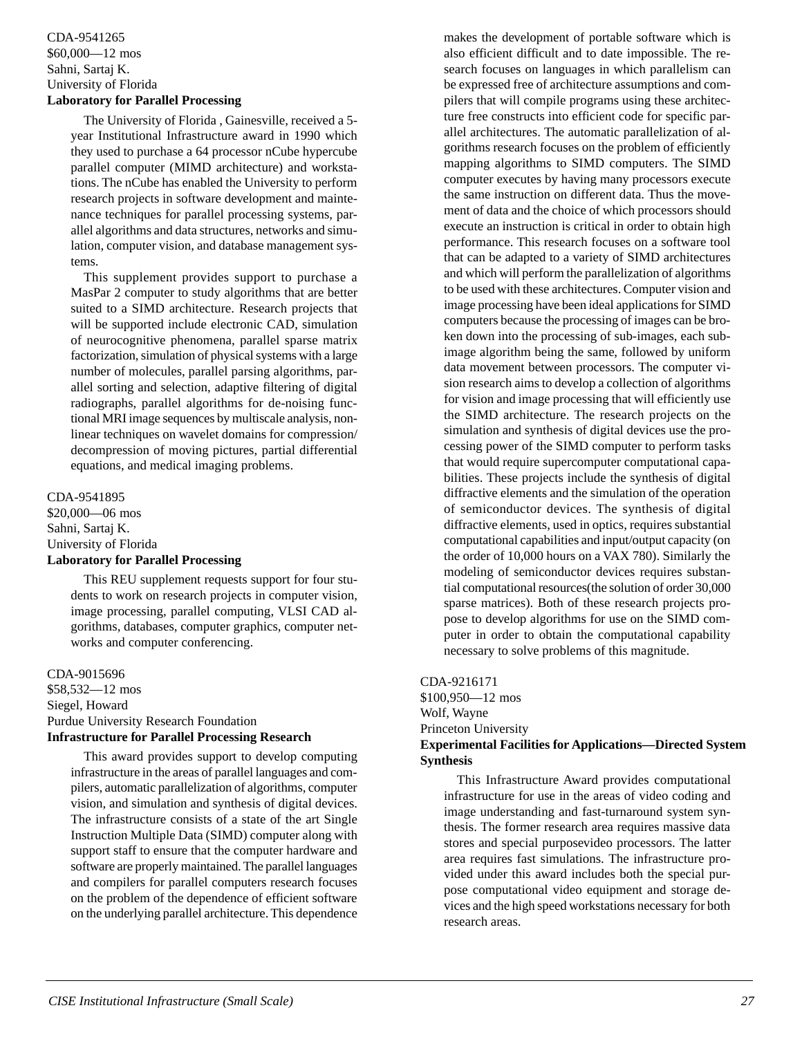CDA-9541265
$60,000—12 mos
Sahni, Sartaj K.
University of Florida
**Laboratory for Parallel Processing**

The University of Florida , Gainesville, received a 5-year Institutional Infrastructure award in 1990 which they used to purchase a 64 processor nCube hypercube parallel computer (MIMD architecture) and workstations. The nCube has enabled the University to perform research projects in software development and maintenance techniques for parallel processing systems, parallel algorithms and data structures, networks and simulation, computer vision, and database management systems.

This supplement provides support to purchase a MasPar 2 computer to study algorithms that are better suited to a SIMD architecture. Research projects that will be supported include electronic CAD, simulation of neurocognitive phenomena, parallel sparse matrix factorization, simulation of physical systems with a large number of molecules, parallel parsing algorithms, parallel sorting and selection, adaptive filtering of digital radiographs, parallel algorithms for de-noising functional MRI image sequences by multiscale analysis, nonlinear techniques on wavelet domains for compression/ decompression of moving pictures, partial differential equations, and medical imaging problems.

CDA-9541895
$20,000—06 mos
Sahni, Sartaj K.
University of Florida
**Laboratory for Parallel Processing**

This REU supplement requests support for four students to work on research projects in computer vision, image processing, parallel computing, VLSI CAD algorithms, databases, computer graphics, computer networks and computer conferencing.

CDA-9015696
$58,532—12 mos
Siegel, Howard
Purdue University Research Foundation
**Infrastructure for Parallel Processing Research**

This award provides support to develop computing infrastructure in the areas of parallel languages and compilers, automatic parallelization of algorithms, computer vision, and simulation and synthesis of digital devices. The infrastructure consists of a state of the art Single Instruction Multiple Data (SIMD) computer along with support staff to ensure that the computer hardware and software are properly maintained. The parallel languages and compilers for parallel computers research focuses on the problem of the dependence of efficient software on the underlying parallel architecture. This dependence makes the development of portable software which is also efficient difficult and to date impossible. The research focuses on languages in which parallelism can be expressed free of architecture assumptions and compilers that will compile programs using these architecture free constructs into efficient code for specific parallel architectures. The automatic parallelization of algorithms research focuses on the problem of efficiently mapping algorithms to SIMD computers. The SIMD computer executes by having many processors execute the same instruction on different data. Thus the movement of data and the choice of which processors should execute an instruction is critical in order to obtain high performance. This research focuses on a software tool that can be adapted to a variety of SIMD architectures and which will perform the parallelization of algorithms to be used with these architectures. Computer vision and image processing have been ideal applications for SIMD computers because the processing of images can be broken down into the processing of sub-images, each subimage algorithm being the same, followed by uniform data movement between processors. The computer vision research aims to develop a collection of algorithms for vision and image processing that will efficiently use the SIMD architecture. The research projects on the simulation and synthesis of digital devices use the processing power of the SIMD computer to perform tasks that would require supercomputer computational capabilities. These projects include the synthesis of digital diffractive elements and the simulation of the operation of semiconductor devices. The synthesis of digital diffractive elements, used in optics, requires substantial computational capabilities and input/output capacity (on the order of 10,000 hours on a VAX 780). Similarly the modeling of semiconductor devices requires substantial computational resources(the solution of order 30,000 sparse matrices). Both of these research projects propose to develop algorithms for use on the SIMD computer in order to obtain the computational capability necessary to solve problems of this magnitude.

CDA-9216171
$100,950—12 mos
Wolf, Wayne
Princeton University
**Experimental Facilities for Applications—Directed System Synthesis**

This Infrastructure Award provides computational infrastructure for use in the areas of video coding and image understanding and fast-turnaround system synthesis. The former research area requires massive data stores and special purposevideo processors. The latter area requires fast simulations. The infrastructure provided under this award includes both the special purpose computational video equipment and storage devices and the high speed workstations necessary for both research areas.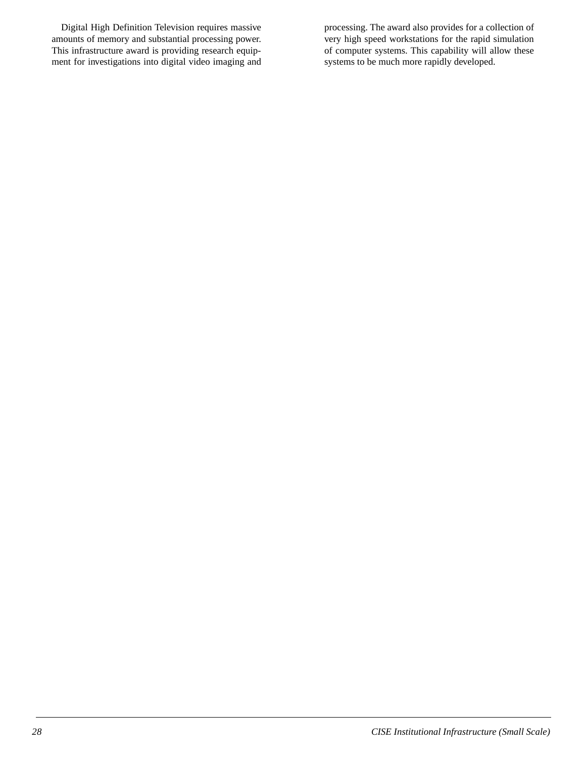Digital High Definition Television requires massive amounts of memory and substantial processing power. This infrastructure award is providing research equipment for investigations into digital video imaging and processing. The award also provides for a collection of very high speed workstations for the rapid simulation of computer systems. This capability will allow these systems to be much more rapidly developed.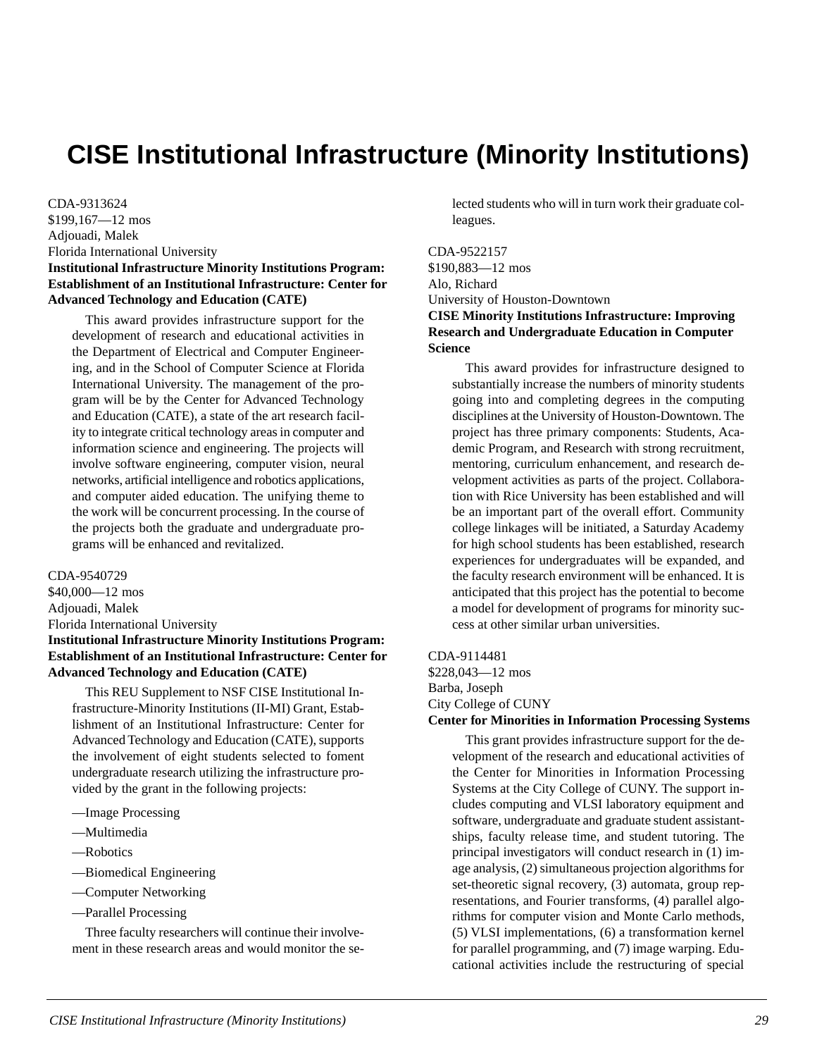# CISE Institutional Infrastructure (Minority Institutions)

CDA-9313624
$199,167—12 mos
Adjouadi, Malek
Florida International University
**Institutional Infrastructure Minority Institutions Program: Establishment of an Institutional Infrastructure: Center for Advanced Technology and Education (CATE)**

This award provides infrastructure support for the development of research and educational activities in the Department of Electrical and Computer Engineering, and in the School of Computer Science at Florida International University. The management of the program will be by the Center for Advanced Technology and Education (CATE), a state of the art research facility to integrate critical technology areas in computer and information science and engineering. The projects will involve software engineering, computer vision, neural networks, artificial intelligence and robotics applications, and computer aided education. The unifying theme to the work will be concurrent processing. In the course of the projects both the graduate and undergraduate programs will be enhanced and revitalized.

CDA-9540729
$40,000—12 mos
Adjouadi, Malek
Florida International University
**Institutional Infrastructure Minority Institutions Program: Establishment of an Institutional Infrastructure: Center for Advanced Technology and Education (CATE)**

This REU Supplement to NSF CISE Institutional Infrastructure-Minority Institutions (II-MI) Grant, Establishment of an Institutional Infrastructure: Center for Advanced Technology and Education (CATE), supports the involvement of eight students selected to foment undergraduate research utilizing the infrastructure provided by the grant in the following projects:

—Image Processing

—Multimedia

—Robotics

—Biomedical Engineering

—Computer Networking

—Parallel Processing

Three faculty researchers will continue their involvement in these research areas and would monitor the selected students who will in turn work their graduate colleagues.

CDA-9522157
$190,883—12 mos
Alo, Richard
University of Houston-Downtown
**CISE Minority Institutions Infrastructure: Improving Research and Undergraduate Education in Computer Science**

This award provides for infrastructure designed to substantially increase the numbers of minority students going into and completing degrees in the computing disciplines at the University of Houston-Downtown. The project has three primary components: Students, Academic Program, and Research with strong recruitment, mentoring, curriculum enhancement, and research development activities as parts of the project. Collaboration with Rice University has been established and will be an important part of the overall effort. Community college linkages will be initiated, a Saturday Academy for high school students has been established, research experiences for undergraduates will be expanded, and the faculty research environment will be enhanced. It is anticipated that this project has the potential to become a model for development of programs for minority success at other similar urban universities.

CDA-9114481
$228,043—12 mos
Barba, Joseph
City College of CUNY
**Center for Minorities in Information Processing Systems**

This grant provides infrastructure support for the development of the research and educational activities of the Center for Minorities in Information Processing Systems at the City College of CUNY. The support includes computing and VLSI laboratory equipment and software, undergraduate and graduate student assistantships, faculty release time, and student tutoring. The principal investigators will conduct research in (1) image analysis, (2) simultaneous projection algorithms for set-theoretic signal recovery, (3) automata, group representations, and Fourier transforms, (4) parallel algorithms for computer vision and Monte Carlo methods, (5) VLSI implementations, (6) a transformation kernel for parallel programming, and (7) image warping. Educational activities include the restructuring of special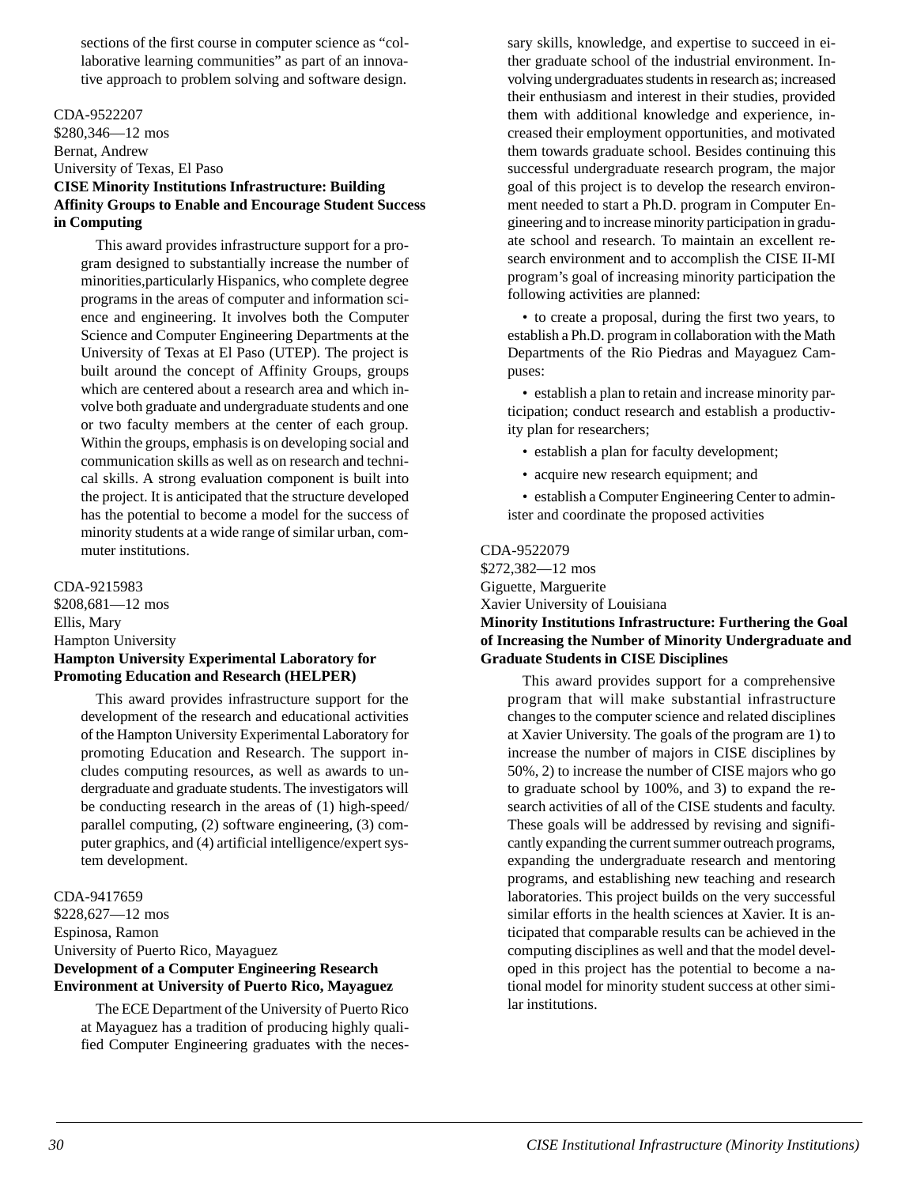sections of the first course in computer science as "collaborative learning communities" as part of an innovative approach to problem solving and software design.

CDA-9522207
$280,346—12 mos
Bernat, Andrew
University of Texas, El Paso
**CISE Minority Institutions Infrastructure: Building Affinity Groups to Enable and Encourage Student Success in Computing**

This award provides infrastructure support for a program designed to substantially increase the number of minorities,particularly Hispanics, who complete degree programs in the areas of computer and information science and engineering. It involves both the Computer Science and Computer Engineering Departments at the University of Texas at El Paso (UTEP). The project is built around the concept of Affinity Groups, groups which are centered about a research area and which involve both graduate and undergraduate students and one or two faculty members at the center of each group. Within the groups, emphasis is on developing social and communication skills as well as on research and technical skills. A strong evaluation component is built into the project. It is anticipated that the structure developed has the potential to become a model for the success of minority students at a wide range of similar urban, commuter institutions.

CDA-9215983
$208,681—12 mos
Ellis, Mary
Hampton University
**Hampton University Experimental Laboratory for Promoting Education and Research (HELPER)**

This award provides infrastructure support for the development of the research and educational activities of the Hampton University Experimental Laboratory for promoting Education and Research. The support includes computing resources, as well as awards to undergraduate and graduate students. The investigators will be conducting research in the areas of (1) high-speed/parallel computing, (2) software engineering, (3) computer graphics, and (4) artificial intelligence/expert system development.

CDA-9417659
$228,627—12 mos
Espinosa, Ramon
University of Puerto Rico, Mayaguez
**Development of a Computer Engineering Research Environment at University of Puerto Rico, Mayaguez**

The ECE Department of the University of Puerto Rico at Mayaguez has a tradition of producing highly qualified Computer Engineering graduates with the necessary skills, knowledge, and expertise to succeed in either graduate school of the industrial environment. Involving undergraduates students in research as; increased their enthusiasm and interest in their studies, provided them with additional knowledge and experience, increased their employment opportunities, and motivated them towards graduate school. Besides continuing this successful undergraduate research program, the major goal of this project is to develop the research environment needed to start a Ph.D. program in Computer Engineering and to increase minority participation in graduate school and research. To maintain an excellent research environment and to accomplish the CISE II-MI program's goal of increasing minority participation the following activities are planned:

- to create a proposal, during the first two years, to establish a Ph.D. program in collaboration with the Math Departments of the Rio Piedras and Mayaguez Campuses:
- establish a plan to retain and increase minority participation; conduct research and establish a productivity plan for researchers;
- establish a plan for faculty development;
- acquire new research equipment; and
- establish a Computer Engineering Center to administer and coordinate the proposed activities

CDA-9522079
$272,382—12 mos
Giguette, Marguerite
Xavier University of Louisiana
**Minority Institutions Infrastructure: Furthering the Goal of Increasing the Number of Minority Undergraduate and Graduate Students in CISE Disciplines**

This award provides support for a comprehensive program that will make substantial infrastructure changes to the computer science and related disciplines at Xavier University. The goals of the program are 1) to increase the number of majors in CISE disciplines by 50%, 2) to increase the number of CISE majors who go to graduate school by 100%, and 3) to expand the research activities of all of the CISE students and faculty. These goals will be addressed by revising and significantly expanding the current summer outreach programs, expanding the undergraduate research and mentoring programs, and establishing new teaching and research laboratories. This project builds on the very successful similar efforts in the health sciences at Xavier. It is anticipated that comparable results can be achieved in the computing disciplines as well and that the model developed in this project has the potential to become a national model for minority student success at other similar institutions.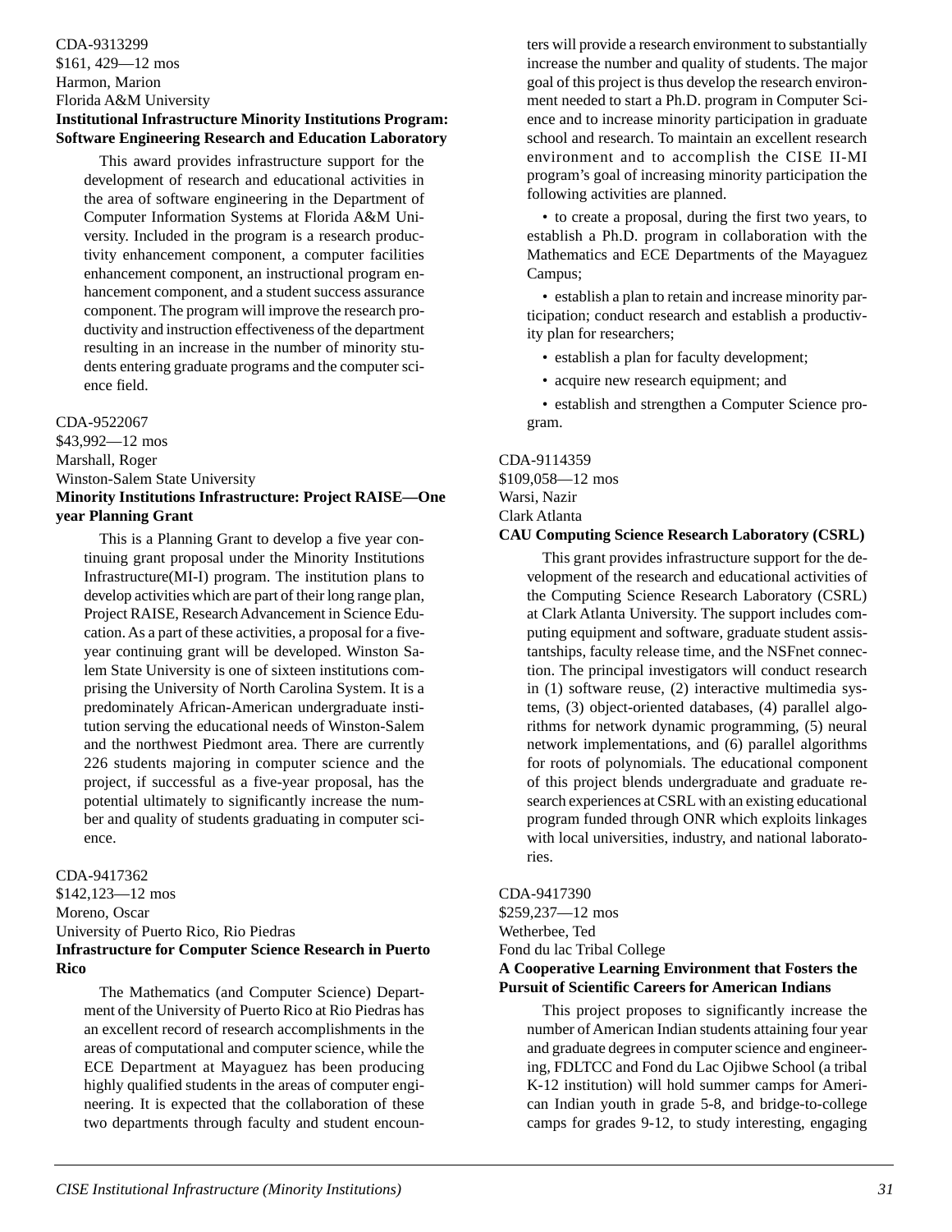CDA-9313299
$161, 429—12 mos
Harmon, Marion
Florida A&M University
**Institutional Infrastructure Minority Institutions Program: Software Engineering Research and Education Laboratory**

This award provides infrastructure support for the development of research and educational activities in the area of software engineering in the Department of Computer Information Systems at Florida A&M University. Included in the program is a research productivity enhancement component, a computer facilities enhancement component, an instructional program enhancement component, and a student success assurance component. The program will improve the research productivity and instruction effectiveness of the department resulting in an increase in the number of minority students entering graduate programs and the computer science field.

CDA-9522067
$43,992—12 mos
Marshall, Roger
Winston-Salem State University
**Minority Institutions Infrastructure: Project RAISE—One year Planning Grant**

This is a Planning Grant to develop a five year continuing grant proposal under the Minority Institutions Infrastructure(MI-I) program. The institution plans to develop activities which are part of their long range plan, Project RAISE, Research Advancement in Science Education. As a part of these activities, a proposal for a five-year continuing grant will be developed. Winston Salem State University is one of sixteen institutions comprising the University of North Carolina System. It is a predominately African-American undergraduate institution serving the educational needs of Winston-Salem and the northwest Piedmont area. There are currently 226 students majoring in computer science and the project, if successful as a five-year proposal, has the potential ultimately to significantly increase the number and quality of students graduating in computer science.

CDA-9417362
$142,123—12 mos
Moreno, Oscar
University of Puerto Rico, Rio Piedras
**Infrastructure for Computer Science Research in Puerto Rico**

The Mathematics (and Computer Science) Department of the University of Puerto Rico at Rio Piedras has an excellent record of research accomplishments in the areas of computational and computer science, while the ECE Department at Mayaguez has been producing highly qualified students in the areas of computer engineering. It is expected that the collaboration of these two departments through faculty and student encounters will provide a research environment to substantially increase the number and quality of students. The major goal of this project is thus develop the research environment needed to start a Ph.D. program in Computer Science and to increase minority participation in graduate school and research. To maintain an excellent research environment and to accomplish the CISE II-MI program's goal of increasing minority participation the following activities are planned.

- to create a proposal, during the first two years, to establish a Ph.D. program in collaboration with the Mathematics and ECE Departments of the Mayaguez Campus;
- establish a plan to retain and increase minority participation; conduct research and establish a productivity plan for researchers;
- establish a plan for faculty development;
- acquire new research equipment; and
- establish and strengthen a Computer Science program.

CDA-9114359
$109,058—12 mos
Warsi, Nazir
Clark Atlanta
**CAU Computing Science Research Laboratory (CSRL)**

This grant provides infrastructure support for the development of the research and educational activities of the Computing Science Research Laboratory (CSRL) at Clark Atlanta University. The support includes computing equipment and software, graduate student assistantships, faculty release time, and the NSFnet connection. The principal investigators will conduct research in (1) software reuse, (2) interactive multimedia systems, (3) object-oriented databases, (4) parallel algorithms for network dynamic programming, (5) neural network implementations, and (6) parallel algorithms for roots of polynomials. The educational component of this project blends undergraduate and graduate research experiences at CSRL with an existing educational program funded through ONR which exploits linkages with local universities, industry, and national laboratories.

CDA-9417390
$259,237—12 mos
Wetherbee, Ted
Fond du lac Tribal College
**A Cooperative Learning Environment that Fosters the Pursuit of Scientific Careers for American Indians**

This project proposes to significantly increase the number of American Indian students attaining four year and graduate degrees in computer science and engineering, FDLTCC and Fond du Lac Ojibwe School (a tribal K-12 institution) will hold summer camps for American Indian youth in grade 5-8, and bridge-to-college camps for grades 9-12, to study interesting, engaging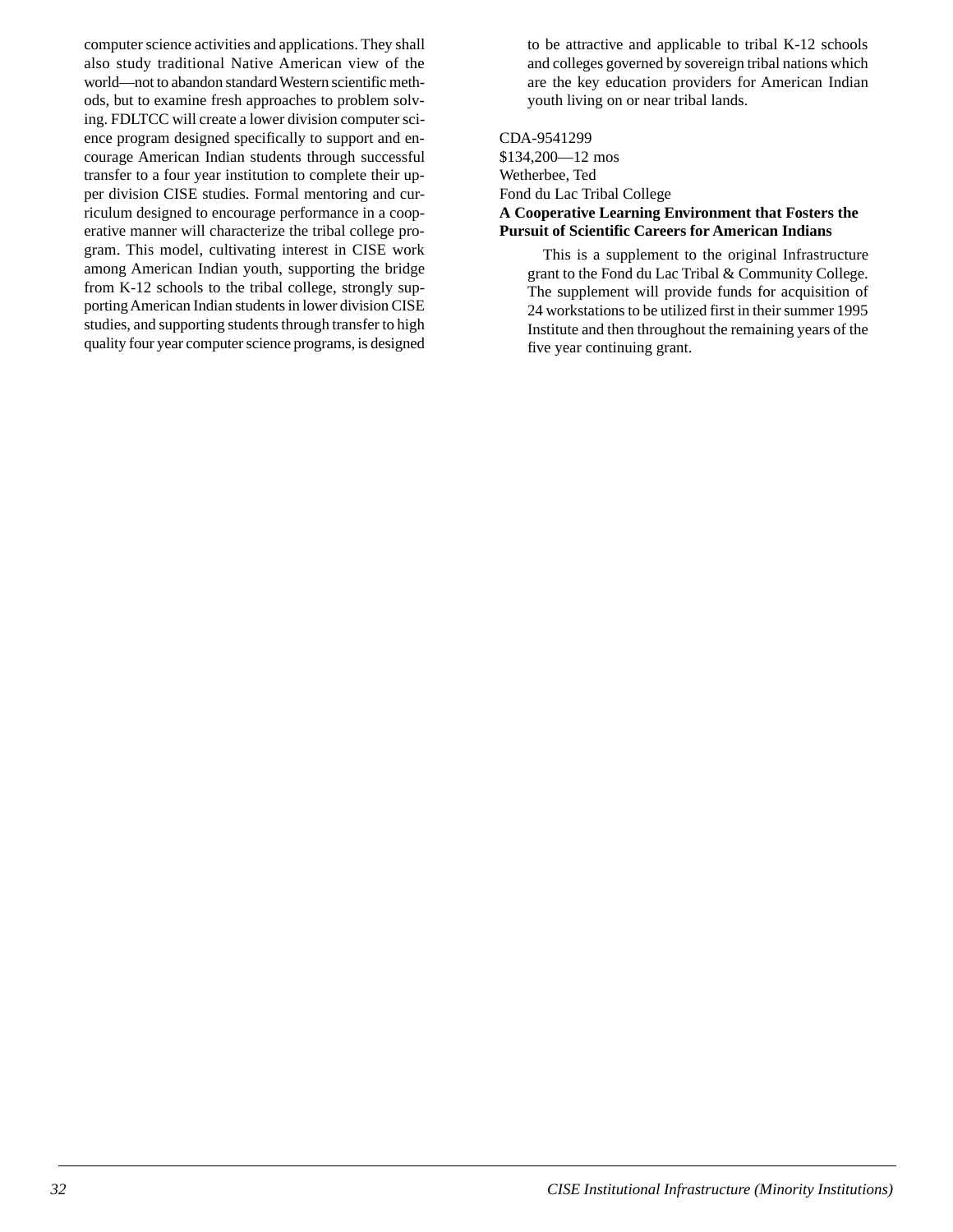computer science activities and applications. They shall also study traditional Native American view of the world—not to abandon standard Western scientific methods, but to examine fresh approaches to problem solving. FDLTCC will create a lower division computer science program designed specifically to support and encourage American Indian students through successful transfer to a four year institution to complete their upper division CISE studies. Formal mentoring and curriculum designed to encourage performance in a cooperative manner will characterize the tribal college program. This model, cultivating interest in CISE work among American Indian youth, supporting the bridge from K-12 schools to the tribal college, strongly supporting American Indian students in lower division CISE studies, and supporting students through transfer to high quality four year computer science programs, is designed to be attractive and applicable to tribal K-12 schools and colleges governed by sovereign tribal nations which are the key education providers for American Indian youth living on or near tribal lands.

CDA-9541299
$134,200—12 mos
Wetherbee, Ted
Fond du Lac Tribal College
**A Cooperative Learning Environment that Fosters the Pursuit of Scientific Careers for American Indians**

This is a supplement to the original Infrastructure grant to the Fond du Lac Tribal & Community College. The supplement will provide funds for acquisition of 24 workstations to be utilized first in their summer 1995 Institute and then throughout the remaining years of the five year continuing grant.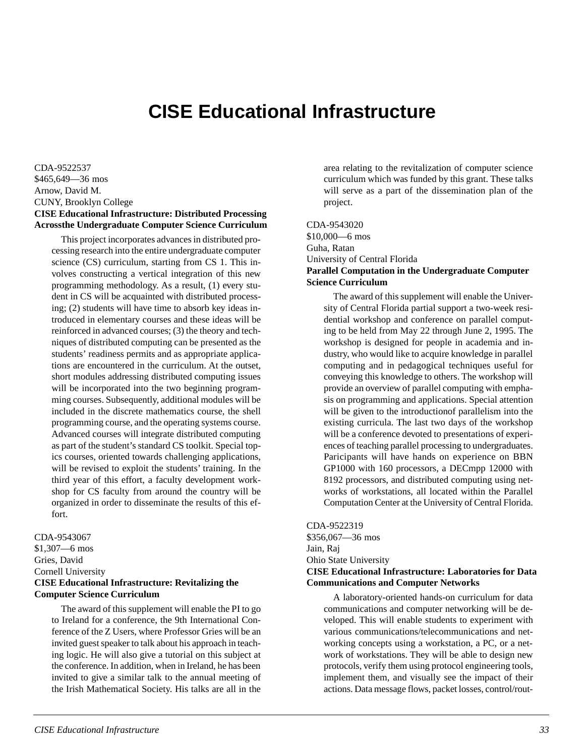# CISE Educational Infrastructure

CDA-9522537
$465,649—36 mos
Arnow, David M.
CUNY, Brooklyn College
**CISE Educational Infrastructure: Distributed Processing Acrossthe Undergraduate Computer Science Curriculum**

This project incorporates advances in distributed processing research into the entire undergraduate computer science (CS) curriculum, starting from CS 1. This involves constructing a vertical integration of this new programming methodology. As a result, (1) every student in CS will be acquainted with distributed processing; (2) students will have time to absorb key ideas introduced in elementary courses and these ideas will be reinforced in advanced courses; (3) the theory and techniques of distributed computing can be presented as the students' readiness permits and as appropriate applications are encountered in the curriculum. At the outset, short modules addressing distributed computing issues will be incorporated into the two beginning programming courses. Subsequently, additional modules will be included in the discrete mathematics course, the shell programming course, and the operating systems course. Advanced courses will integrate distributed computing as part of the student's standard CS toolkit. Special topics courses, oriented towards challenging applications, will be revised to exploit the students' training. In the third year of this effort, a faculty development workshop for CS faculty from around the country will be organized in order to disseminate the results of this effort.

CDA-9543067
$1,307—6 mos
Gries, David
Cornell University
**CISE Educational Infrastructure: Revitalizing the Computer Science Curriculum**

The award of this supplement will enable the PI to go to Ireland for a conference, the 9th International Conference of the Z Users, where Professor Gries will be an invited guest speaker to talk about his approach in teaching logic. He will also give a tutorial on this subject at the conference. In addition, when in Ireland, he has been invited to give a similar talk to the annual meeting of the Irish Mathematical Society. His talks are all in the area relating to the revitalization of computer science curriculum which was funded by this grant. These talks will serve as a part of the dissemination plan of the project.

CDA-9543020
$10,000—6 mos
Guha, Ratan
University of Central Florida
**Parallel Computation in the Undergraduate Computer Science Curriculum**

The award of this supplement will enable the University of Central Florida partial support a two-week residential workshop and conference on parallel computing to be held from May 22 through June 2, 1995. The workshop is designed for people in academia and industry, who would like to acquire knowledge in parallel computing and in pedagogical techniques useful for conveying this knowledge to others. The workshop will provide an overview of parallel computing with emphasis on programming and applications. Special attention will be given to the introductionof parallelism into the existing curricula. The last two days of the workshop will be a conference devoted to presentations of experiences of teaching parallel processing to undergraduates. Paricipants will have hands on experience on BBN GP1000 with 160 processors, a DECmpp 12000 with 8192 processors, and distributed computing using networks of workstations, all located within the Parallel Computation Center at the University of Central Florida.

CDA-9522319
$356,067—36 mos
Jain, Raj
Ohio State University
**CISE Educational Infrastructure: Laboratories for Data Communications and Computer Networks**

A laboratory-oriented hands-on curriculum for data communications and computer networking will be developed. This will enable students to experiment with various communications/telecommunications and networking concepts using a workstation, a PC, or a network of workstations. They will be able to design new protocols, verify them using protocol engineering tools, implement them, and visually see the impact of their actions. Data message flows, packet losses, control/rout-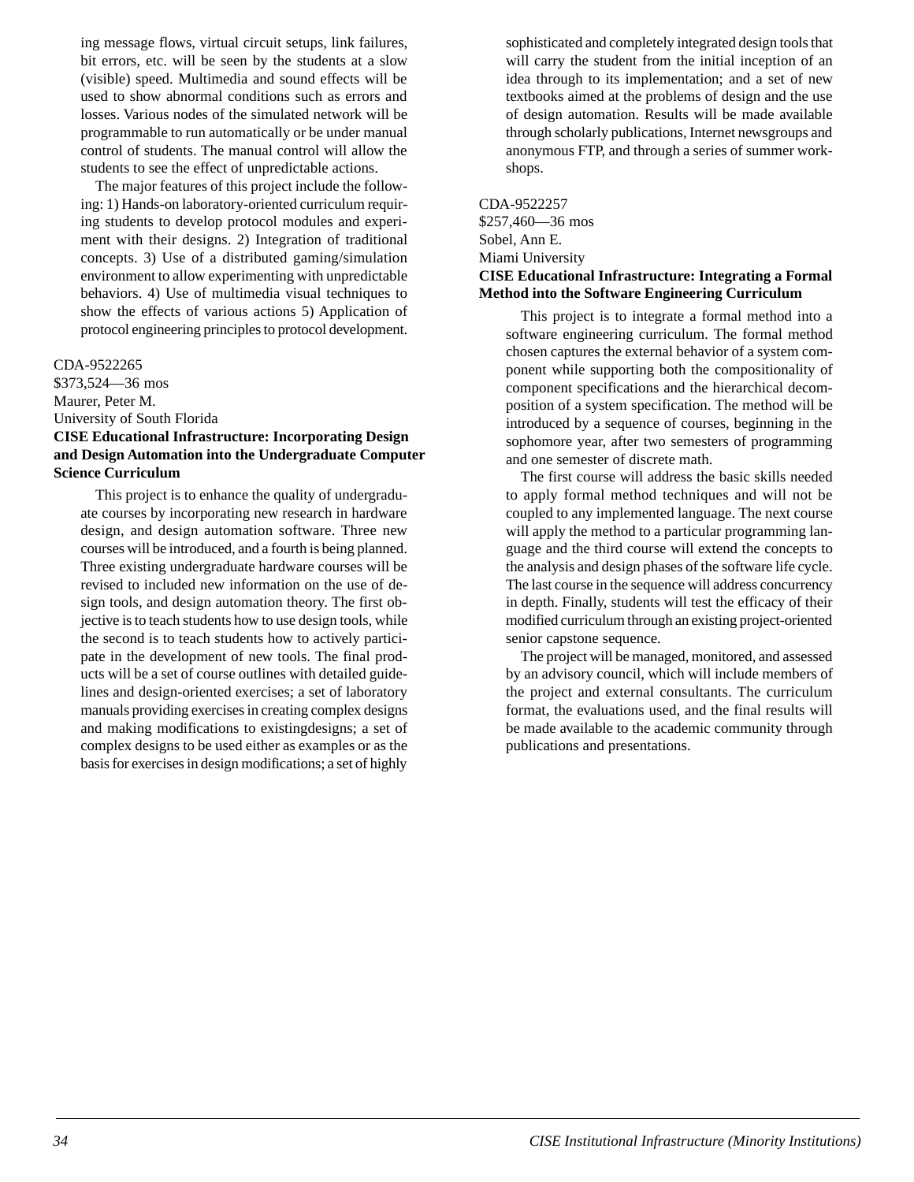ing message flows, virtual circuit setups, link failures, bit errors, etc. will be seen by the students at a slow (visible) speed. Multimedia and sound effects will be used to show abnormal conditions such as errors and losses. Various nodes of the simulated network will be programmable to run automatically or be under manual control of students. The manual control will allow the students to see the effect of unpredictable actions.

The major features of this project include the following: 1) Hands-on laboratory-oriented curriculum requiring students to develop protocol modules and experiment with their designs. 2) Integration of traditional concepts. 3) Use of a distributed gaming/simulation environment to allow experimenting with unpredictable behaviors. 4) Use of multimedia visual techniques to show the effects of various actions 5) Application of protocol engineering principles to protocol development.

CDA-9522265
$373,524—36 mos
Maurer, Peter M.
University of South Florida

**CISE Educational Infrastructure: Incorporating Design and Design Automation into the Undergraduate Computer Science Curriculum**

This project is to enhance the quality of undergraduate courses by incorporating new research in hardware design, and design automation software. Three new courses will be introduced, and a fourth is being planned. Three existing undergraduate hardware courses will be revised to included new information on the use of design tools, and design automation theory. The first objective is to teach students how to use design tools, while the second is to teach students how to actively participate in the development of new tools. The final products will be a set of course outlines with detailed guidelines and design-oriented exercises; a set of laboratory manuals providing exercises in creating complex designs and making modifications to existingdesigns; a set of complex designs to be used either as examples or as the basis for exercises in design modifications; a set of highly sophisticated and completely integrated design tools that will carry the student from the initial inception of an idea through to its implementation; and a set of new textbooks aimed at the problems of design and the use of design automation. Results will be made available through scholarly publications, Internet newsgroups and anonymous FTP, and through a series of summer workshops.

CDA-9522257
$257,460—36 mos
Sobel, Ann E.
Miami University

**CISE Educational Infrastructure: Integrating a Formal Method into the Software Engineering Curriculum**

This project is to integrate a formal method into a software engineering curriculum. The formal method chosen captures the external behavior of a system component while supporting both the compositionality of component specifications and the hierarchical decomposition of a system specification. The method will be introduced by a sequence of courses, beginning in the sophomore year, after two semesters of programming and one semester of discrete math.

The first course will address the basic skills needed to apply formal method techniques and will not be coupled to any implemented language. The next course will apply the method to a particular programming language and the third course will extend the concepts to the analysis and design phases of the software life cycle. The last course in the sequence will address concurrency in depth. Finally, students will test the efficacy of their modified curriculum through an existing project-oriented senior capstone sequence.

The project will be managed, monitored, and assessed by an advisory council, which will include members of the project and external consultants. The curriculum format, the evaluations used, and the final results will be made available to the academic community through publications and presentations.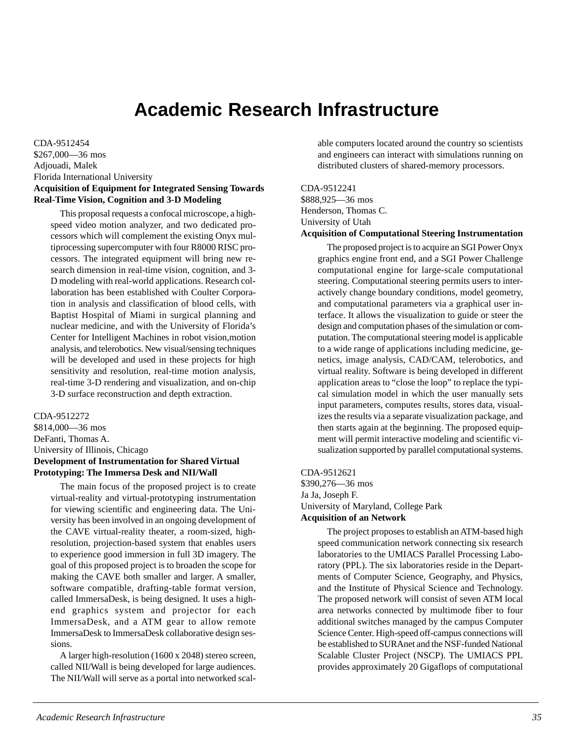# Academic Research Infrastructure

CDA-9512454
$267,000—36 mos
Adjouadi, Malek
Florida International University
**Acquisition of Equipment for Integrated Sensing Towards Real-Time Vision, Cognition and 3-D Modeling**

This proposal requests a confocal microscope, a high-speed video motion analyzer, and two dedicated processors which will complement the existing Onyx multiprocessing supercomputer with four R8000 RISC processors. The integrated equipment will bring new research dimension in real-time vision, cognition, and 3-D modeling with real-world applications. Research collaboration has been established with Coulter Corporation in analysis and classification of blood cells, with Baptist Hospital of Miami in surgical planning and nuclear medicine, and with the University of Florida's Center for Intelligent Machines in robot vision,motion analysis, and telerobotics. New visual/sensing techniques will be developed and used in these projects for high sensitivity and resolution, real-time motion analysis, real-time 3-D rendering and visualization, and on-chip 3-D surface reconstruction and depth extraction.

CDA-9512272
$814,000—36 mos
DeFanti, Thomas A.
University of Illinois, Chicago
**Development of Instrumentation for Shared Virtual Prototyping: The Immersa Desk and NII/Wall**

The main focus of the proposed project is to create virtual-reality and virtual-prototyping instrumentation for viewing scientific and engineering data. The University has been involved in an ongoing development of the CAVE virtual-reality theater, a room-sized, high-resolution, projection-based system that enables users to experience good immersion in full 3D imagery. The goal of this proposed project is to broaden the scope for making the CAVE both smaller and larger. A smaller, software compatible, drafting-table format version, called ImmersaDesk, is being designed. It uses a high-end graphics system and projector for each ImmersaDesk, and a ATM gear to allow remote ImmersaDesk to ImmersaDesk collaborative design sessions.

A larger high-resolution (1600 x 2048) stereo screen, called NII/Wall is being developed for large audiences. The NII/Wall will serve as a portal into networked scalable computers located around the country so scientists and engineers can interact with simulations running on distributed clusters of shared-memory processors.

CDA-9512241
$888,925—36 mos
Henderson, Thomas C.
University of Utah
**Acquisition of Computational Steering Instrumentation**

The proposed project is to acquire an SGI Power Onyx graphics engine front end, and a SGI Power Challenge computational engine for large-scale computational steering. Computational steering permits users to interactively change boundary conditions, model geometry, and computational parameters via a graphical user interface. It allows the visualization to guide or steer the design and computation phases of the simulation or computation. The computational steering model is applicable to a wide range of applications including medicine, genetics, image analysis, CAD/CAM, telerobotics, and virtual reality. Software is being developed in different application areas to "close the loop" to replace the typical simulation model in which the user manually sets input parameters, computes results, stores data, visualizes the results via a separate visualization package, and then starts again at the beginning. The proposed equipment will permit interactive modeling and scientific visualization supported by parallel computational systems.

CDA-9512621
$390,276—36 mos
Ja Ja, Joseph F.
University of Maryland, College Park
**Acquisition of an Network**

The project proposes to establish an ATM-based high speed communication network connecting six research laboratories to the UMIACS Parallel Processing Laboratory (PPL). The six laboratories reside in the Departments of Computer Science, Geography, and Physics, and the Institute of Physical Science and Technology. The proposed network will consist of seven ATM local area networks connected by multimode fiber to four additional switches managed by the campus Computer Science Center. High-speed off-campus connections will be established to SURAnet and the NSF-funded National Scalable Cluster Project (NSCP). The UMIACS PPL provides approximately 20 Gigaflops of computational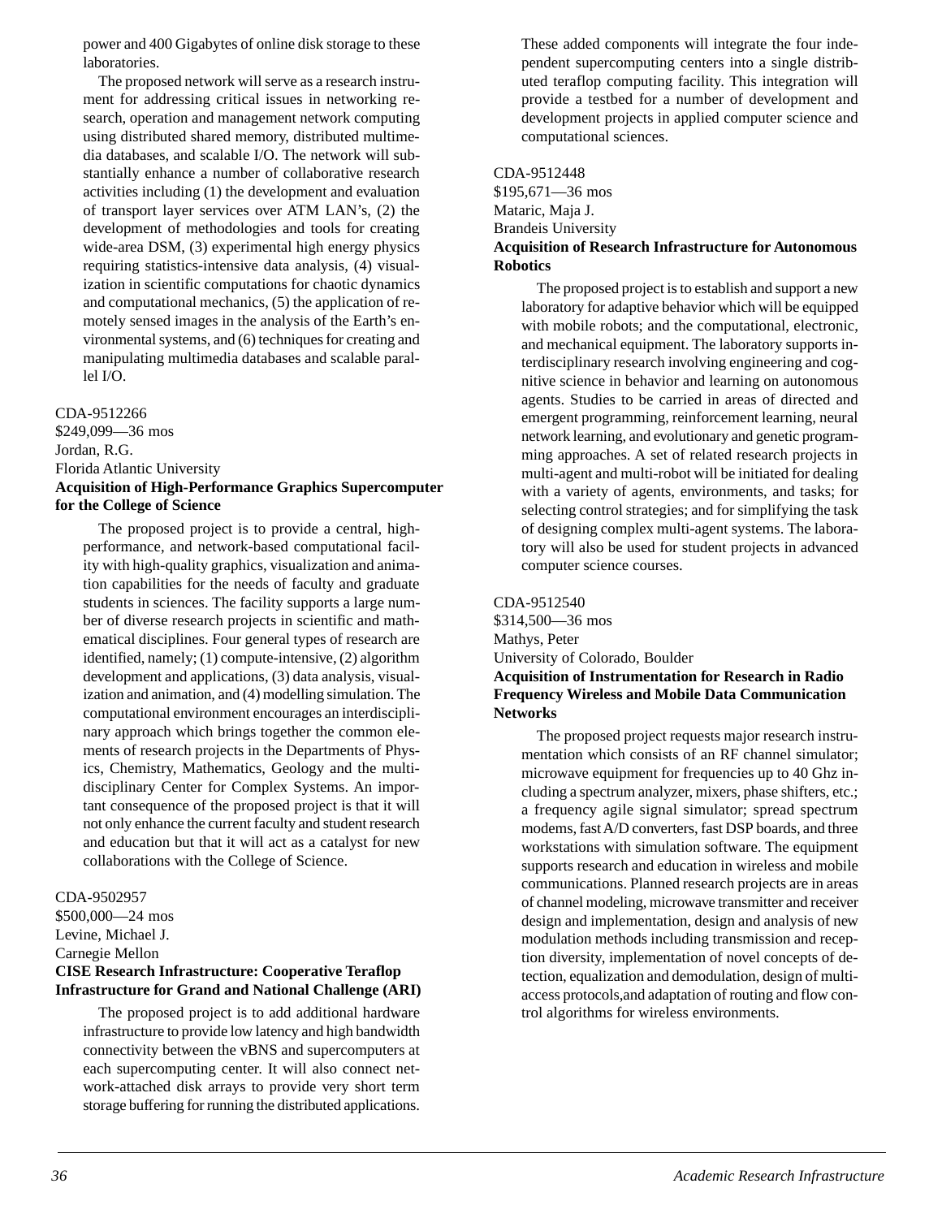power and 400 Gigabytes of online disk storage to these laboratories.

The proposed network will serve as a research instrument for addressing critical issues in networking research, operation and management network computing using distributed shared memory, distributed multimedia databases, and scalable I/O. The network will substantially enhance a number of collaborative research activities including (1) the development and evaluation of transport layer services over ATM LAN's, (2) the development of methodologies and tools for creating wide-area DSM, (3) experimental high energy physics requiring statistics-intensive data analysis, (4) visualization in scientific computations for chaotic dynamics and computational mechanics, (5) the application of remotely sensed images in the analysis of the Earth's environmental systems, and (6) techniques for creating and manipulating multimedia databases and scalable parallel I/O.

CDA-9512266
$249,099—36 mos
Jordan, R.G.
Florida Atlantic University
**Acquisition of High-Performance Graphics Supercomputer for the College of Science**

The proposed project is to provide a central, high-performance, and network-based computational facility with high-quality graphics, visualization and animation capabilities for the needs of faculty and graduate students in sciences. The facility supports a large number of diverse research projects in scientific and mathematical disciplines. Four general types of research are identified, namely; (1) compute-intensive, (2) algorithm development and applications, (3) data analysis, visualization and animation, and (4) modelling simulation. The computational environment encourages an interdisciplinary approach which brings together the common elements of research projects in the Departments of Physics, Chemistry, Mathematics, Geology and the multidisciplinary Center for Complex Systems. An important consequence of the proposed project is that it will not only enhance the current faculty and student research and education but that it will act as a catalyst for new collaborations with the College of Science.

CDA-9502957
$500,000—24 mos
Levine, Michael J.
Carnegie Mellon
**CISE Research Infrastructure: Cooperative Teraflop Infrastructure for Grand and National Challenge (ARI)**

The proposed project is to add additional hardware infrastructure to provide low latency and high bandwidth connectivity between the vBNS and supercomputers at each supercomputing center. It will also connect network-attached disk arrays to provide very short term storage buffering for running the distributed applications. These added components will integrate the four independent supercomputing centers into a single distributed teraflop computing facility. This integration will provide a testbed for a number of development and development projects in applied computer science and computational sciences.

CDA-9512448
$195,671—36 mos
Mataric, Maja J.
Brandeis University
**Acquisition of Research Infrastructure for Autonomous Robotics**

The proposed project is to establish and support a new laboratory for adaptive behavior which will be equipped with mobile robots; and the computational, electronic, and mechanical equipment. The laboratory supports interdisciplinary research involving engineering and cognitive science in behavior and learning on autonomous agents. Studies to be carried in areas of directed and emergent programming, reinforcement learning, neural network learning, and evolutionary and genetic programming approaches. A set of related research projects in multi-agent and multi-robot will be initiated for dealing with a variety of agents, environments, and tasks; for selecting control strategies; and for simplifying the task of designing complex multi-agent systems. The laboratory will also be used for student projects in advanced computer science courses.

CDA-9512540
$314,500—36 mos
Mathys, Peter
University of Colorado, Boulder
**Acquisition of Instrumentation for Research in Radio Frequency Wireless and Mobile Data Communication Networks**

The proposed project requests major research instrumentation which consists of an RF channel simulator; microwave equipment for frequencies up to 40 Ghz including a spectrum analyzer, mixers, phase shifters, etc.; a frequency agile signal simulator; spread spectrum modems, fast A/D converters, fast DSP boards, and three workstations with simulation software. The equipment supports research and education in wireless and mobile communications. Planned research projects are in areas of channel modeling, microwave transmitter and receiver design and implementation, design and analysis of new modulation methods including transmission and reception diversity, implementation of novel concepts of detection, equalization and demodulation, design of multi-access protocols,and adaptation of routing and flow control algorithms for wireless environments.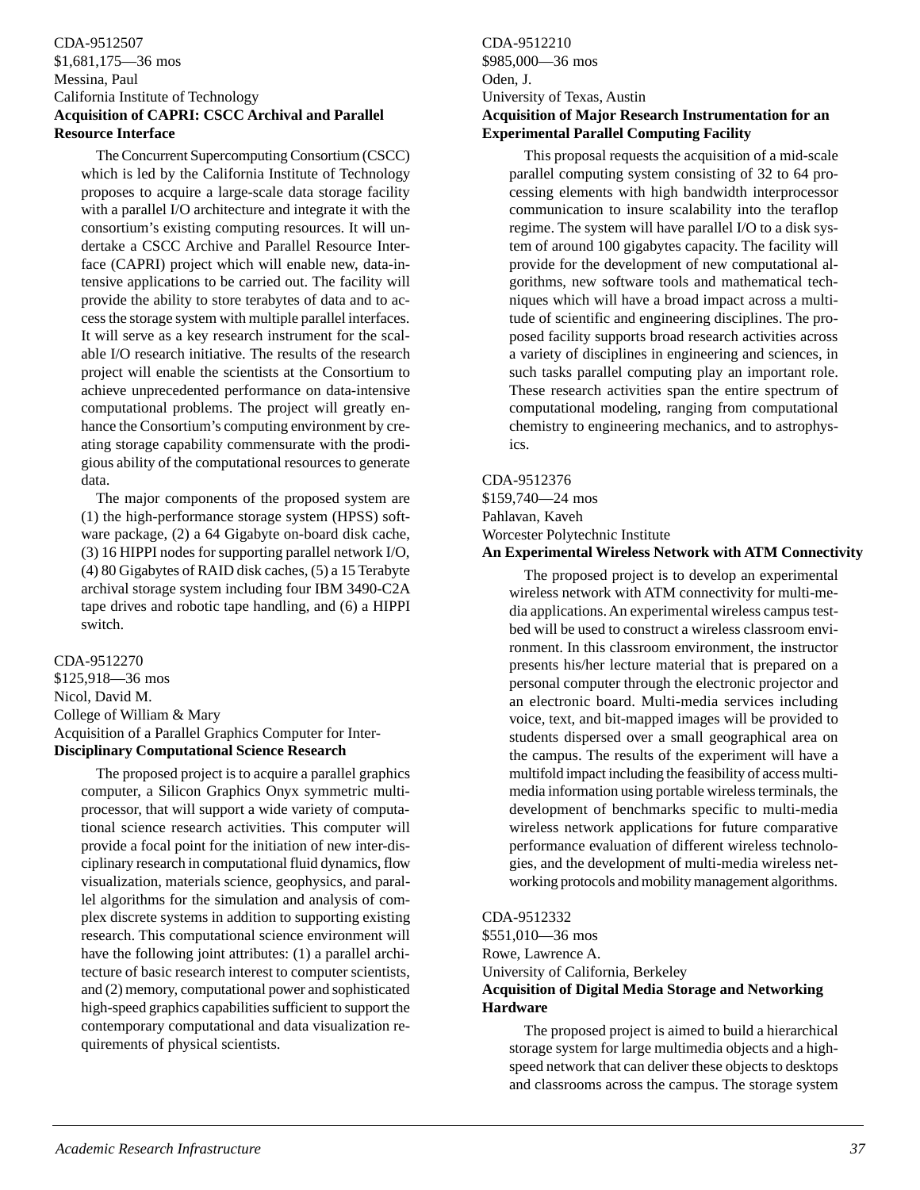CDA-9512507
$1,681,175—36 mos
Messina, Paul
California Institute of Technology
**Acquisition of CAPRI: CSCC Archival and Parallel Resource Interface**

The Concurrent Supercomputing Consortium (CSCC) which is led by the California Institute of Technology proposes to acquire a large-scale data storage facility with a parallel I/O architecture and integrate it with the consortium's existing computing resources. It will undertake a CSCC Archive and Parallel Resource Interface (CAPRI) project which will enable new, data-intensive applications to be carried out. The facility will provide the ability to store terabytes of data and to access the storage system with multiple parallel interfaces. It will serve as a key research instrument for the scalable I/O research initiative. The results of the research project will enable the scientists at the Consortium to achieve unprecedented performance on data-intensive computational problems. The project will greatly enhance the Consortium's computing environment by creating storage capability commensurate with the prodigious ability of the computational resources to generate data.

The major components of the proposed system are (1) the high-performance storage system (HPSS) software package, (2) a 64 Gigabyte on-board disk cache, (3) 16 HIPPI nodes for supporting parallel network I/O, (4) 80 Gigabytes of RAID disk caches, (5) a 15 Terabyte archival storage system including four IBM 3490-C2A tape drives and robotic tape handling, and (6) a HIPPI switch.

CDA-9512270
$125,918—36 mos
Nicol, David M.
College of William & Mary
Acquisition of a Parallel Graphics Computer for Inter-**Disciplinary Computational Science Research**

The proposed project is to acquire a parallel graphics computer, a Silicon Graphics Onyx symmetric multiprocessor, that will support a wide variety of computational science research activities. This computer will provide a focal point for the initiation of new inter-disciplinary research in computational fluid dynamics, flow visualization, materials science, geophysics, and parallel algorithms for the simulation and analysis of complex discrete systems in addition to supporting existing research. This computational science environment will have the following joint attributes: (1) a parallel architecture of basic research interest to computer scientists, and (2) memory, computational power and sophisticated high-speed graphics capabilities sufficient to support the contemporary computational and data visualization requirements of physical scientists.

CDA-9512210
$985,000—36 mos
Oden, J.
University of Texas, Austin
**Acquisition of Major Research Instrumentation for an Experimental Parallel Computing Facility**

This proposal requests the acquisition of a mid-scale parallel computing system consisting of 32 to 64 processing elements with high bandwidth interprocessor communication to insure scalability into the teraflop regime. The system will have parallel I/O to a disk system of around 100 gigabytes capacity. The facility will provide for the development of new computational algorithms, new software tools and mathematical techniques which will have a broad impact across a multitude of scientific and engineering disciplines. The proposed facility supports broad research activities across a variety of disciplines in engineering and sciences, in such tasks parallel computing play an important role. These research activities span the entire spectrum of computational modeling, ranging from computational chemistry to engineering mechanics, and to astrophysics.

CDA-9512376
$159,740—24 mos
Pahlavan, Kaveh
Worcester Polytechnic Institute
**An Experimental Wireless Network with ATM Connectivity**

The proposed project is to develop an experimental wireless network with ATM connectivity for multi-media applications. An experimental wireless campus testbed will be used to construct a wireless classroom environment. In this classroom environment, the instructor presents his/her lecture material that is prepared on a personal computer through the electronic projector and an electronic board. Multi-media services including voice, text, and bit-mapped images will be provided to students dispersed over a small geographical area on the campus. The results of the experiment will have a multifold impact including the feasibility of access multimedia information using portable wireless terminals, the development of benchmarks specific to multi-media wireless network applications for future comparative performance evaluation of different wireless technologies, and the development of multi-media wireless networking protocols and mobility management algorithms.

CDA-9512332
$551,010—36 mos
Rowe, Lawrence A.
University of California, Berkeley
**Acquisition of Digital Media Storage and Networking Hardware**

The proposed project is aimed to build a hierarchical storage system for large multimedia objects and a high-speed network that can deliver these objects to desktops and classrooms across the campus. The storage system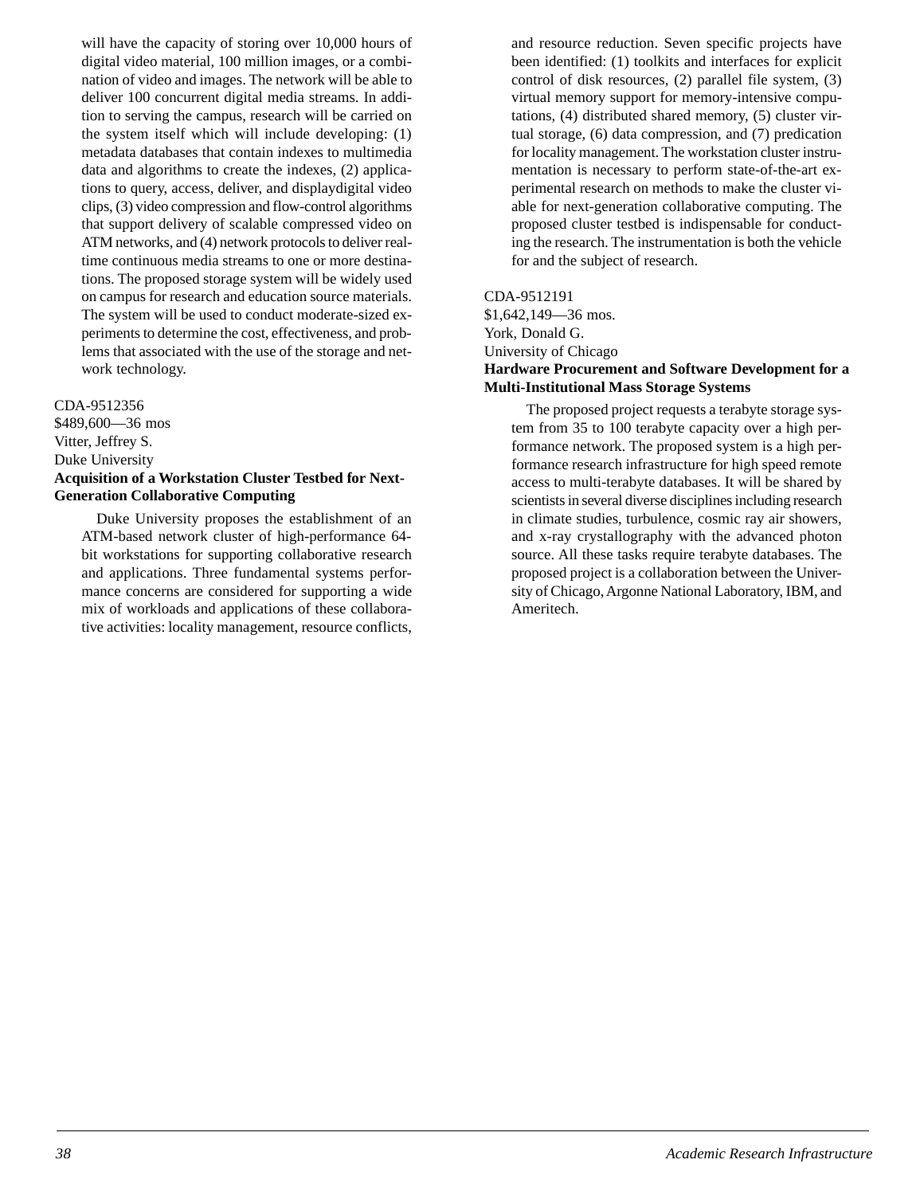will have the capacity of storing over 10,000 hours of digital video material, 100 million images, or a combination of video and images. The network will be able to deliver 100 concurrent digital media streams. In addition to serving the campus, research will be carried on the system itself which will include developing: (1) metadata databases that contain indexes to multimedia data and algorithms to create the indexes, (2) applications to query, access, deliver, and displaydigital video clips, (3) video compression and flow-control algorithms that support delivery of scalable compressed video on ATM networks, and (4) network protocols to deliver real-time continuous media streams to one or more destinations. The proposed storage system will be widely used on campus for research and education source materials. The system will be used to conduct moderate-sized experiments to determine the cost, effectiveness, and problems that associated with the use of the storage and network technology.

CDA-9512356
$489,600—36 mos
Vitter, Jeffrey S.
Duke University
**Acquisition of a Workstation Cluster Testbed for Next-Generation Collaborative Computing**

Duke University proposes the establishment of an ATM-based network cluster of high-performance 64-bit workstations for supporting collaborative research and applications. Three fundamental systems performance concerns are considered for supporting a wide mix of workloads and applications of these collaborative activities: locality management, resource conflicts, and resource reduction. Seven specific projects have been identified: (1) toolkits and interfaces for explicit control of disk resources, (2) parallel file system, (3) virtual memory support for memory-intensive computations, (4) distributed shared memory, (5) cluster virtual storage, (6) data compression, and (7) predication for locality management. The workstation cluster instrumentation is necessary to perform state-of-the-art experimental research on methods to make the cluster viable for next-generation collaborative computing. The proposed cluster testbed is indispensable for conducting the research. The instrumentation is both the vehicle for and the subject of research.

CDA-9512191
$1,642,149—36 mos.
York, Donald G.
University of Chicago
**Hardware Procurement and Software Development for a Multi-Institutional Mass Storage Systems**

The proposed project requests a terabyte storage system from 35 to 100 terabyte capacity over a high performance network. The proposed system is a high performance research infrastructure for high speed remote access to multi-terabyte databases. It will be shared by scientists in several diverse disciplines including research in climate studies, turbulence, cosmic ray air showers, and x-ray crystallography with the advanced photon source. All these tasks require terabyte databases. The proposed project is a collaboration between the University of Chicago, Argonne National Laboratory, IBM, and Ameritech.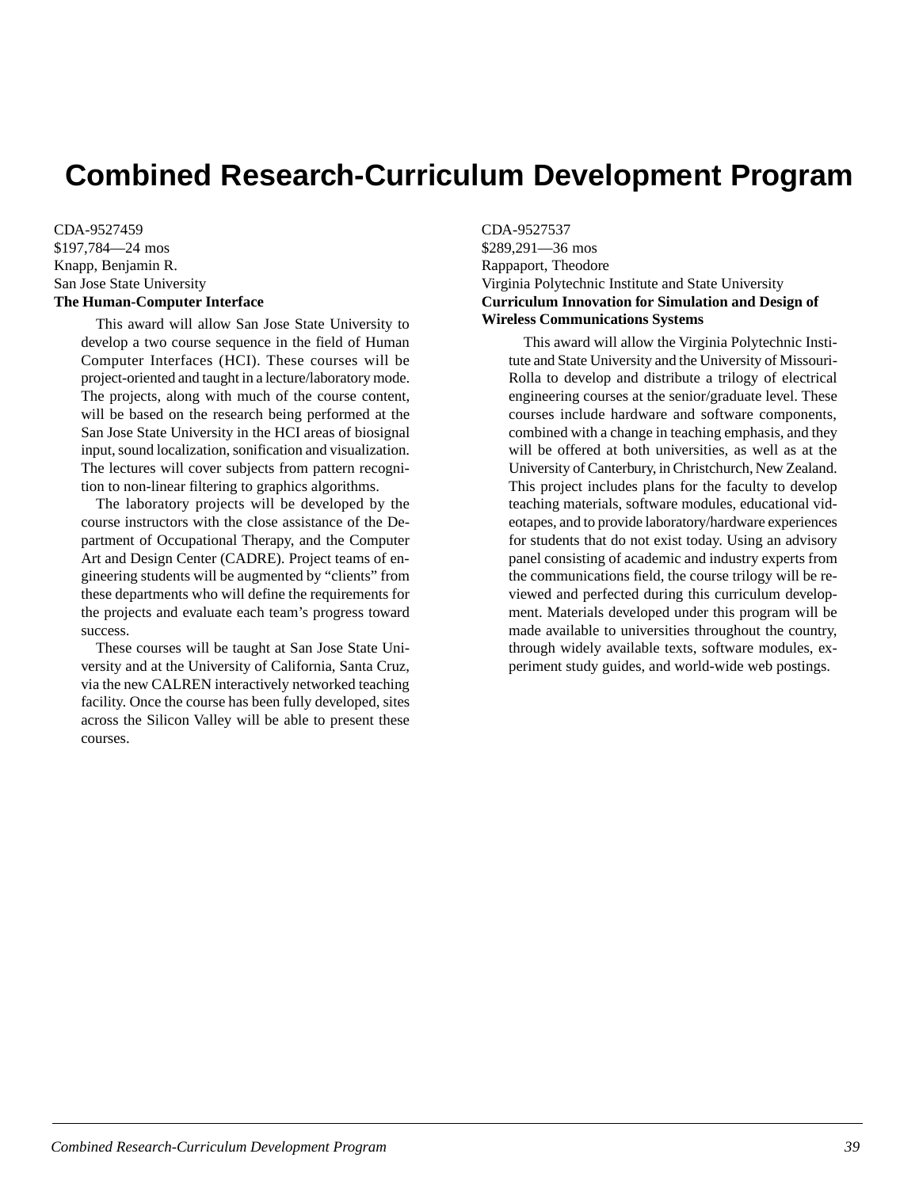# Combined Research-Curriculum Development Program

CDA-9527459
$197,784—24 mos
Knapp, Benjamin R.
San Jose State University
**The Human-Computer Interface**

This award will allow San Jose State University to develop a two course sequence in the field of Human Computer Interfaces (HCI). These courses will be project-oriented and taught in a lecture/laboratory mode. The projects, along with much of the course content, will be based on the research being performed at the San Jose State University in the HCI areas of biosignal input, sound localization, sonification and visualization. The lectures will cover subjects from pattern recognition to non-linear filtering to graphics algorithms.

The laboratory projects will be developed by the course instructors with the close assistance of the Department of Occupational Therapy, and the Computer Art and Design Center (CADRE). Project teams of engineering students will be augmented by "clients" from these departments who will define the requirements for the projects and evaluate each team's progress toward success.

These courses will be taught at San Jose State University and at the University of California, Santa Cruz, via the new CALREN interactively networked teaching facility. Once the course has been fully developed, sites across the Silicon Valley will be able to present these courses.

CDA-9527537
$289,291—36 mos
Rappaport, Theodore
Virginia Polytechnic Institute and State University
**Curriculum Innovation for Simulation and Design of Wireless Communications Systems**

This award will allow the Virginia Polytechnic Institute and State University and the University of Missouri-Rolla to develop and distribute a trilogy of electrical engineering courses at the senior/graduate level. These courses include hardware and software components, combined with a change in teaching emphasis, and they will be offered at both universities, as well as at the University of Canterbury, in Christchurch, New Zealand. This project includes plans for the faculty to develop teaching materials, software modules, educational videotapes, and to provide laboratory/hardware experiences for students that do not exist today. Using an advisory panel consisting of academic and industry experts from the communications field, the course trilogy will be reviewed and perfected during this curriculum development. Materials developed under this program will be made available to universities throughout the country, through widely available texts, software modules, experiment study guides, and world-wide web postings.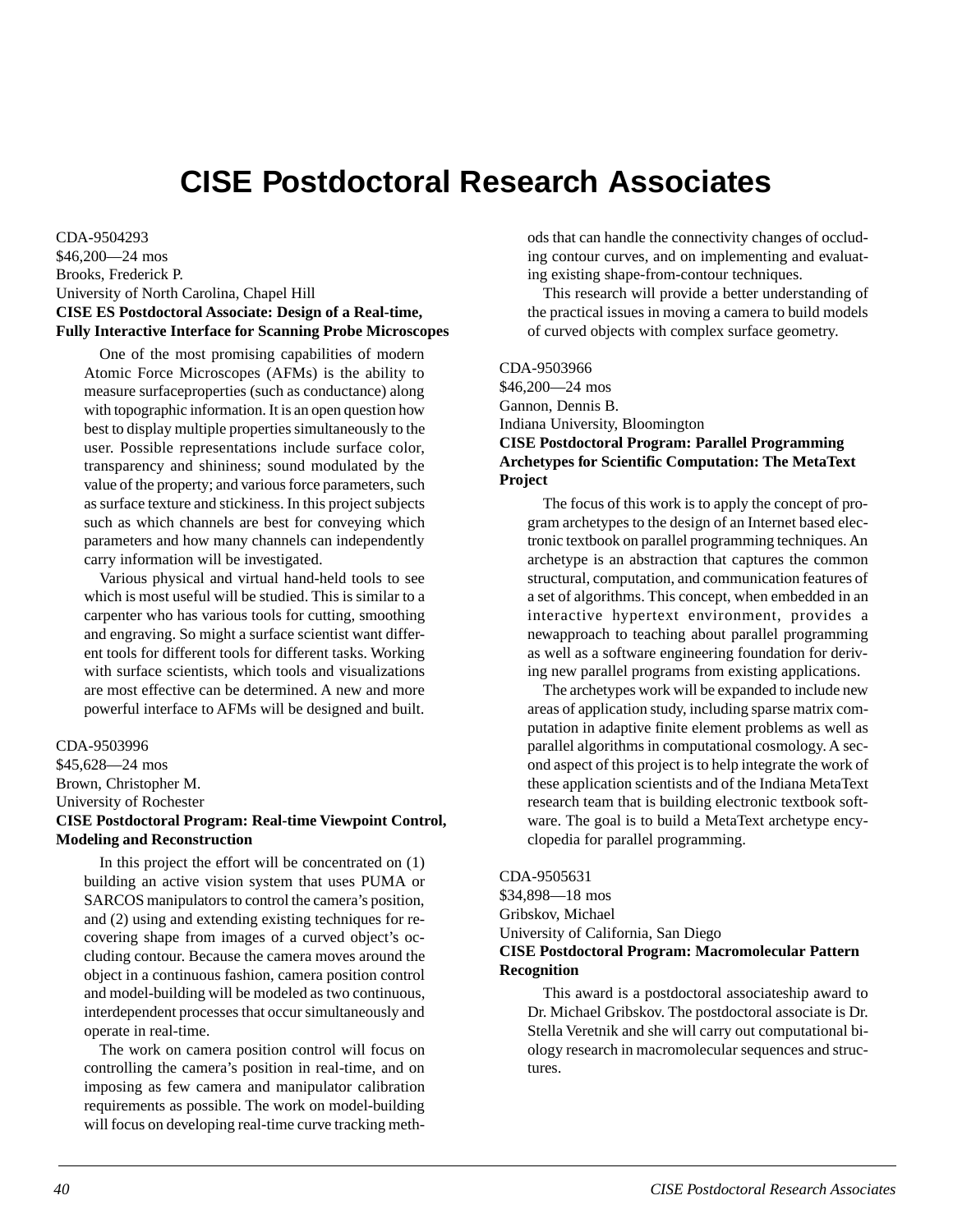# CISE Postdoctoral Research Associates

CDA-9504293
$46,200—24 mos
Brooks, Frederick P.
University of North Carolina, Chapel Hill
**CISE ES Postdoctoral Associate: Design of a Real-time, Fully Interactive Interface for Scanning Probe Microscopes**

One of the most promising capabilities of modern Atomic Force Microscopes (AFMs) is the ability to measure surfaceproperties (such as conductance) along with topographic information. It is an open question how best to display multiple properties simultaneously to the user. Possible representations include surface color, transparency and shininess; sound modulated by the value of the property; and various force parameters, such as surface texture and stickiness. In this project subjects such as which channels are best for conveying which parameters and how many channels can independently carry information will be investigated.

Various physical and virtual hand-held tools to see which is most useful will be studied. This is similar to a carpenter who has various tools for cutting, smoothing and engraving. So might a surface scientist want different tools for different tools for different tasks. Working with surface scientists, which tools and visualizations are most effective can be determined. A new and more powerful interface to AFMs will be designed and built.

CDA-9503996
$45,628—24 mos
Brown, Christopher M.
University of Rochester
**CISE Postdoctoral Program: Real-time Viewpoint Control, Modeling and Reconstruction**

In this project the effort will be concentrated on (1) building an active vision system that uses PUMA or SARCOS manipulators to control the camera's position, and (2) using and extending existing techniques for recovering shape from images of a curved object's occluding contour. Because the camera moves around the object in a continuous fashion, camera position control and model-building will be modeled as two continuous, interdependent processes that occur simultaneously and operate in real-time.

The work on camera position control will focus on controlling the camera's position in real-time, and on imposing as few camera and manipulator calibration requirements as possible. The work on model-building will focus on developing real-time curve tracking methods that can handle the connectivity changes of occluding contour curves, and on implementing and evaluating existing shape-from-contour techniques.

This research will provide a better understanding of the practical issues in moving a camera to build models of curved objects with complex surface geometry.

CDA-9503966
$46,200—24 mos
Gannon, Dennis B.
Indiana University, Bloomington
**CISE Postdoctoral Program: Parallel Programming Archetypes for Scientific Computation: The MetaText Project**

The focus of this work is to apply the concept of program archetypes to the design of an Internet based electronic textbook on parallel programming techniques. An archetype is an abstraction that captures the common structural, computation, and communication features of a set of algorithms. This concept, when embedded in an interactive hypertext environment, provides a newapproach to teaching about parallel programming as well as a software engineering foundation for deriving new parallel programs from existing applications.

The archetypes work will be expanded to include new areas of application study, including sparse matrix computation in adaptive finite element problems as well as parallel algorithms in computational cosmology. A second aspect of this project is to help integrate the work of these application scientists and of the Indiana MetaText research team that is building electronic textbook software. The goal is to build a MetaText archetype encyclopedia for parallel programming.

CDA-9505631
$34,898—18 mos
Gribskov, Michael
University of California, San Diego
**CISE Postdoctoral Program: Macromolecular Pattern Recognition**

This award is a postdoctoral associateship award to Dr. Michael Gribskov. The postdoctoral associate is Dr. Stella Veretnik and she will carry out computational biology research in macromolecular sequences and structures.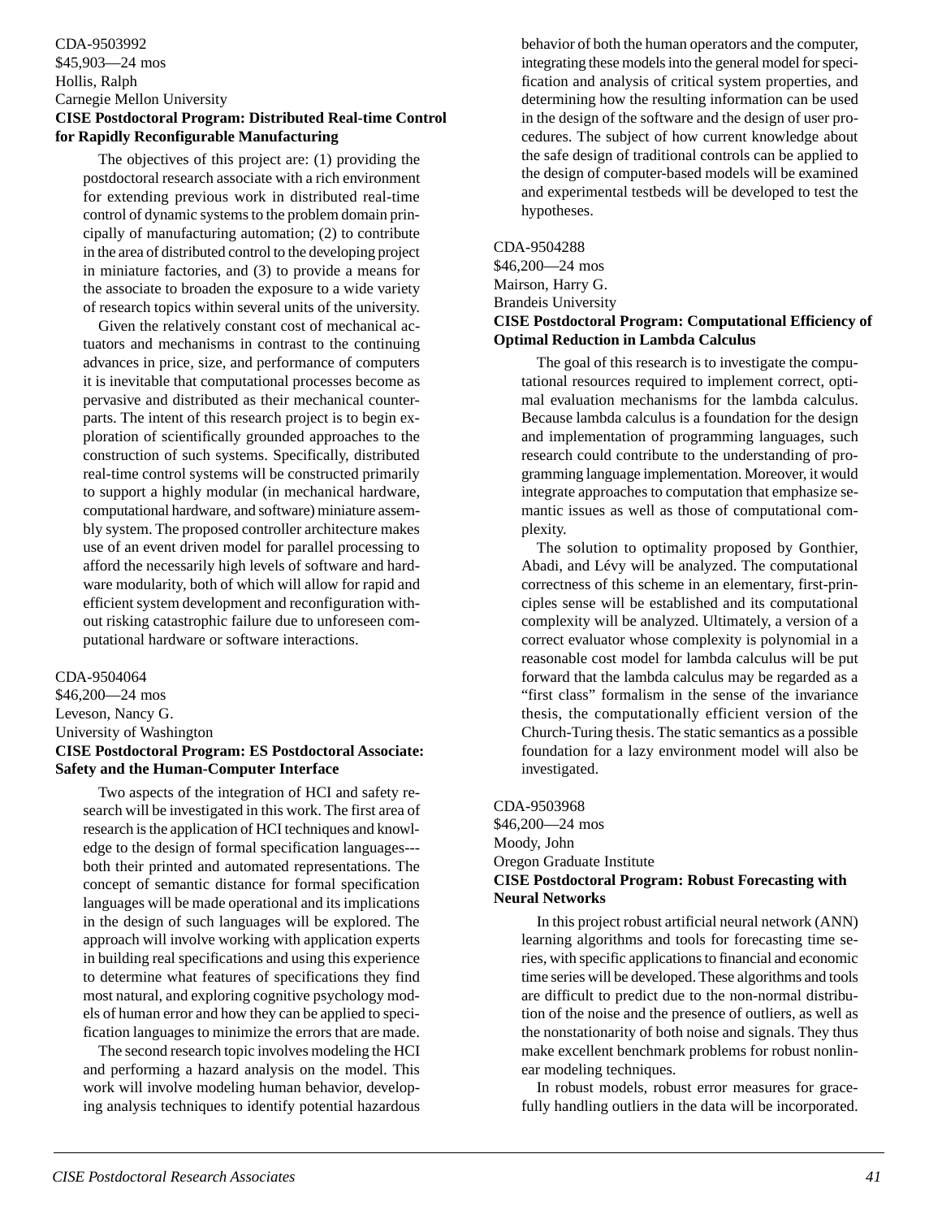CDA-9503992
$45,903—24 mos
Hollis, Ralph
Carnegie Mellon University
**CISE Postdoctoral Program: Distributed Real-time Control for Rapidly Reconfigurable Manufacturing**

The objectives of this project are: (1) providing the postdoctoral research associate with a rich environment for extending previous work in distributed real-time control of dynamic systems to the problem domain principally of manufacturing automation; (2) to contribute in the area of distributed control to the developing project in miniature factories, and (3) to provide a means for the associate to broaden the exposure to a wide variety of research topics within several units of the university.

Given the relatively constant cost of mechanical actuators and mechanisms in contrast to the continuing advances in price, size, and performance of computers it is inevitable that computational processes become as pervasive and distributed as their mechanical counterparts. The intent of this research project is to begin exploration of scientifically grounded approaches to the construction of such systems. Specifically, distributed real-time control systems will be constructed primarily to support a highly modular (in mechanical hardware, computational hardware, and software) miniature assembly system. The proposed controller architecture makes use of an event driven model for parallel processing to afford the necessarily high levels of software and hardware modularity, both of which will allow for rapid and efficient system development and reconfiguration without risking catastrophic failure due to unforeseen computational hardware or software interactions.

CDA-9504064
$46,200—24 mos
Leveson, Nancy G.
University of Washington
**CISE Postdoctoral Program: ES Postdoctoral Associate: Safety and the Human-Computer Interface**

Two aspects of the integration of HCI and safety research will be investigated in this work. The first area of research is the application of HCI techniques and knowledge to the design of formal specification languages---both their printed and automated representations. The concept of semantic distance for formal specification languages will be made operational and its implications in the design of such languages will be explored. The approach will involve working with application experts in building real specifications and using this experience to determine what features of specifications they find most natural, and exploring cognitive psychology models of human error and how they can be applied to specification languages to minimize the errors that are made.

The second research topic involves modeling the HCI and performing a hazard analysis on the model. This work will involve modeling human behavior, developing analysis techniques to identify potential hazardous behavior of both the human operators and the computer, integrating these models into the general model for specification and analysis of critical system properties, and determining how the resulting information can be used in the design of the software and the design of user procedures. The subject of how current knowledge about the safe design of traditional controls can be applied to the design of computer-based models will be examined and experimental testbeds will be developed to test the hypotheses.

CDA-9504288
$46,200—24 mos
Mairson, Harry G.
Brandeis University
**CISE Postdoctoral Program: Computational Efficiency of Optimal Reduction in Lambda Calculus**

The goal of this research is to investigate the computational resources required to implement correct, optimal evaluation mechanisms for the lambda calculus. Because lambda calculus is a foundation for the design and implementation of programming languages, such research could contribute to the understanding of programming language implementation. Moreover, it would integrate approaches to computation that emphasize semantic issues as well as those of computational complexity.

The solution to optimality proposed by Gonthier, Abadi, and Lévy will be analyzed. The computational correctness of this scheme in an elementary, first-principles sense will be established and its computational complexity will be analyzed. Ultimately, a version of a correct evaluator whose complexity is polynomial in a reasonable cost model for lambda calculus will be put forward that the lambda calculus may be regarded as a "first class" formalism in the sense of the invariance thesis, the computationally efficient version of the Church-Turing thesis. The static semantics as a possible foundation for a lazy environment model will also be investigated.

CDA-9503968
$46,200—24 mos
Moody, John
Oregon Graduate Institute
**CISE Postdoctoral Program: Robust Forecasting with Neural Networks**

In this project robust artificial neural network (ANN) learning algorithms and tools for forecasting time series, with specific applications to financial and economic time series will be developed. These algorithms and tools are difficult to predict due to the non-normal distribution of the noise and the presence of outliers, as well as the nonstationarity of both noise and signals. They thus make excellent benchmark problems for robust nonlinear modeling techniques.

In robust models, robust error measures for gracefully handling outliers in the data will be incorporated.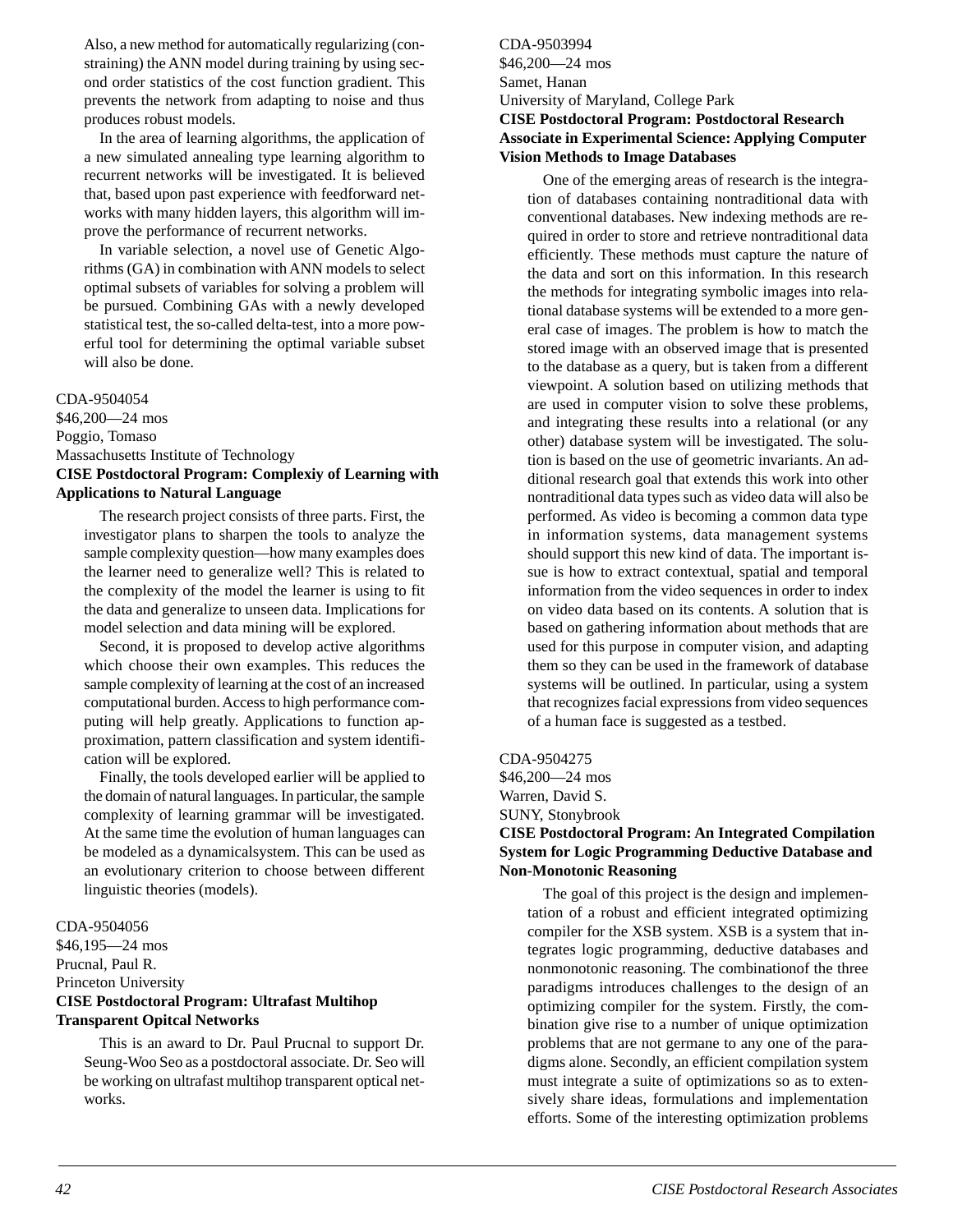Also, a new method for automatically regularizing (constraining) the ANN model during training by using second order statistics of the cost function gradient. This prevents the network from adapting to noise and thus produces robust models.

In the area of learning algorithms, the application of a new simulated annealing type learning algorithm to recurrent networks will be investigated. It is believed that, based upon past experience with feedforward networks with many hidden layers, this algorithm will improve the performance of recurrent networks.

In variable selection, a novel use of Genetic Algorithms (GA) in combination with ANN models to select optimal subsets of variables for solving a problem will be pursued. Combining GAs with a newly developed statistical test, the so-called delta-test, into a more powerful tool for determining the optimal variable subset will also be done.

CDA-9504054
$46,200—24 mos
Poggio, Tomaso
Massachusetts Institute of Technology
**CISE Postdoctoral Program: Complexiy of Learning with Applications to Natural Language**

The research project consists of three parts. First, the investigator plans to sharpen the tools to analyze the sample complexity question—how many examples does the learner need to generalize well? This is related to the complexity of the model the learner is using to fit the data and generalize to unseen data. Implications for model selection and data mining will be explored.

Second, it is proposed to develop active algorithms which choose their own examples. This reduces the sample complexity of learning at the cost of an increased computational burden. Access to high performance computing will help greatly. Applications to function approximation, pattern classification and system identification will be explored.

Finally, the tools developed earlier will be applied to the domain of natural languages. In particular, the sample complexity of learning grammar will be investigated. At the same time the evolution of human languages can be modeled as a dynamicalsystem. This can be used as an evolutionary criterion to choose between different linguistic theories (models).

CDA-9504056
$46,195—24 mos
Prucnal, Paul R.
Princeton University
**CISE Postdoctoral Program: Ultrafast Multihop Transparent Opitcal Networks**

This is an award to Dr. Paul Prucnal to support Dr. Seung-Woo Seo as a postdoctoral associate. Dr. Seo will be working on ultrafast multihop transparent optical networks.

CDA-9503994
$46,200—24 mos
Samet, Hanan
University of Maryland, College Park
**CISE Postdoctoral Program: Postdoctoral Research Associate in Experimental Science: Applying Computer Vision Methods to Image Databases**

One of the emerging areas of research is the integration of databases containing nontraditional data with conventional databases. New indexing methods are required in order to store and retrieve nontraditional data efficiently. These methods must capture the nature of the data and sort on this information. In this research the methods for integrating symbolic images into relational database systems will be extended to a more general case of images. The problem is how to match the stored image with an observed image that is presented to the database as a query, but is taken from a different viewpoint. A solution based on utilizing methods that are used in computer vision to solve these problems, and integrating these results into a relational (or any other) database system will be investigated. The solution is based on the use of geometric invariants. An additional research goal that extends this work into other nontraditional data types such as video data will also be performed. As video is becoming a common data type in information systems, data management systems should support this new kind of data. The important issue is how to extract contextual, spatial and temporal information from the video sequences in order to index on video data based on its contents. A solution that is based on gathering information about methods that are used for this purpose in computer vision, and adapting them so they can be used in the framework of database systems will be outlined. In particular, using a system that recognizes facial expressions from video sequences of a human face is suggested as a testbed.

CDA-9504275
$46,200—24 mos
Warren, David S.
SUNY, Stonybrook
**CISE Postdoctoral Program: An Integrated Compilation System for Logic Programming Deductive Database and Non-Monotonic Reasoning**

The goal of this project is the design and implementation of a robust and efficient integrated optimizing compiler for the XSB system. XSB is a system that integrates logic programming, deductive databases and nonmonotonic reasoning. The combinationof the three paradigms introduces challenges to the design of an optimizing compiler for the system. Firstly, the combination give rise to a number of unique optimization problems that are not germane to any one of the paradigms alone. Secondly, an efficient compilation system must integrate a suite of optimizations so as to extensively share ideas, formulations and implementation efforts. Some of the interesting optimization problems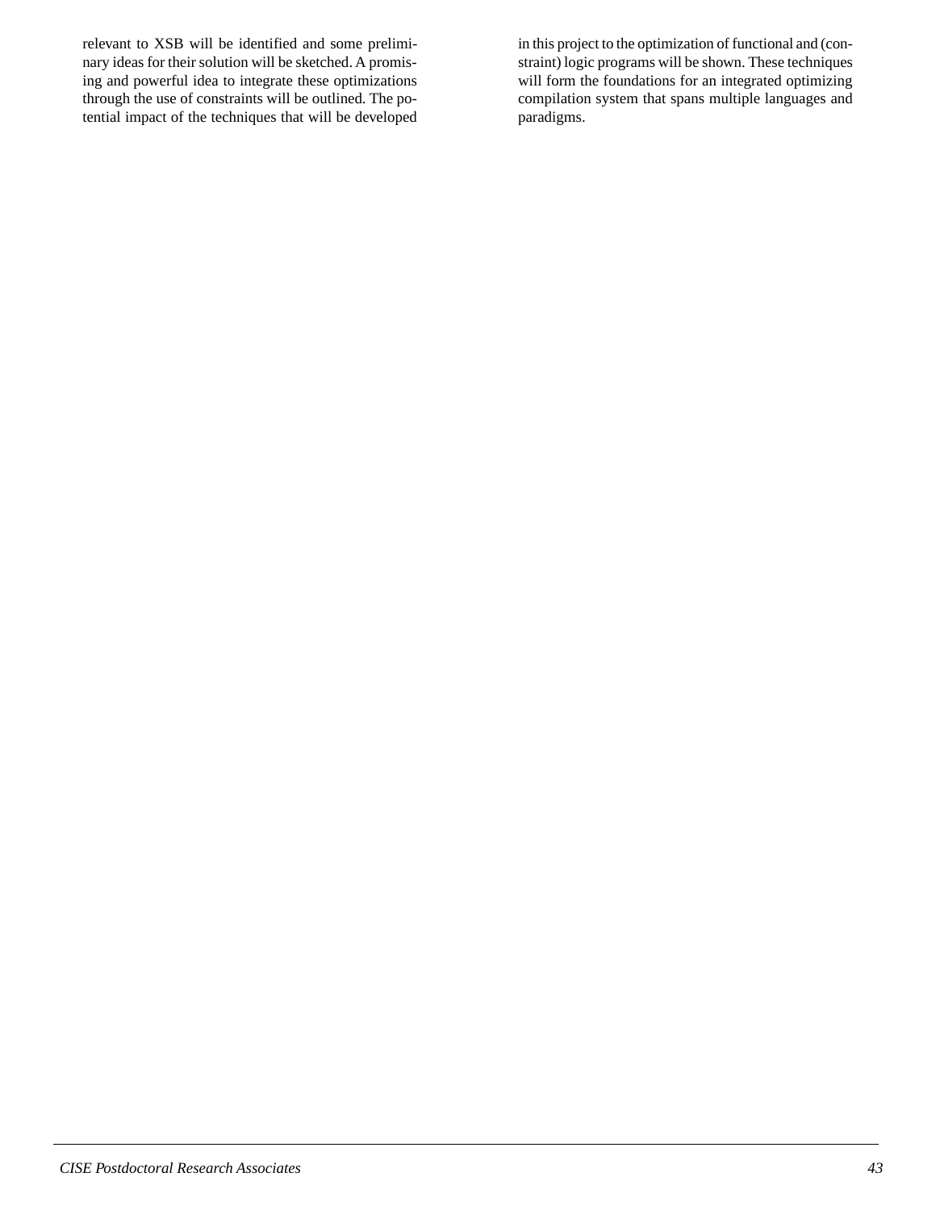relevant to XSB will be identified and some preliminary ideas for their solution will be sketched. A promising and powerful idea to integrate these optimizations through the use of constraints will be outlined. The potential impact of the techniques that will be developed in this project to the optimization of functional and (constraint) logic programs will be shown. These techniques will form the foundations for an integrated optimizing compilation system that spans multiple languages and paradigms.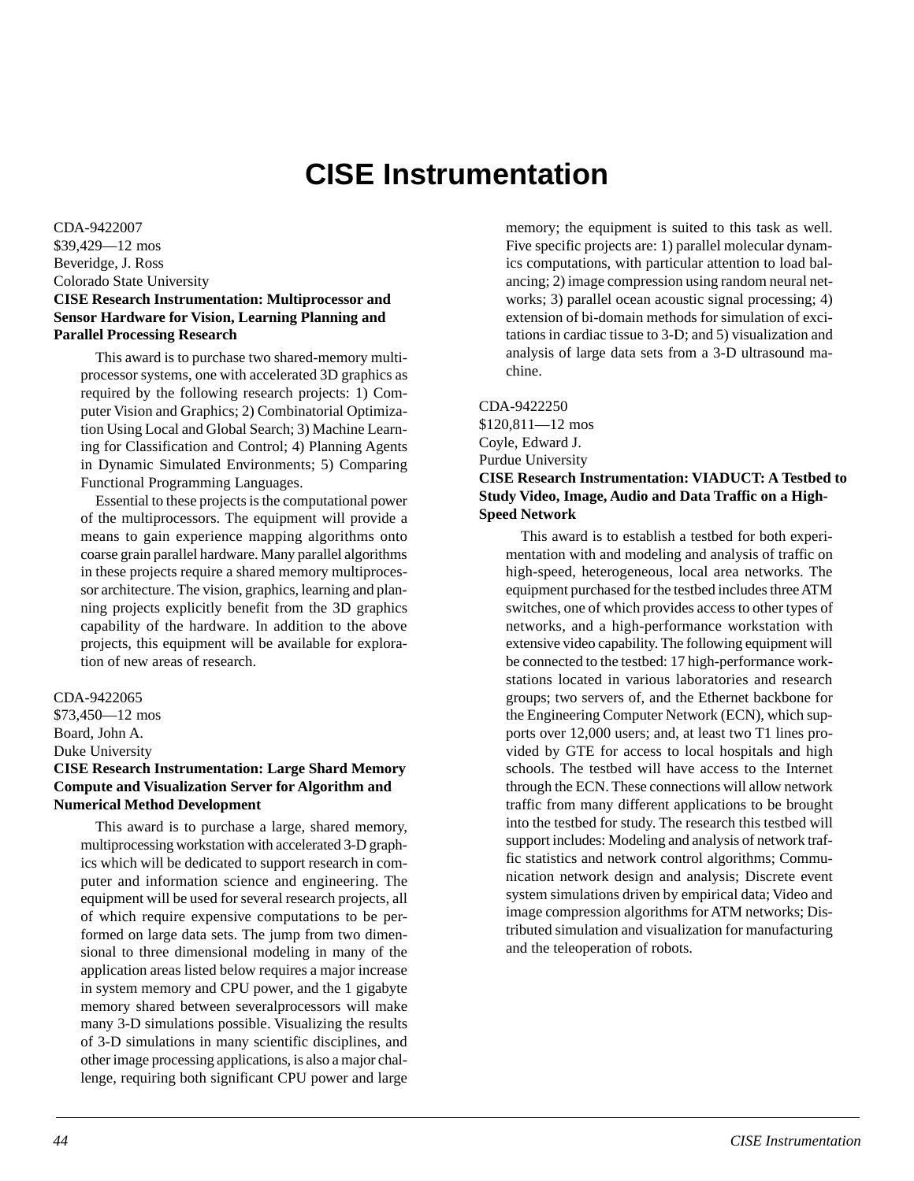# CISE Instrumentation

CDA-9422007
$39,429—12 mos
Beveridge, J. Ross
Colorado State University
**CISE Research Instrumentation: Multiprocessor and Sensor Hardware for Vision, Learning Planning and Parallel Processing Research**

This award is to purchase two shared-memory multiprocessor systems, one with accelerated 3D graphics as required by the following research projects: 1) Computer Vision and Graphics; 2) Combinatorial Optimization Using Local and Global Search; 3) Machine Learning for Classification and Control; 4) Planning Agents in Dynamic Simulated Environments; 5) Comparing Functional Programming Languages.

Essential to these projects is the computational power of the multiprocessors. The equipment will provide a means to gain experience mapping algorithms onto coarse grain parallel hardware. Many parallel algorithms in these projects require a shared memory multiprocessor architecture. The vision, graphics, learning and planning projects explicitly benefit from the 3D graphics capability of the hardware. In addition to the above projects, this equipment will be available for exploration of new areas of research.

CDA-9422065
$73,450—12 mos
Board, John A.
Duke University
**CISE Research Instrumentation: Large Shard Memory Compute and Visualization Server for Algorithm and Numerical Method Development**

This award is to purchase a large, shared memory, multiprocessing workstation with accelerated 3-D graphics which will be dedicated to support research in computer and information science and engineering. The equipment will be used for several research projects, all of which require expensive computations to be performed on large data sets. The jump from two dimensional to three dimensional modeling in many of the application areas listed below requires a major increase in system memory and CPU power, and the 1 gigabyte memory shared between severalprocessors will make many 3-D simulations possible. Visualizing the results of 3-D simulations in many scientific disciplines, and other image processing applications, is also a major challenge, requiring both significant CPU power and large memory; the equipment is suited to this task as well. Five specific projects are: 1) parallel molecular dynamics computations, with particular attention to load balancing; 2) image compression using random neural networks; 3) parallel ocean acoustic signal processing; 4) extension of bi-domain methods for simulation of excitations in cardiac tissue to 3-D; and 5) visualization and analysis of large data sets from a 3-D ultrasound machine.

CDA-9422250
$120,811—12 mos
Coyle, Edward J.
Purdue University
**CISE Research Instrumentation: VIADUCT: A Testbed to Study Video, Image, Audio and Data Traffic on a High-Speed Network**

This award is to establish a testbed for both experimentation with and modeling and analysis of traffic on high-speed, heterogeneous, local area networks. The equipment purchased for the testbed includes three ATM switches, one of which provides access to other types of networks, and a high-performance workstation with extensive video capability. The following equipment will be connected to the testbed: 17 high-performance workstations located in various laboratories and research groups; two servers of, and the Ethernet backbone for the Engineering Computer Network (ECN), which supports over 12,000 users; and, at least two T1 lines provided by GTE for access to local hospitals and high schools. The testbed will have access to the Internet through the ECN. These connections will allow network traffic from many different applications to be brought into the testbed for study. The research this testbed will support includes: Modeling and analysis of network traffic statistics and network control algorithms; Communication network design and analysis; Discrete event system simulations driven by empirical data; Video and image compression algorithms for ATM networks; Distributed simulation and visualization for manufacturing and the teleoperation of robots.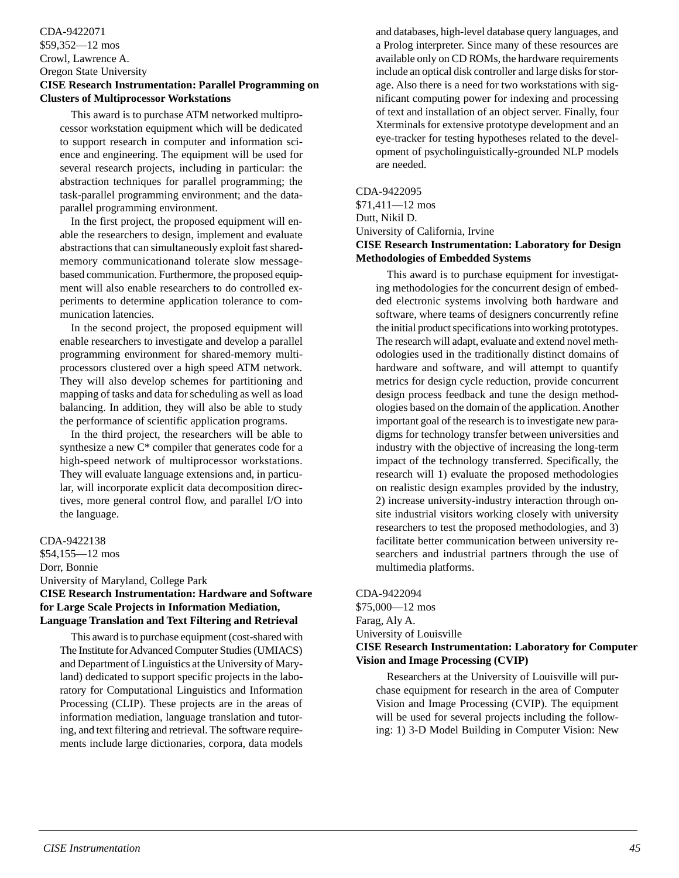CDA-9422071
$59,352—12 mos
Crowl, Lawrence A.
Oregon State University
**CISE Research Instrumentation: Parallel Programming on Clusters of Multiprocessor Workstations**

This award is to purchase ATM networked multiprocessor workstation equipment which will be dedicated to support research in computer and information science and engineering. The equipment will be used for several research projects, including in particular: the abstraction techniques for parallel programming; the task-parallel programming environment; and the data-parallel programming environment.

In the first project, the proposed equipment will enable the researchers to design, implement and evaluate abstractions that can simultaneously exploit fast shared-memory communicationand tolerate slow message-based communication. Furthermore, the proposed equipment will also enable researchers to do controlled experiments to determine application tolerance to communication latencies.

In the second project, the proposed equipment will enable researchers to investigate and develop a parallel programming environment for shared-memory multiprocessors clustered over a high speed ATM network. They will also develop schemes for partitioning and mapping of tasks and data for scheduling as well as load balancing. In addition, they will also be able to study the performance of scientific application programs.

In the third project, the researchers will be able to synthesize a new C* compiler that generates code for a high-speed network of multiprocessor workstations. They will evaluate language extensions and, in particular, will incorporate explicit data decomposition directives, more general control flow, and parallel I/O into the language.

CDA-9422138
$54,155—12 mos
Dorr, Bonnie
University of Maryland, College Park
**CISE Research Instrumentation: Hardware and Software for Large Scale Projects in Information Mediation, Language Translation and Text Filtering and Retrieval**

This award is to purchase equipment (cost-shared with The Institute for Advanced Computer Studies (UMIACS) and Department of Linguistics at the University of Maryland) dedicated to support specific projects in the laboratory for Computational Linguistics and Information Processing (CLIP). These projects are in the areas of information mediation, language translation and tutoring, and text filtering and retrieval. The software requirements include large dictionaries, corpora, data models and databases, high-level database query languages, and a Prolog interpreter. Since many of these resources are available only on CD ROMs, the hardware requirements include an optical disk controller and large disks for storage. Also there is a need for two workstations with significant computing power for indexing and processing of text and installation of an object server. Finally, four Xterminals for extensive prototype development and an eye-tracker for testing hypotheses related to the development of psycholinguistically-grounded NLP models are needed.

CDA-9422095
$71,411—12 mos
Dutt, Nikil D.
University of California, Irvine
**CISE Research Instrumentation: Laboratory for Design Methodologies of Embedded Systems**

This award is to purchase equipment for investigating methodologies for the concurrent design of embedded electronic systems involving both hardware and software, where teams of designers concurrently refine the initial product specifications into working prototypes. The research will adapt, evaluate and extend novel methodologies used in the traditionally distinct domains of hardware and software, and will attempt to quantify metrics for design cycle reduction, provide concurrent design process feedback and tune the design methodologies based on the domain of the application. Another important goal of the research is to investigate new paradigms for technology transfer between universities and industry with the objective of increasing the long-term impact of the technology transferred. Specifically, the research will 1) evaluate the proposed methodologies on realistic design examples provided by the industry, 2) increase university-industry interaction through on-site industrial visitors working closely with university researchers to test the proposed methodologies, and 3) facilitate better communication between university researchers and industrial partners through the use of multimedia platforms.

CDA-9422094
$75,000—12 mos
Farag, Aly A.
University of Louisville
**CISE Research Instrumentation: Laboratory for Computer Vision and Image Processing (CVIP)**

Researchers at the University of Louisville will purchase equipment for research in the area of Computer Vision and Image Processing (CVIP). The equipment will be used for several projects including the following: 1) 3-D Model Building in Computer Vision: New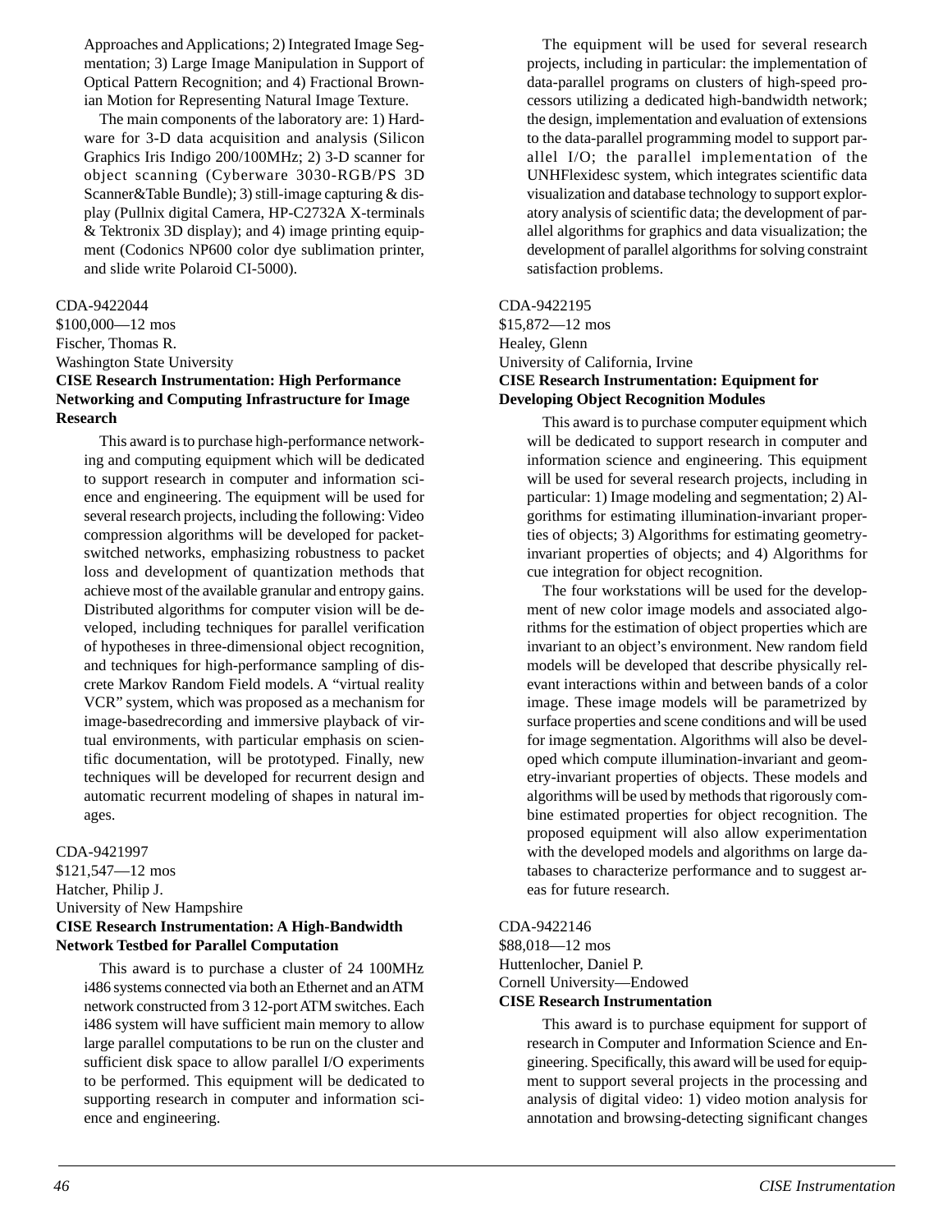Approaches and Applications; 2) Integrated Image Segmentation; 3) Large Image Manipulation in Support of Optical Pattern Recognition; and 4) Fractional Brownian Motion for Representing Natural Image Texture.

The main components of the laboratory are: 1) Hardware for 3-D data acquisition and analysis (Silicon Graphics Iris Indigo 200/100MHz; 2) 3-D scanner for object scanning (Cyberware 3030-RGB/PS 3D Scanner&Table Bundle); 3) still-image capturing & display (Pullnix digital Camera, HP-C2732A X-terminals & Tektronix 3D display); and 4) image printing equipment (Codonics NP600 color dye sublimation printer, and slide write Polaroid CI-5000).

CDA-9422044
$100,000—12 mos
Fischer, Thomas R.
Washington State University
**CISE Research Instrumentation: High Performance Networking and Computing Infrastructure for Image Research**

This award is to purchase high-performance networking and computing equipment which will be dedicated to support research in computer and information science and engineering. The equipment will be used for several research projects, including the following: Video compression algorithms will be developed for packet-switched networks, emphasizing robustness to packet loss and development of quantization methods that achieve most of the available granular and entropy gains. Distributed algorithms for computer vision will be developed, including techniques for parallel verification of hypotheses in three-dimensional object recognition, and techniques for high-performance sampling of discrete Markov Random Field models. A "virtual reality VCR" system, which was proposed as a mechanism for image-basedrecording and immersive playback of virtual environments, with particular emphasis on scientific documentation, will be prototyped. Finally, new techniques will be developed for recurrent design and automatic recurrent modeling of shapes in natural images.

CDA-9421997
$121,547—12 mos
Hatcher, Philip J.
University of New Hampshire
**CISE Research Instrumentation: A High-Bandwidth Network Testbed for Parallel Computation**

This award is to purchase a cluster of 24 100MHz i486 systems connected via both an Ethernet and an ATM network constructed from 3 12-port ATM switches. Each i486 system will have sufficient main memory to allow large parallel computations to be run on the cluster and sufficient disk space to allow parallel I/O experiments to be performed. This equipment will be dedicated to supporting research in computer and information science and engineering.

The equipment will be used for several research projects, including in particular: the implementation of data-parallel programs on clusters of high-speed processors utilizing a dedicated high-bandwidth network; the design, implementation and evaluation of extensions to the data-parallel programming model to support parallel I/O; the parallel implementation of the UNHFlexidesc system, which integrates scientific data visualization and database technology to support exploratory analysis of scientific data; the development of parallel algorithms for graphics and data visualization; the development of parallel algorithms for solving constraint satisfaction problems.

CDA-9422195
$15,872—12 mos
Healey, Glenn
University of California, Irvine
**CISE Research Instrumentation: Equipment for Developing Object Recognition Modules**

This award is to purchase computer equipment which will be dedicated to support research in computer and information science and engineering. This equipment will be used for several research projects, including in particular: 1) Image modeling and segmentation; 2) Algorithms for estimating illumination-invariant properties of objects; 3) Algorithms for estimating geometry-invariant properties of objects; and 4) Algorithms for cue integration for object recognition.

The four workstations will be used for the development of new color image models and associated algorithms for the estimation of object properties which are invariant to an object's environment. New random field models will be developed that describe physically relevant interactions within and between bands of a color image. These image models will be parametrized by surface properties and scene conditions and will be used for image segmentation. Algorithms will also be developed which compute illumination-invariant and geometry-invariant properties of objects. These models and algorithms will be used by methods that rigorously combine estimated properties for object recognition. The proposed equipment will also allow experimentation with the developed models and algorithms on large databases to characterize performance and to suggest areas for future research.

CDA-9422146
$88,018—12 mos
Huttenlocher, Daniel P.
Cornell University—Endowed
**CISE Research Instrumentation**

This award is to purchase equipment for support of research in Computer and Information Science and Engineering. Specifically, this award will be used for equipment to support several projects in the processing and analysis of digital video: 1) video motion analysis for annotation and browsing-detecting significant changes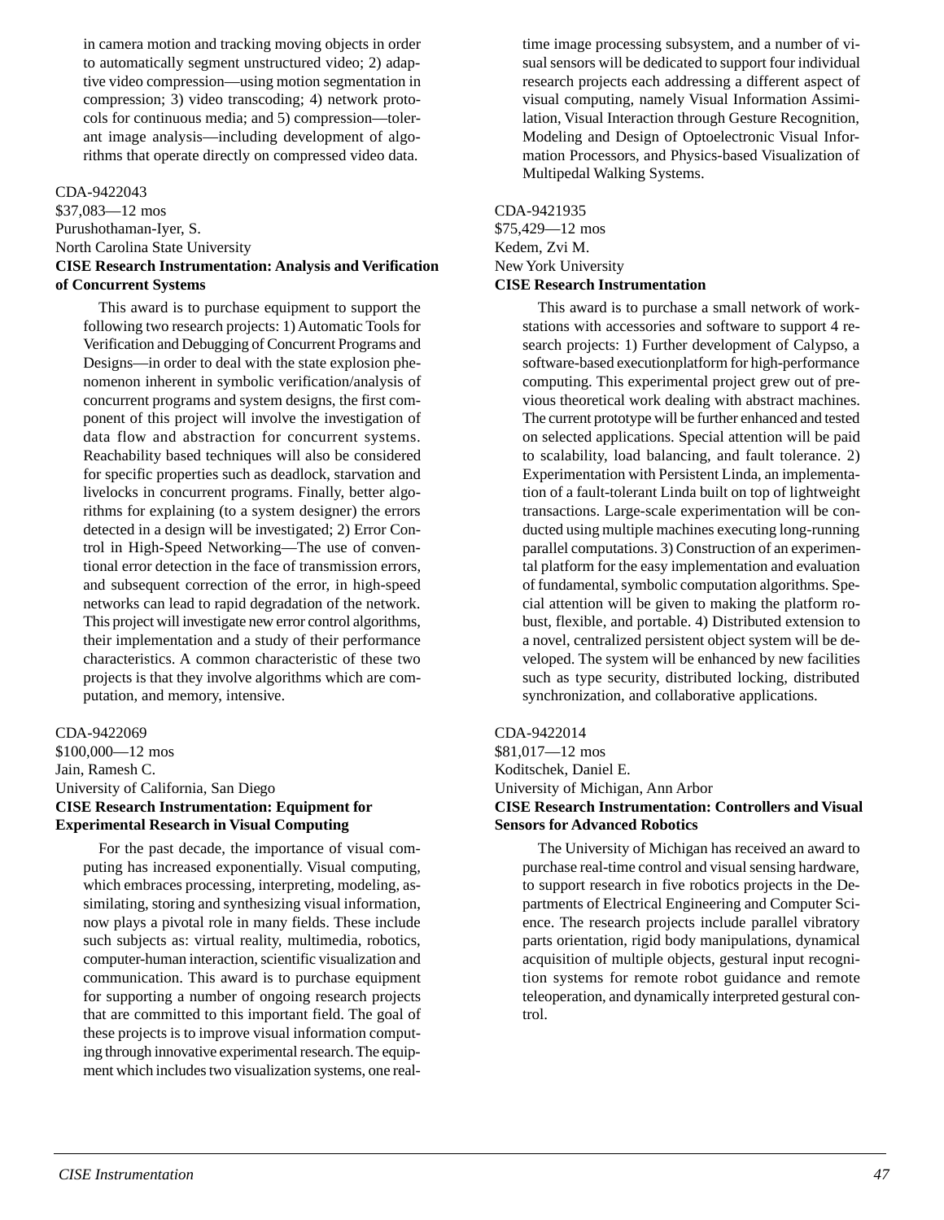in camera motion and tracking moving objects in order to automatically segment unstructured video; 2) adaptive video compression—using motion segmentation in compression; 3) video transcoding; 4) network protocols for continuous media; and 5) compression—tolerant image analysis—including development of algorithms that operate directly on compressed video data.

CDA-9422043
$37,083—12 mos
Purushothaman-Iyer, S.
North Carolina State University
**CISE Research Instrumentation: Analysis and Verification of Concurrent Systems**

This award is to purchase equipment to support the following two research projects: 1) Automatic Tools for Verification and Debugging of Concurrent Programs and Designs—in order to deal with the state explosion phenomenon inherent in symbolic verification/analysis of concurrent programs and system designs, the first component of this project will involve the investigation of data flow and abstraction for concurrent systems. Reachability based techniques will also be considered for specific properties such as deadlock, starvation and livelocks in concurrent programs. Finally, better algorithms for explaining (to a system designer) the errors detected in a design will be investigated; 2) Error Control in High-Speed Networking—The use of conventional error detection in the face of transmission errors, and subsequent correction of the error, in high-speed networks can lead to rapid degradation of the network. This project will investigate new error control algorithms, their implementation and a study of their performance characteristics. A common characteristic of these two projects is that they involve algorithms which are computation, and memory, intensive.

CDA-9422069
$100,000—12 mos
Jain, Ramesh C.
University of California, San Diego
**CISE Research Instrumentation: Equipment for Experimental Research in Visual Computing**

For the past decade, the importance of visual computing has increased exponentially. Visual computing, which embraces processing, interpreting, modeling, assimilating, storing and synthesizing visual information, now plays a pivotal role in many fields. These include such subjects as: virtual reality, multimedia, robotics, computer-human interaction, scientific visualization and communication. This award is to purchase equipment for supporting a number of ongoing research projects that are committed to this important field. The goal of these projects is to improve visual information computing through innovative experimental research. The equipment which includes two visualization systems, one real-time image processing subsystem, and a number of visual sensors will be dedicated to support four individual research projects each addressing a different aspect of visual computing, namely Visual Information Assimilation, Visual Interaction through Gesture Recognition, Modeling and Design of Optoelectronic Visual Information Processors, and Physics-based Visualization of Multipedal Walking Systems.

CDA-9421935
$75,429—12 mos
Kedem, Zvi M.
New York University
**CISE Research Instrumentation**

This award is to purchase a small network of workstations with accessories and software to support 4 research projects: 1) Further development of Calypso, a software-based executionplatform for high-performance computing. This experimental project grew out of previous theoretical work dealing with abstract machines. The current prototype will be further enhanced and tested on selected applications. Special attention will be paid to scalability, load balancing, and fault tolerance. 2) Experimentation with Persistent Linda, an implementation of a fault-tolerant Linda built on top of lightweight transactions. Large-scale experimentation will be conducted using multiple machines executing long-running parallel computations. 3) Construction of an experimental platform for the easy implementation and evaluation of fundamental, symbolic computation algorithms. Special attention will be given to making the platform robust, flexible, and portable. 4) Distributed extension to a novel, centralized persistent object system will be developed. The system will be enhanced by new facilities such as type security, distributed locking, distributed synchronization, and collaborative applications.

CDA-9422014
$81,017—12 mos
Koditschek, Daniel E.
University of Michigan, Ann Arbor
**CISE Research Instrumentation: Controllers and Visual Sensors for Advanced Robotics**

The University of Michigan has received an award to purchase real-time control and visual sensing hardware, to support research in five robotics projects in the Departments of Electrical Engineering and Computer Science. The research projects include parallel vibratory parts orientation, rigid body manipulations, dynamical acquisition of multiple objects, gestural input recognition systems for remote robot guidance and remote teleoperation, and dynamically interpreted gestural control.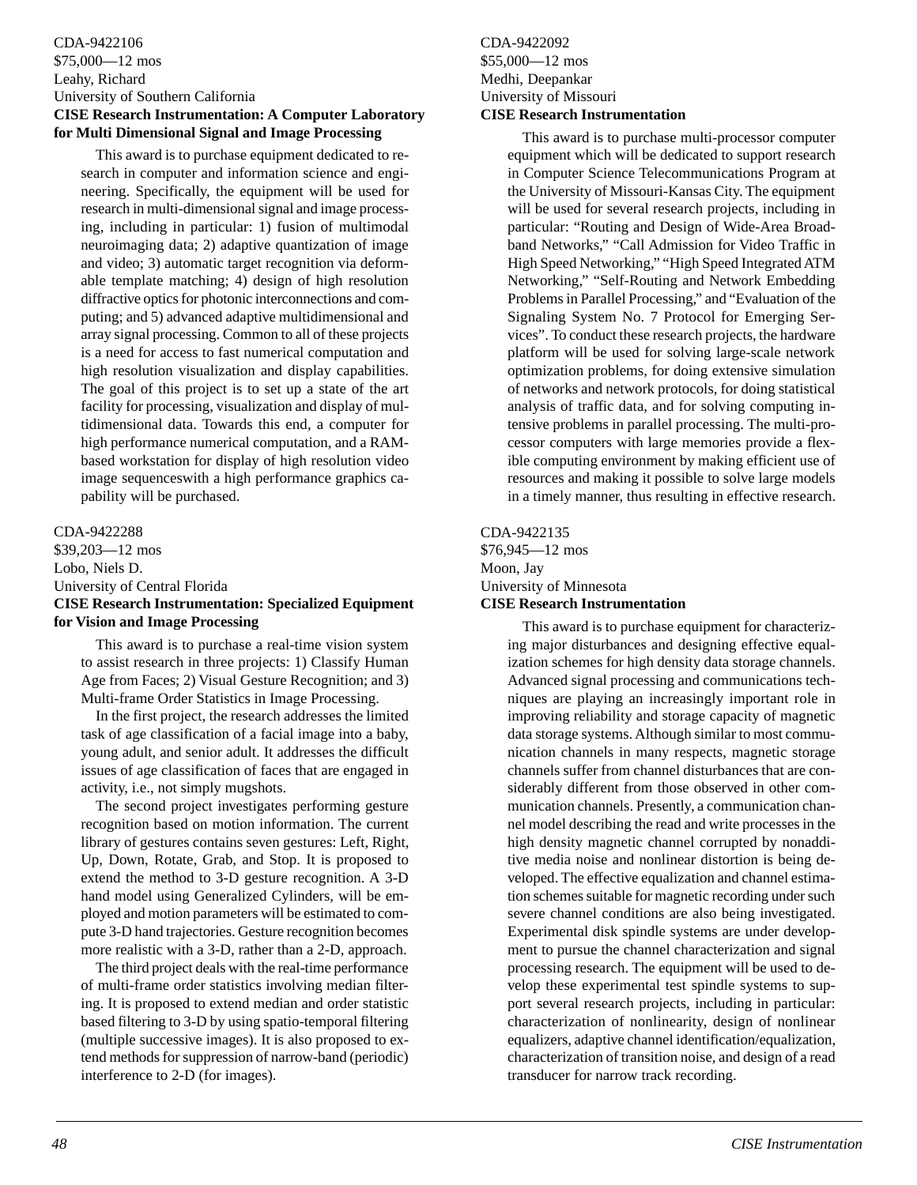CDA-9422106
$75,000—12 mos
Leahy, Richard
University of Southern California
**CISE Research Instrumentation: A Computer Laboratory for Multi Dimensional Signal and Image Processing**

This award is to purchase equipment dedicated to research in computer and information science and engineering. Specifically, the equipment will be used for research in multi-dimensional signal and image processing, including in particular: 1) fusion of multimodal neuroimaging data; 2) adaptive quantization of image and video; 3) automatic target recognition via deformable template matching; 4) design of high resolution diffractive optics for photonic interconnections and computing; and 5) advanced adaptive multidimensional and array signal processing. Common to all of these projects is a need for access to fast numerical computation and high resolution visualization and display capabilities. The goal of this project is to set up a state of the art facility for processing, visualization and display of multidimensional data. Towards this end, a computer for high performance numerical computation, and a RAM-based workstation for display of high resolution video image sequenceswith a high performance graphics capability will be purchased.

CDA-9422288
$39,203—12 mos
Lobo, Niels D.
University of Central Florida
**CISE Research Instrumentation: Specialized Equipment for Vision and Image Processing**

This award is to purchase a real-time vision system to assist research in three projects: 1) Classify Human Age from Faces; 2) Visual Gesture Recognition; and 3) Multi-frame Order Statistics in Image Processing.

In the first project, the research addresses the limited task of age classification of a facial image into a baby, young adult, and senior adult. It addresses the difficult issues of age classification of faces that are engaged in activity, i.e., not simply mugshots.

The second project investigates performing gesture recognition based on motion information. The current library of gestures contains seven gestures: Left, Right, Up, Down, Rotate, Grab, and Stop. It is proposed to extend the method to 3-D gesture recognition. A 3-D hand model using Generalized Cylinders, will be employed and motion parameters will be estimated to compute 3-D hand trajectories. Gesture recognition becomes more realistic with a 3-D, rather than a 2-D, approach.

The third project deals with the real-time performance of multi-frame order statistics involving median filtering. It is proposed to extend median and order statistic based filtering to 3-D by using spatio-temporal filtering (multiple successive images). It is also proposed to extend methods for suppression of narrow-band (periodic) interference to 2-D (for images).

CDA-9422092
$55,000—12 mos
Medhi, Deepankar
University of Missouri
**CISE Research Instrumentation**

This award is to purchase multi-processor computer equipment which will be dedicated to support research in Computer Science Telecommunications Program at the University of Missouri-Kansas City. The equipment will be used for several research projects, including in particular: "Routing and Design of Wide-Area Broadband Networks," "Call Admission for Video Traffic in High Speed Networking," "High Speed Integrated ATM Networking," "Self-Routing and Network Embedding Problems in Parallel Processing," and "Evaluation of the Signaling System No. 7 Protocol for Emerging Services". To conduct these research projects, the hardware platform will be used for solving large-scale network optimization problems, for doing extensive simulation of networks and network protocols, for doing statistical analysis of traffic data, and for solving computing intensive problems in parallel processing. The multi-processor computers with large memories provide a flexible computing environment by making efficient use of resources and making it possible to solve large models in a timely manner, thus resulting in effective research.

CDA-9422135
$76,945—12 mos
Moon, Jay
University of Minnesota
**CISE Research Instrumentation**

This award is to purchase equipment for characterizing major disturbances and designing effective equalization schemes for high density data storage channels. Advanced signal processing and communications techniques are playing an increasingly important role in improving reliability and storage capacity of magnetic data storage systems. Although similar to most communication channels in many respects, magnetic storage channels suffer from channel disturbances that are considerably different from those observed in other communication channels. Presently, a communication channel model describing the read and write processes in the high density magnetic channel corrupted by nonadditive media noise and nonlinear distortion is being developed. The effective equalization and channel estimation schemes suitable for magnetic recording under such severe channel conditions are also being investigated. Experimental disk spindle systems are under development to pursue the channel characterization and signal processing research. The equipment will be used to develop these experimental test spindle systems to support several research projects, including in particular: characterization of nonlinearity, design of nonlinear equalizers, adaptive channel identification/equalization, characterization of transition noise, and design of a read transducer for narrow track recording.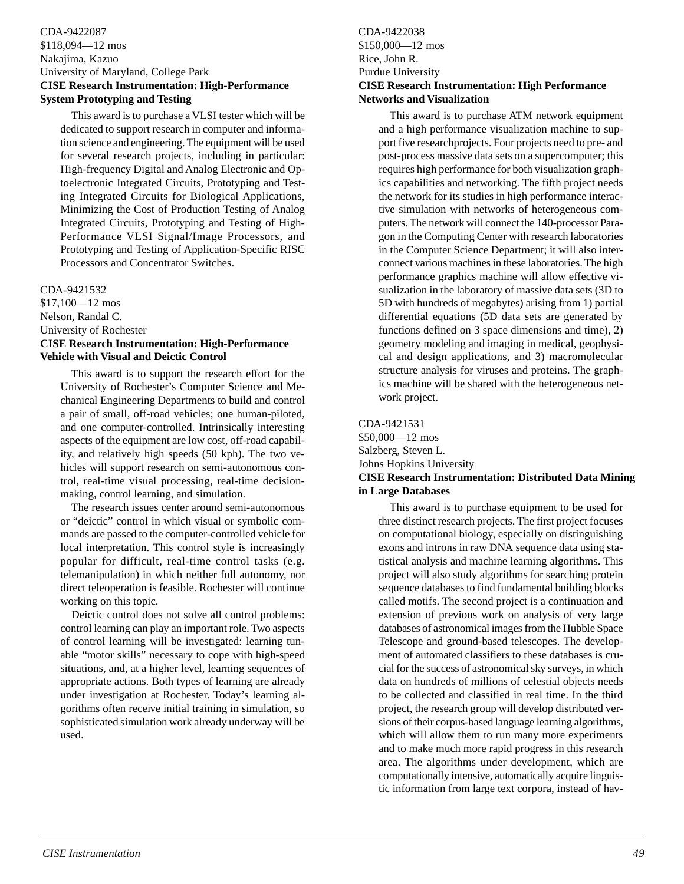CDA-9422087
$118,094—12 mos
Nakajima, Kazuo
University of Maryland, College Park
**CISE Research Instrumentation: High-Performance System Prototyping and Testing**

This award is to purchase a VLSI tester which will be dedicated to support research in computer and information science and engineering. The equipment will be used for several research projects, including in particular: High-frequency Digital and Analog Electronic and Optoelectronic Integrated Circuits, Prototyping and Testing Integrated Circuits for Biological Applications, Minimizing the Cost of Production Testing of Analog Integrated Circuits, Prototyping and Testing of High-Performance VLSI Signal/Image Processors, and Prototyping and Testing of Application-Specific RISC Processors and Concentrator Switches.

CDA-9421532
$17,100—12 mos
Nelson, Randal C.
University of Rochester
**CISE Research Instrumentation: High-Performance Vehicle with Visual and Deictic Control**

This award is to support the research effort for the University of Rochester's Computer Science and Mechanical Engineering Departments to build and control a pair of small, off-road vehicles; one human-piloted, and one computer-controlled. Intrinsically interesting aspects of the equipment are low cost, off-road capability, and relatively high speeds (50 kph). The two vehicles will support research on semi-autonomous control, real-time visual processing, real-time decision-making, control learning, and simulation.

The research issues center around semi-autonomous or "deictic" control in which visual or symbolic commands are passed to the computer-controlled vehicle for local interpretation. This control style is increasingly popular for difficult, real-time control tasks (e.g. telemanipulation) in which neither full autonomy, nor direct teleoperation is feasible. Rochester will continue working on this topic.

Deictic control does not solve all control problems: control learning can play an important role. Two aspects of control learning will be investigated: learning tunable "motor skills" necessary to cope with high-speed situations, and, at a higher level, learning sequences of appropriate actions. Both types of learning are already under investigation at Rochester. Today's learning algorithms often receive initial training in simulation, so sophisticated simulation work already underway will be used.

CDA-9422038
$150,000—12 mos
Rice, John R.
Purdue University
**CISE Research Instrumentation: High Performance Networks and Visualization**

This award is to purchase ATM network equipment and a high performance visualization machine to support five researchprojects. Four projects need to pre- and post-process massive data sets on a supercomputer; this requires high performance for both visualization graphics capabilities and networking. The fifth project needs the network for its studies in high performance interactive simulation with networks of heterogeneous computers. The network will connect the 140-processor Paragon in the Computing Center with research laboratories in the Computer Science Department; it will also interconnect various machines in these laboratories. The high performance graphics machine will allow effective visualization in the laboratory of massive data sets (3D to 5D with hundreds of megabytes) arising from 1) partial differential equations (5D data sets are generated by functions defined on 3 space dimensions and time), 2) geometry modeling and imaging in medical, geophysical and design applications, and 3) macromolecular structure analysis for viruses and proteins. The graphics machine will be shared with the heterogeneous network project.

CDA-9421531
$50,000—12 mos
Salzberg, Steven L.
Johns Hopkins University
**CISE Research Instrumentation: Distributed Data Mining in Large Databases**

This award is to purchase equipment to be used for three distinct research projects. The first project focuses on computational biology, especially on distinguishing exons and introns in raw DNA sequence data using statistical analysis and machine learning algorithms. This project will also study algorithms for searching protein sequence databases to find fundamental building blocks called motifs. The second project is a continuation and extension of previous work on analysis of very large databases of astronomical images from the Hubble Space Telescope and ground-based telescopes. The development of automated classifiers to these databases is crucial for the success of astronomical sky surveys, in which data on hundreds of millions of celestial objects needs to be collected and classified in real time. In the third project, the research group will develop distributed versions of their corpus-based language learning algorithms, which will allow them to run many more experiments and to make much more rapid progress in this research area. The algorithms under development, which are computationally intensive, automatically acquire linguistic information from large text corpora, instead of hav-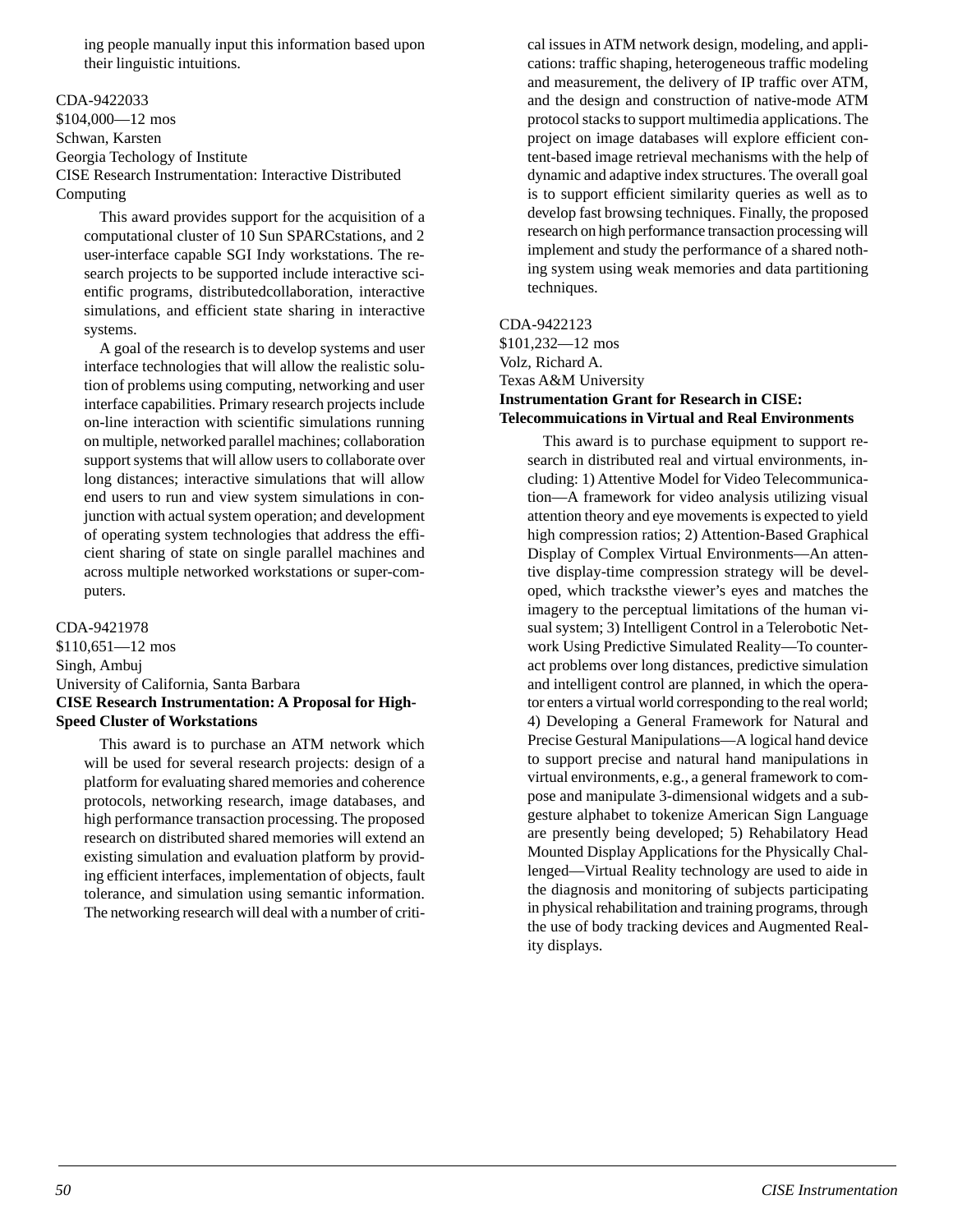ing people manually input this information based upon their linguistic intuitions.

CDA-9422033
$104,000—12 mos
Schwan, Karsten
Georgia Techology of Institute
CISE Research Instrumentation: Interactive Distributed Computing

This award provides support for the acquisition of a computational cluster of 10 Sun SPARCstations, and 2 user-interface capable SGI Indy workstations. The research projects to be supported include interactive scientific programs, distributedcollaboration, interactive simulations, and efficient state sharing in interactive systems.

A goal of the research is to develop systems and user interface technologies that will allow the realistic solution of problems using computing, networking and user interface capabilities. Primary research projects include on-line interaction with scientific simulations running on multiple, networked parallel machines; collaboration support systems that will allow users to collaborate over long distances; interactive simulations that will allow end users to run and view system simulations in conjunction with actual system operation; and development of operating system technologies that address the efficient sharing of state on single parallel machines and across multiple networked workstations or super-computers.

CDA-9421978
$110,651—12 mos
Singh, Ambuj
University of California, Santa Barbara
**CISE Research Instrumentation: A Proposal for High-Speed Cluster of Workstations**

This award is to purchase an ATM network which will be used for several research projects: design of a platform for evaluating shared memories and coherence protocols, networking research, image databases, and high performance transaction processing. The proposed research on distributed shared memories will extend an existing simulation and evaluation platform by providing efficient interfaces, implementation of objects, fault tolerance, and simulation using semantic information. The networking research will deal with a number of critical issues in ATM network design, modeling, and applications: traffic shaping, heterogeneous traffic modeling and measurement, the delivery of IP traffic over ATM, and the design and construction of native-mode ATM protocol stacks to support multimedia applications. The project on image databases will explore efficient content-based image retrieval mechanisms with the help of dynamic and adaptive index structures. The overall goal is to support efficient similarity queries as well as to develop fast browsing techniques. Finally, the proposed research on high performance transaction processing will implement and study the performance of a shared nothing system using weak memories and data partitioning techniques.

CDA-9422123
$101,232—12 mos
Volz, Richard A.
Texas A&M University
**Instrumentation Grant for Research in CISE: Telecommuications in Virtual and Real Environments**

This award is to purchase equipment to support research in distributed real and virtual environments, including: 1) Attentive Model for Video Telecommunication—A framework for video analysis utilizing visual attention theory and eye movements is expected to yield high compression ratios; 2) Attention-Based Graphical Display of Complex Virtual Environments—An attentive display-time compression strategy will be developed, which tracksthe viewer's eyes and matches the imagery to the perceptual limitations of the human visual system; 3) Intelligent Control in a Telerobotic Network Using Predictive Simulated Reality—To counteract problems over long distances, predictive simulation and intelligent control are planned, in which the operator enters a virtual world corresponding to the real world; 4) Developing a General Framework for Natural and Precise Gestural Manipulations—A logical hand device to support precise and natural hand manipulations in virtual environments, e.g., a general framework to compose and manipulate 3-dimensional widgets and a subgesture alphabet to tokenize American Sign Language are presently being developed; 5) Rehabilatory Head Mounted Display Applications for the Physically Challenged—Virtual Reality technology are used to aide in the diagnosis and monitoring of subjects participating in physical rehabilitation and training programs, through the use of body tracking devices and Augmented Reality displays.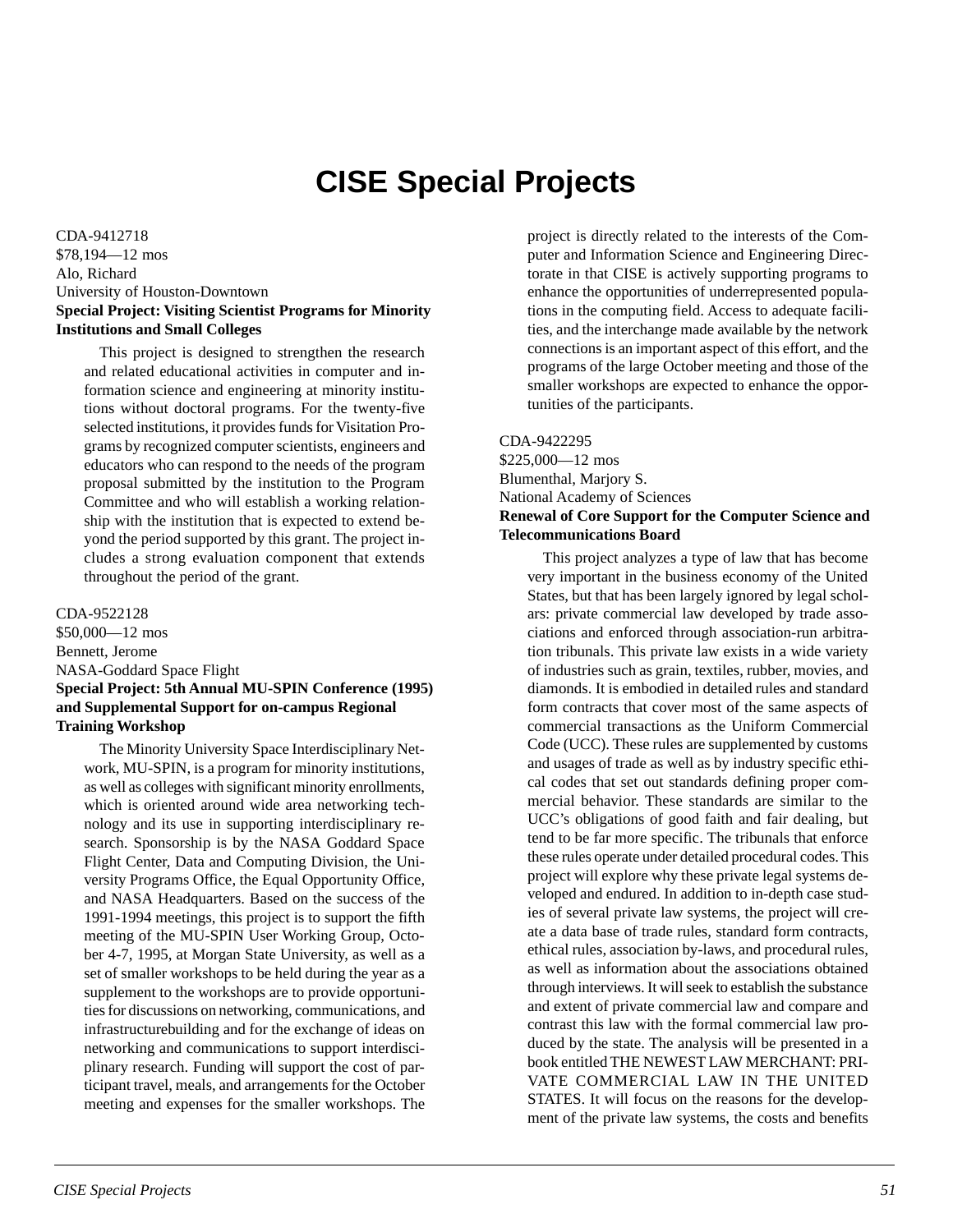# CISE Special Projects

CDA-9412718
$78,194—12 mos
Alo, Richard
University of Houston-Downtown
**Special Project: Visiting Scientist Programs for Minority Institutions and Small Colleges**

This project is designed to strengthen the research and related educational activities in computer and information science and engineering at minority institutions without doctoral programs. For the twenty-five selected institutions, it provides funds for Visitation Programs by recognized computer scientists, engineers and educators who can respond to the needs of the program proposal submitted by the institution to the Program Committee and who will establish a working relationship with the institution that is expected to extend beyond the period supported by this grant. The project includes a strong evaluation component that extends throughout the period of the grant.

CDA-9522128
$50,000—12 mos
Bennett, Jerome
NASA-Goddard Space Flight
**Special Project: 5th Annual MU-SPIN Conference (1995) and Supplemental Support for on-campus Regional Training Workshop**

The Minority University Space Interdisciplinary Network, MU-SPIN, is a program for minority institutions, as well as colleges with significant minority enrollments, which is oriented around wide area networking technology and its use in supporting interdisciplinary research. Sponsorship is by the NASA Goddard Space Flight Center, Data and Computing Division, the University Programs Office, the Equal Opportunity Office, and NASA Headquarters. Based on the success of the 1991-1994 meetings, this project is to support the fifth meeting of the MU-SPIN User Working Group, October 4-7, 1995, at Morgan State University, as well as a set of smaller workshops to be held during the year as a supplement to the workshops are to provide opportunities for discussions on networking, communications, and infrastructurebuilding and for the exchange of ideas on networking and communications to support interdisciplinary research. Funding will support the cost of participant travel, meals, and arrangements for the October meeting and expenses for the smaller workshops. The project is directly related to the interests of the Computer and Information Science and Engineering Directorate in that CISE is actively supporting programs to enhance the opportunities of underrepresented populations in the computing field. Access to adequate facilities, and the interchange made available by the network connections is an important aspect of this effort, and the programs of the large October meeting and those of the smaller workshops are expected to enhance the opportunities of the participants.

CDA-9422295
$225,000—12 mos
Blumenthal, Marjory S.
National Academy of Sciences
**Renewal of Core Support for the Computer Science and Telecommunications Board**

This project analyzes a type of law that has become very important in the business economy of the United States, but that has been largely ignored by legal scholars: private commercial law developed by trade associations and enforced through association-run arbitration tribunals. This private law exists in a wide variety of industries such as grain, textiles, rubber, movies, and diamonds. It is embodied in detailed rules and standard form contracts that cover most of the same aspects of commercial transactions as the Uniform Commercial Code (UCC). These rules are supplemented by customs and usages of trade as well as by industry specific ethical codes that set out standards defining proper commercial behavior. These standards are similar to the UCC's obligations of good faith and fair dealing, but tend to be far more specific. The tribunals that enforce these rules operate under detailed procedural codes. This project will explore why these private legal systems developed and endured. In addition to in-depth case studies of several private law systems, the project will create a data base of trade rules, standard form contracts, ethical rules, association by-laws, and procedural rules, as well as information about the associations obtained through interviews. It will seek to establish the substance and extent of private commercial law and compare and contrast this law with the formal commercial law produced by the state. The analysis will be presented in a book entitled THE NEWEST LAW MERCHANT: PRIVATE COMMERCIAL LAW IN THE UNITED STATES. It will focus on the reasons for the development of the private law systems, the costs and benefits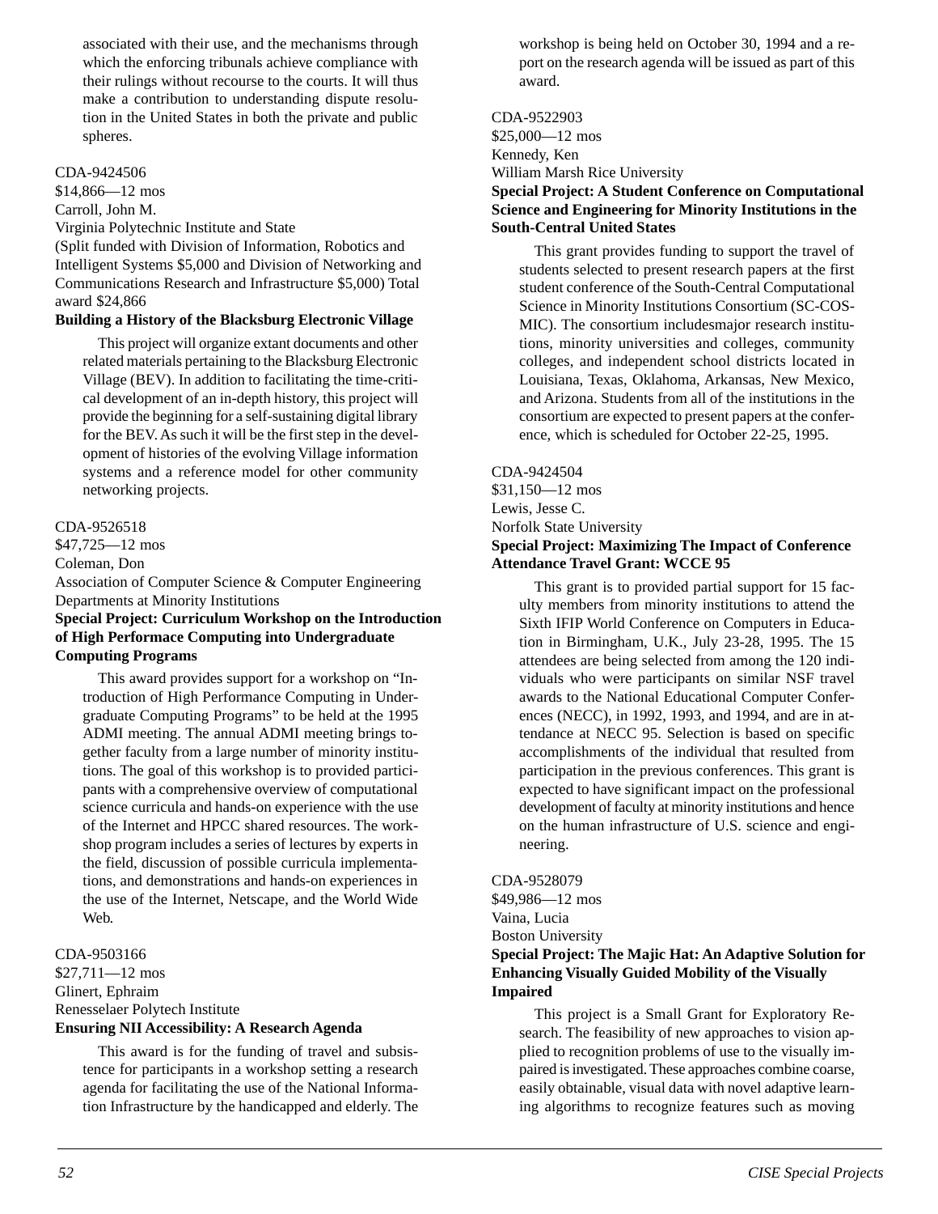associated with their use, and the mechanisms through which the enforcing tribunals achieve compliance with their rulings without recourse to the courts. It will thus make a contribution to understanding dispute resolution in the United States in both the private and public spheres.

CDA-9424506
$14,866—12 mos
Carroll, John M.
Virginia Polytechnic Institute and State
(Split funded with Division of Information, Robotics and Intelligent Systems $5,000 and Division of Networking and Communications Research and Infrastructure $5,000) Total award $24,866

**Building a History of the Blacksburg Electronic Village**

This project will organize extant documents and other related materials pertaining to the Blacksburg Electronic Village (BEV). In addition to facilitating the time-critical development of an in-depth history, this project will provide the beginning for a self-sustaining digital library for the BEV. As such it will be the first step in the development of histories of the evolving Village information systems and a reference model for other community networking projects.

CDA-9526518
$47,725—12 mos
Coleman, Don
Association of Computer Science & Computer Engineering Departments at Minority Institutions

**Special Project: Curriculum Workshop on the Introduction of High Performace Computing into Undergraduate Computing Programs**

This award provides support for a workshop on "Introduction of High Performance Computing in Undergraduate Computing Programs" to be held at the 1995 ADMI meeting. The annual ADMI meeting brings together faculty from a large number of minority institutions. The goal of this workshop is to provided participants with a comprehensive overview of computational science curricula and hands-on experience with the use of the Internet and HPCC shared resources. The workshop program includes a series of lectures by experts in the field, discussion of possible curricula implementations, and demonstrations and hands-on experiences in the use of the Internet, Netscape, and the World Wide Web.

CDA-9503166
$27,711—12 mos
Glinert, Ephraim
Renesselaer Polytech Institute

**Ensuring NII Accessibility: A Research Agenda**

This award is for the funding of travel and subsistence for participants in a workshop setting a research agenda for facilitating the use of the National Information Infrastructure by the handicapped and elderly. The workshop is being held on October 30, 1994 and a report on the research agenda will be issued as part of this award.

CDA-9522903
$25,000—12 mos
Kennedy, Ken
William Marsh Rice University

**Special Project: A Student Conference on Computational Science and Engineering for Minority Institutions in the South-Central United States**

This grant provides funding to support the travel of students selected to present research papers at the first student conference of the South-Central Computational Science in Minority Institutions Consortium (SC-COSMIC). The consortium includesmajor research institutions, minority universities and colleges, community colleges, and independent school districts located in Louisiana, Texas, Oklahoma, Arkansas, New Mexico, and Arizona. Students from all of the institutions in the consortium are expected to present papers at the conference, which is scheduled for October 22-25, 1995.

CDA-9424504
$31,150—12 mos
Lewis, Jesse C.
Norfolk State University

**Special Project: Maximizing The Impact of Conference Attendance Travel Grant: WCCE 95**

This grant is to provided partial support for 15 faculty members from minority institutions to attend the Sixth IFIP World Conference on Computers in Education in Birmingham, U.K., July 23-28, 1995. The 15 attendees are being selected from among the 120 individuals who were participants on similar NSF travel awards to the National Educational Computer Conferences (NECC), in 1992, 1993, and 1994, and are in attendance at NECC 95. Selection is based on specific accomplishments of the individual that resulted from participation in the previous conferences. This grant is expected to have significant impact on the professional development of faculty at minority institutions and hence on the human infrastructure of U.S. science and engineering.

CDA-9528079
$49,986—12 mos
Vaina, Lucia
Boston University

**Special Project: The Majic Hat: An Adaptive Solution for Enhancing Visually Guided Mobility of the Visually Impaired**

This project is a Small Grant for Exploratory Research. The feasibility of new approaches to vision applied to recognition problems of use to the visually impaired is investigated. These approaches combine coarse, easily obtainable, visual data with novel adaptive learning algorithms to recognize features such as moving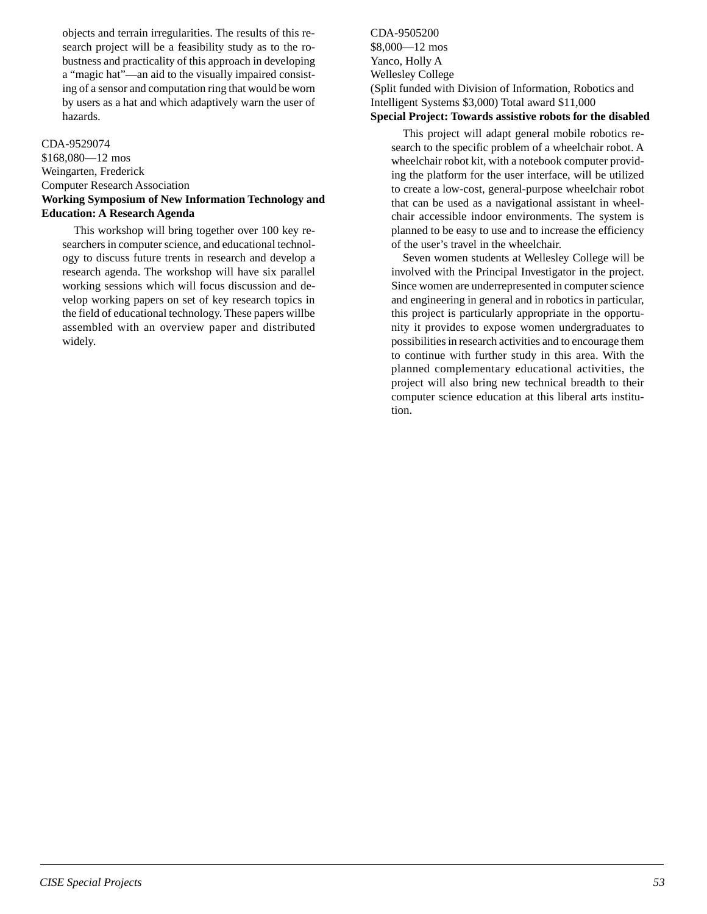objects and terrain irregularities. The results of this research project will be a feasibility study as to the robustness and practicality of this approach in developing a "magic hat"—an aid to the visually impaired consisting of a sensor and computation ring that would be worn by users as a hat and which adaptively warn the user of hazards.

CDA-9529074
$168,080—12 mos
Weingarten, Frederick
Computer Research Association
**Working Symposium of New Information Technology and Education: A Research Agenda**

This workshop will bring together over 100 key researchers in computer science, and educational technology to discuss future trents in research and develop a research agenda. The workshop will have six parallel working sessions which will focus discussion and develop working papers on set of key research topics in the field of educational technology. These papers willbe assembled with an overview paper and distributed widely.

CDA-9505200
$8,000—12 mos
Yanco, Holly A
Wellesley College
(Split funded with Division of Information, Robotics and Intelligent Systems $3,000) Total award $11,000
**Special Project: Towards assistive robots for the disabled**

This project will adapt general mobile robotics research to the specific problem of a wheelchair robot. A wheelchair robot kit, with a notebook computer providing the platform for the user interface, will be utilized to create a low-cost, general-purpose wheelchair robot that can be used as a navigational assistant in wheelchair accessible indoor environments. The system is planned to be easy to use and to increase the efficiency of the user's travel in the wheelchair.

Seven women students at Wellesley College will be involved with the Principal Investigator in the project. Since women are underrepresented in computer science and engineering in general and in robotics in particular, this project is particularly appropriate in the opportunity it provides to expose women undergraduates to possibilities in research activities and to encourage them to continue with further study in this area. With the planned complementary educational activities, the project will also bring new technical breadth to their computer science education at this liberal arts institution.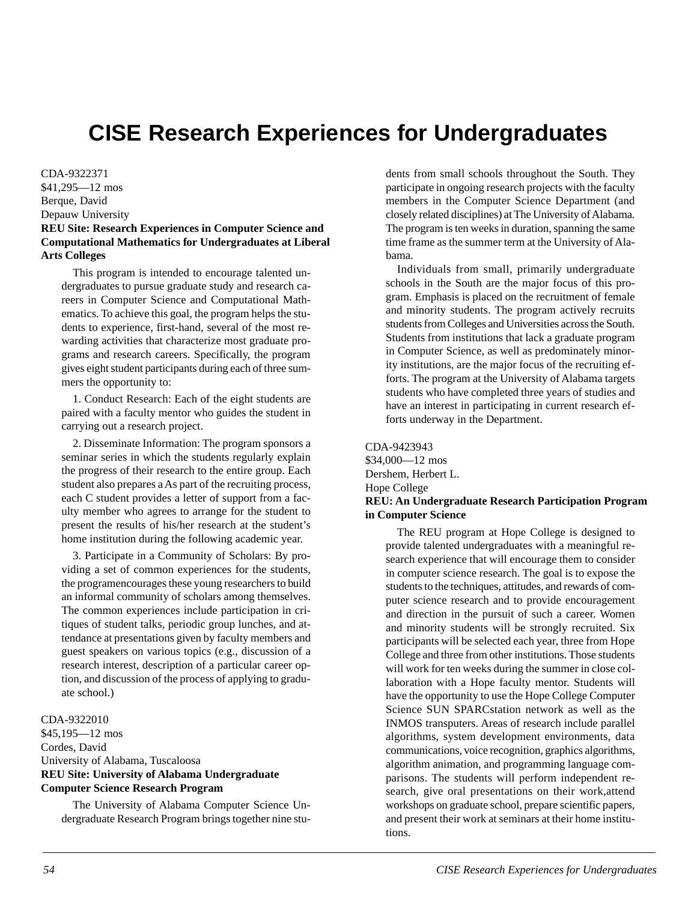# CISE Research Experiences for Undergraduates

CDA-9322371
$41,295—12 mos
Berque, David
Depauw University
**REU Site: Research Experiences in Computer Science and Computational Mathematics for Undergraduates at Liberal Arts Colleges**

This program is intended to encourage talented undergraduates to pursue graduate study and research careers in Computer Science and Computational Mathematics. To achieve this goal, the program helps the students to experience, first-hand, several of the most rewarding activities that characterize most graduate programs and research careers. Specifically, the program gives eight student participants during each of three summers the opportunity to:

1. Conduct Research: Each of the eight students are paired with a faculty mentor who guides the student in carrying out a research project.

2. Disseminate Information: The program sponsors a seminar series in which the students regularly explain the progress of their research to the entire group. Each student also prepares a As part of the recruiting process, each C student provides a letter of support from a faculty member who agrees to arrange for the student to present the results of his/her research at the student's home institution during the following academic year.

3. Participate in a Community of Scholars: By providing a set of common experiences for the students, the programencourages these young researchers to build an informal community of scholars among themselves. The common experiences include participation in critiques of student talks, periodic group lunches, and attendance at presentations given by faculty members and guest speakers on various topics (e.g., discussion of a research interest, description of a particular career option, and discussion of the process of applying to graduate school.)

CDA-9322010
$45,195—12 mos
Cordes, David
University of Alabama, Tuscaloosa
**REU Site: University of Alabama Undergraduate Computer Science Research Program**

The University of Alabama Computer Science Undergraduate Research Program brings together nine students from small schools throughout the South. They participate in ongoing research projects with the faculty members in the Computer Science Department (and closely related disciplines) at The University of Alabama. The program is ten weeks in duration, spanning the same time frame as the summer term at the University of Alabama.

Individuals from small, primarily undergraduate schools in the South are the major focus of this program. Emphasis is placed on the recruitment of female and minority students. The program actively recruits students from Colleges and Universities across the South. Students from institutions that lack a graduate program in Computer Science, as well as predominately minority institutions, are the major focus of the recruiting efforts. The program at the University of Alabama targets students who have completed three years of studies and have an interest in participating in current research efforts underway in the Department.

CDA-9423943
$34,000—12 mos
Dershem, Herbert L.
Hope College
**REU: An Undergraduate Research Participation Program in Computer Science**

The REU program at Hope College is designed to provide talented undergraduates with a meaningful research experience that will encourage them to consider in computer science research. The goal is to expose the students to the techniques, attitudes, and rewards of computer science research and to provide encouragement and direction in the pursuit of such a career. Women and minority students will be strongly recruited. Six participants will be selected each year, three from Hope College and three from other institutions. Those students will work for ten weeks during the summer in close collaboration with a Hope faculty mentor. Students will have the opportunity to use the Hope College Computer Science SUN SPARCstation network as well as the INMOS transputers. Areas of research include parallel algorithms, system development environments, data communications, voice recognition, graphics algorithms, algorithm animation, and programming language comparisons. The students will perform independent research, give oral presentations on their work,attend workshops on graduate school, prepare scientific papers, and present their work at seminars at their home institutions.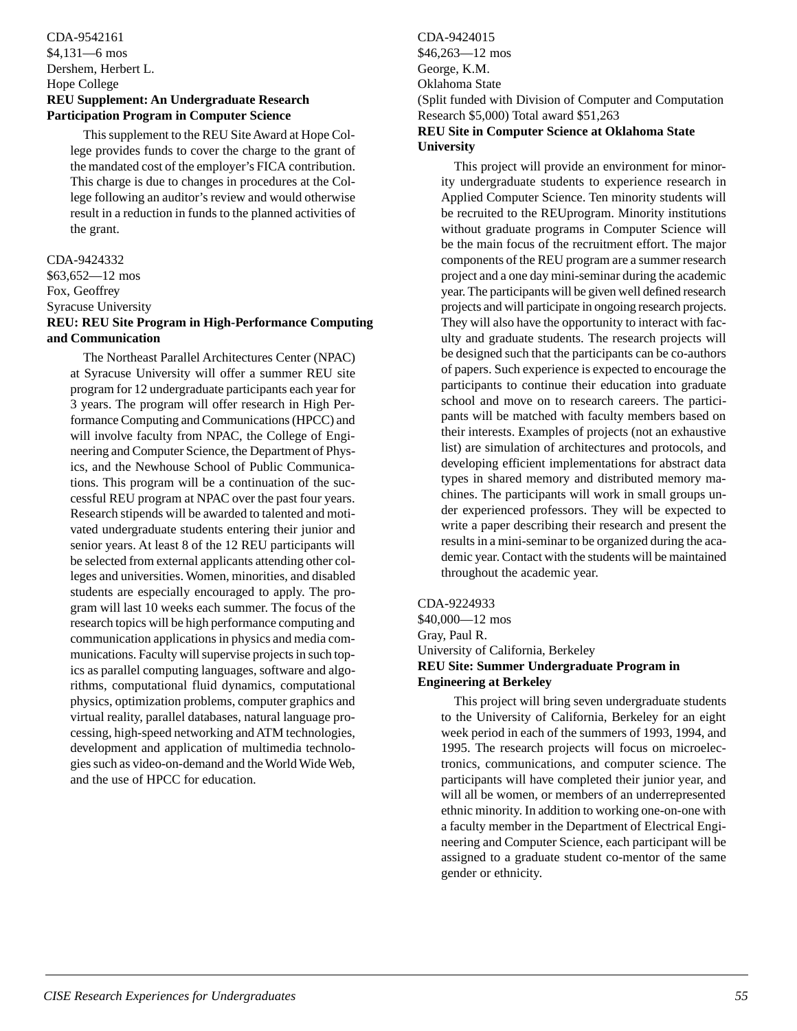CDA-9542161
$4,131—6 mos
Dershem, Herbert L.
Hope College
**REU Supplement: An Undergraduate Research Participation Program in Computer Science**

This supplement to the REU Site Award at Hope College provides funds to cover the charge to the grant of the mandated cost of the employer's FICA contribution. This charge is due to changes in procedures at the College following an auditor's review and would otherwise result in a reduction in funds to the planned activities of the grant.

CDA-9424332
$63,652—12 mos
Fox, Geoffrey
Syracuse University
**REU: REU Site Program in High-Performance Computing and Communication**

The Northeast Parallel Architectures Center (NPAC) at Syracuse University will offer a summer REU site program for 12 undergraduate participants each year for 3 years. The program will offer research in High Performance Computing and Communications (HPCC) and will involve faculty from NPAC, the College of Engineering and Computer Science, the Department of Physics, and the Newhouse School of Public Communications. This program will be a continuation of the successful REU program at NPAC over the past four years. Research stipends will be awarded to talented and motivated undergraduate students entering their junior and senior years. At least 8 of the 12 REU participants will be selected from external applicants attending other colleges and universities. Women, minorities, and disabled students are especially encouraged to apply. The program will last 10 weeks each summer. The focus of the research topics will be high performance computing and communication applications in physics and media communications. Faculty will supervise projects in such topics as parallel computing languages, software and algorithms, computational fluid dynamics, computational physics, optimization problems, computer graphics and virtual reality, parallel databases, natural language processing, high-speed networking and ATM technologies, development and application of multimedia technologies such as video-on-demand and the World Wide Web, and the use of HPCC for education.

CDA-9424015
$46,263—12 mos
George, K.M.
Oklahoma State
(Split funded with Division of Computer and Computation Research $5,000) Total award $51,263
**REU Site in Computer Science at Oklahoma State University**

This project will provide an environment for minority undergraduate students to experience research in Applied Computer Science. Ten minority students will be recruited to the REUprogram. Minority institutions without graduate programs in Computer Science will be the main focus of the recruitment effort. The major components of the REU program are a summer research project and a one day mini-seminar during the academic year. The participants will be given well defined research projects and will participate in ongoing research projects. They will also have the opportunity to interact with faculty and graduate students. The research projects will be designed such that the participants can be co-authors of papers. Such experience is expected to encourage the participants to continue their education into graduate school and move on to research careers. The participants will be matched with faculty members based on their interests. Examples of projects (not an exhaustive list) are simulation of architectures and protocols, and developing efficient implementations for abstract data types in shared memory and distributed memory machines. The participants will work in small groups under experienced professors. They will be expected to write a paper describing their research and present the results in a mini-seminar to be organized during the academic year. Contact with the students will be maintained throughout the academic year.

CDA-9224933
$40,000—12 mos
Gray, Paul R.
University of California, Berkeley
**REU Site: Summer Undergraduate Program in Engineering at Berkeley**

This project will bring seven undergraduate students to the University of California, Berkeley for an eight week period in each of the summers of 1993, 1994, and 1995. The research projects will focus on microelectronics, communications, and computer science. The participants will have completed their junior year, and will all be women, or members of an underrepresented ethnic minority. In addition to working one-on-one with a faculty member in the Department of Electrical Engineering and Computer Science, each participant will be assigned to a graduate student co-mentor of the same gender or ethnicity.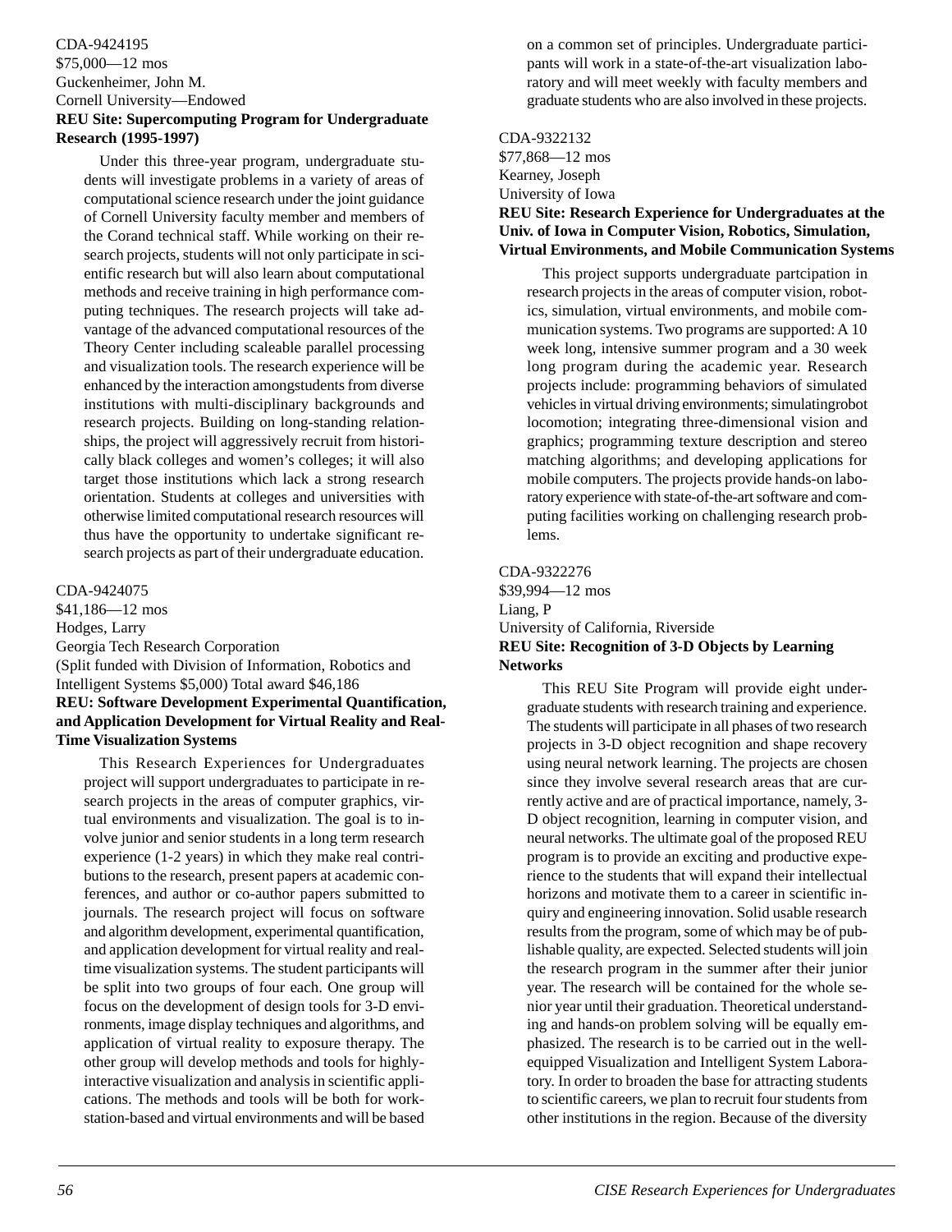CDA-9424195
$75,000—12 mos
Guckenheimer, John M.
Cornell University—Endowed

**REU Site: Supercomputing Program for Undergraduate Research (1995-1997)**

Under this three-year program, undergraduate students will investigate problems in a variety of areas of computational science research under the joint guidance of Cornell University faculty member and members of the Corand technical staff. While working on their research projects, students will not only participate in scientific research but will also learn about computational methods and receive training in high performance computing techniques. The research projects will take advantage of the advanced computational resources of the Theory Center including scaleable parallel processing and visualization tools. The research experience will be enhanced by the interaction amongstudents from diverse institutions with multi-disciplinary backgrounds and research projects. Building on long-standing relationships, the project will aggressively recruit from historically black colleges and women's colleges; it will also target those institutions which lack a strong research orientation. Students at colleges and universities with otherwise limited computational research resources will thus have the opportunity to undertake significant research projects as part of their undergraduate education.

CDA-9424075
$41,186—12 mos
Hodges, Larry
Georgia Tech Research Corporation
(Split funded with Division of Information, Robotics and Intelligent Systems $5,000) Total award $46,186

**REU: Software Development Experimental Quantification, and Application Development for Virtual Reality and Real-Time Visualization Systems**

This Research Experiences for Undergraduates project will support undergraduates to participate in research projects in the areas of computer graphics, virtual environments and visualization. The goal is to involve junior and senior students in a long term research experience (1-2 years) in which they make real contributions to the research, present papers at academic conferences, and author or co-author papers submitted to journals. The research project will focus on software and algorithm development, experimental quantification, and application development for virtual reality and real-time visualization systems. The student participants will be split into two groups of four each. One group will focus on the development of design tools for 3-D environments, image display techniques and algorithms, and application of virtual reality to exposure therapy. The other group will develop methods and tools for highly-interactive visualization and analysis in scientific applications. The methods and tools will be both for workstation-based and virtual environments and will be based on a common set of principles. Undergraduate participants will work in a state-of-the-art visualization laboratory and will meet weekly with faculty members and graduate students who are also involved in these projects.

CDA-9322132
$77,868—12 mos
Kearney, Joseph
University of Iowa

**REU Site: Research Experience for Undergraduates at the Univ. of Iowa in Computer Vision, Robotics, Simulation, Virtual Environments, and Mobile Communication Systems**

This project supports undergraduate partcipation in research projects in the areas of computer vision, robotics, simulation, virtual environments, and mobile communication systems. Two programs are supported: A 10 week long, intensive summer program and a 30 week long program during the academic year. Research projects include: programming behaviors of simulated vehicles in virtual driving environments; simulatingrobot locomotion; integrating three-dimensional vision and graphics; programming texture description and stereo matching algorithms; and developing applications for mobile computers. The projects provide hands-on laboratory experience with state-of-the-art software and computing facilities working on challenging research problems.

CDA-9322276
$39,994—12 mos
Liang, P
University of California, Riverside

**REU Site: Recognition of 3-D Objects by Learning Networks**

This REU Site Program will provide eight undergraduate students with research training and experience. The students will participate in all phases of two research projects in 3-D object recognition and shape recovery using neural network learning. The projects are chosen since they involve several research areas that are currently active and are of practical importance, namely, 3-D object recognition, learning in computer vision, and neural networks. The ultimate goal of the proposed REU program is to provide an exciting and productive experience to the students that will expand their intellectual horizons and motivate them to a career in scientific inquiry and engineering innovation. Solid usable research results from the program, some of which may be of publishable quality, are expected. Selected students will join the research program in the summer after their junior year. The research will be contained for the whole senior year until their graduation. Theoretical understanding and hands-on problem solving will be equally emphasized. The research is to be carried out in the well-equipped Visualization and Intelligent System Laboratory. In order to broaden the base for attracting students to scientific careers, we plan to recruit four students from other institutions in the region. Because of the diversity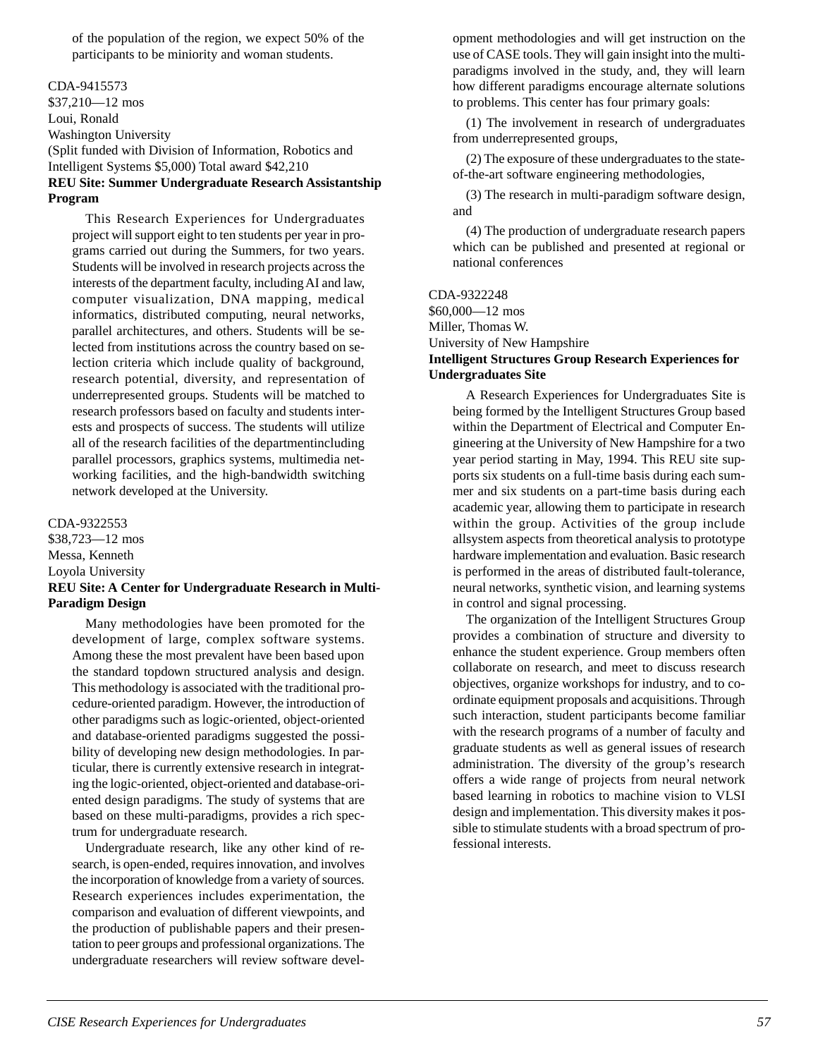of the population of the region, we expect 50% of the participants to be miniority and woman students.

CDA-9415573
$37,210—12 mos
Loui, Ronald
Washington University
(Split funded with Division of Information, Robotics and Intelligent Systems $5,000) Total award $42,210
**REU Site: Summer Undergraduate Research Assistantship Program**

This Research Experiences for Undergraduates project will support eight to ten students per year in programs carried out during the Summers, for two years. Students will be involved in research projects across the interests of the department faculty, including AI and law, computer visualization, DNA mapping, medical informatics, distributed computing, neural networks, parallel architectures, and others. Students will be selected from institutions across the country based on selection criteria which include quality of background, research potential, diversity, and representation of underrepresented groups. Students will be matched to research professors based on faculty and students interests and prospects of success. The students will utilize all of the research facilities of the departmentincluding parallel processors, graphics systems, multimedia networking facilities, and the high-bandwidth switching network developed at the University.

CDA-9322553
$38,723—12 mos
Messa, Kenneth
Loyola University
**REU Site: A Center for Undergraduate Research in Multi-Paradigm Design**

Many methodologies have been promoted for the development of large, complex software systems. Among these the most prevalent have been based upon the standard topdown structured analysis and design. This methodology is associated with the traditional procedure-oriented paradigm. However, the introduction of other paradigms such as logic-oriented, object-oriented and database-oriented paradigms suggested the possibility of developing new design methodologies. In particular, there is currently extensive research in integrating the logic-oriented, object-oriented and database-oriented design paradigms. The study of systems that are based on these multi-paradigms, provides a rich spectrum for undergraduate research.

Undergraduate research, like any other kind of research, is open-ended, requires innovation, and involves the incorporation of knowledge from a variety of sources. Research experiences includes experimentation, the comparison and evaluation of different viewpoints, and the production of publishable papers and their presentation to peer groups and professional organizations. The undergraduate researchers will review software development methodologies and will get instruction on the use of CASE tools. They will gain insight into the multi-paradigms involved in the study, and, they will learn how different paradigms encourage alternate solutions to problems. This center has four primary goals:

(1) The involvement in research of undergraduates from underrepresented groups,

(2) The exposure of these undergraduates to the state-of-the-art software engineering methodologies,

(3) The research in multi-paradigm software design, and

(4) The production of undergraduate research papers which can be published and presented at regional or national conferences

CDA-9322248
$60,000—12 mos
Miller, Thomas W.
University of New Hampshire
**Intelligent Structures Group Research Experiences for Undergraduates Site**

A Research Experiences for Undergraduates Site is being formed by the Intelligent Structures Group based within the Department of Electrical and Computer Engineering at the University of New Hampshire for a two year period starting in May, 1994. This REU site supports six students on a full-time basis during each summer and six students on a part-time basis during each academic year, allowing them to participate in research within the group. Activities of the group include allsystem aspects from theoretical analysis to prototype hardware implementation and evaluation. Basic research is performed in the areas of distributed fault-tolerance, neural networks, synthetic vision, and learning systems in control and signal processing.

The organization of the Intelligent Structures Group provides a combination of structure and diversity to enhance the student experience. Group members often collaborate on research, and meet to discuss research objectives, organize workshops for industry, and to coordinate equipment proposals and acquisitions. Through such interaction, student participants become familiar with the research programs of a number of faculty and graduate students as well as general issues of research administration. The diversity of the group's research offers a wide range of projects from neural network based learning in robotics to machine vision to VLSI design and implementation. This diversity makes it possible to stimulate students with a broad spectrum of professional interests.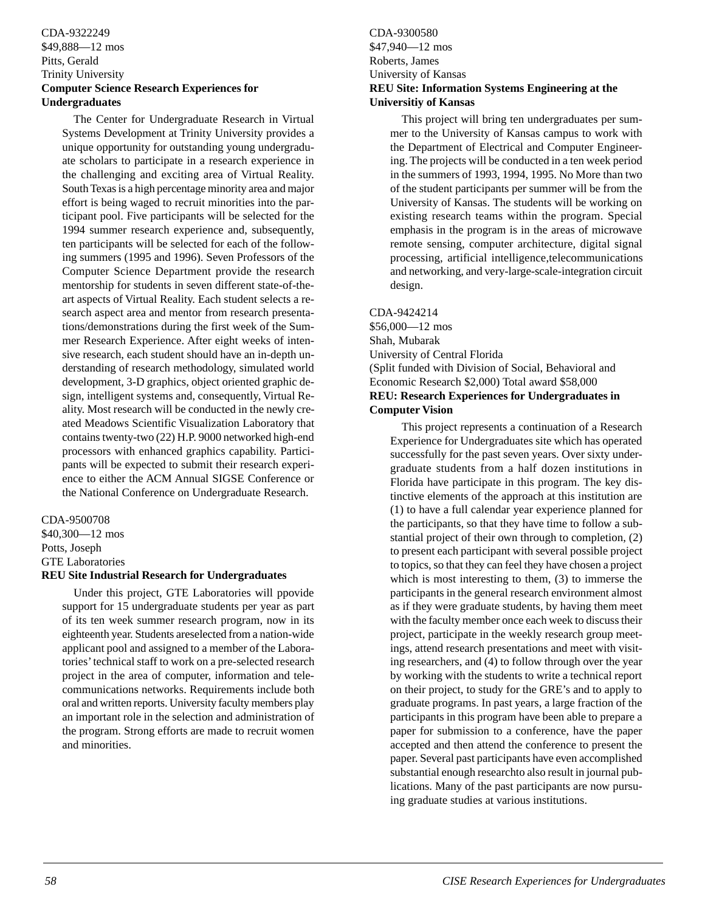CDA-9322249
$49,888—12 mos
Pitts, Gerald
Trinity University
**Computer Science Research Experiences for Undergraduates**

The Center for Undergraduate Research in Virtual Systems Development at Trinity University provides a unique opportunity for outstanding young undergraduate scholars to participate in a research experience in the challenging and exciting area of Virtual Reality. South Texas is a high percentage minority area and major effort is being waged to recruit minorities into the participant pool. Five participants will be selected for the 1994 summer research experience and, subsequently, ten participants will be selected for each of the following summers (1995 and 1996). Seven Professors of the Computer Science Department provide the research mentorship for students in seven different state-of-the-art aspects of Virtual Reality. Each student selects a research aspect area and mentor from research presentations/demonstrations during the first week of the Summer Research Experience. After eight weeks of intensive research, each student should have an in-depth understanding of research methodology, simulated world development, 3-D graphics, object oriented graphic design, intelligent systems and, consequently, Virtual Reality. Most research will be conducted in the newly created Meadows Scientific Visualization Laboratory that contains twenty-two (22) H.P. 9000 networked high-end processors with enhanced graphics capability. Participants will be expected to submit their research experience to either the ACM Annual SIGSE Conference or the National Conference on Undergraduate Research.

CDA-9500708
$40,300—12 mos
Potts, Joseph
GTE Laboratories
**REU Site Industrial Research for Undergraduates**

Under this project, GTE Laboratories will ppovide support for 15 undergraduate students per year as part of its ten week summer research program, now in its eighteenth year. Students areselected from a nation-wide applicant pool and assigned to a member of the Laboratories' technical staff to work on a pre-selected research project in the area of computer, information and telecommunications networks. Requirements include both oral and written reports. University faculty members play an important role in the selection and administration of the program. Strong efforts are made to recruit women and minorities.

CDA-9300580
$47,940—12 mos
Roberts, James
University of Kansas
**REU Site: Information Systems Engineering at the Universitiy of Kansas**

This project will bring ten undergraduates per summer to the University of Kansas campus to work with the Department of Electrical and Computer Engineering. The projects will be conducted in a ten week period in the summers of 1993, 1994, 1995. No More than two of the student participants per summer will be from the University of Kansas. The students will be working on existing research teams within the program. Special emphasis in the program is in the areas of microwave remote sensing, computer architecture, digital signal processing, artificial intelligence,telecommunications and networking, and very-large-scale-integration circuit design.

CDA-9424214
$56,000—12 mos
Shah, Mubarak
University of Central Florida
(Split funded with Division of Social, Behavioral and Economic Research $2,000) Total award $58,000
**REU: Research Experiences for Undergraduates in Computer Vision**

This project represents a continuation of a Research Experience for Undergraduates site which has operated successfully for the past seven years. Over sixty undergraduate students from a half dozen institutions in Florida have participate in this program. The key distinctive elements of the approach at this institution are (1) to have a full calendar year experience planned for the participants, so that they have time to follow a substantial project of their own through to completion, (2) to present each participant with several possible project to topics, so that they can feel they have chosen a project which is most interesting to them, (3) to immerse the participants in the general research environment almost as if they were graduate students, by having them meet with the faculty member once each week to discuss their project, participate in the weekly research group meetings, attend research presentations and meet with visiting researchers, and (4) to follow through over the year by working with the students to write a technical report on their project, to study for the GRE's and to apply to graduate programs. In past years, a large fraction of the participants in this program have been able to prepare a paper for submission to a conference, have the paper accepted and then attend the conference to present the paper. Several past participants have even accomplished substantial enough researchto also result in journal publications. Many of the past participants are now pursuing graduate studies at various institutions.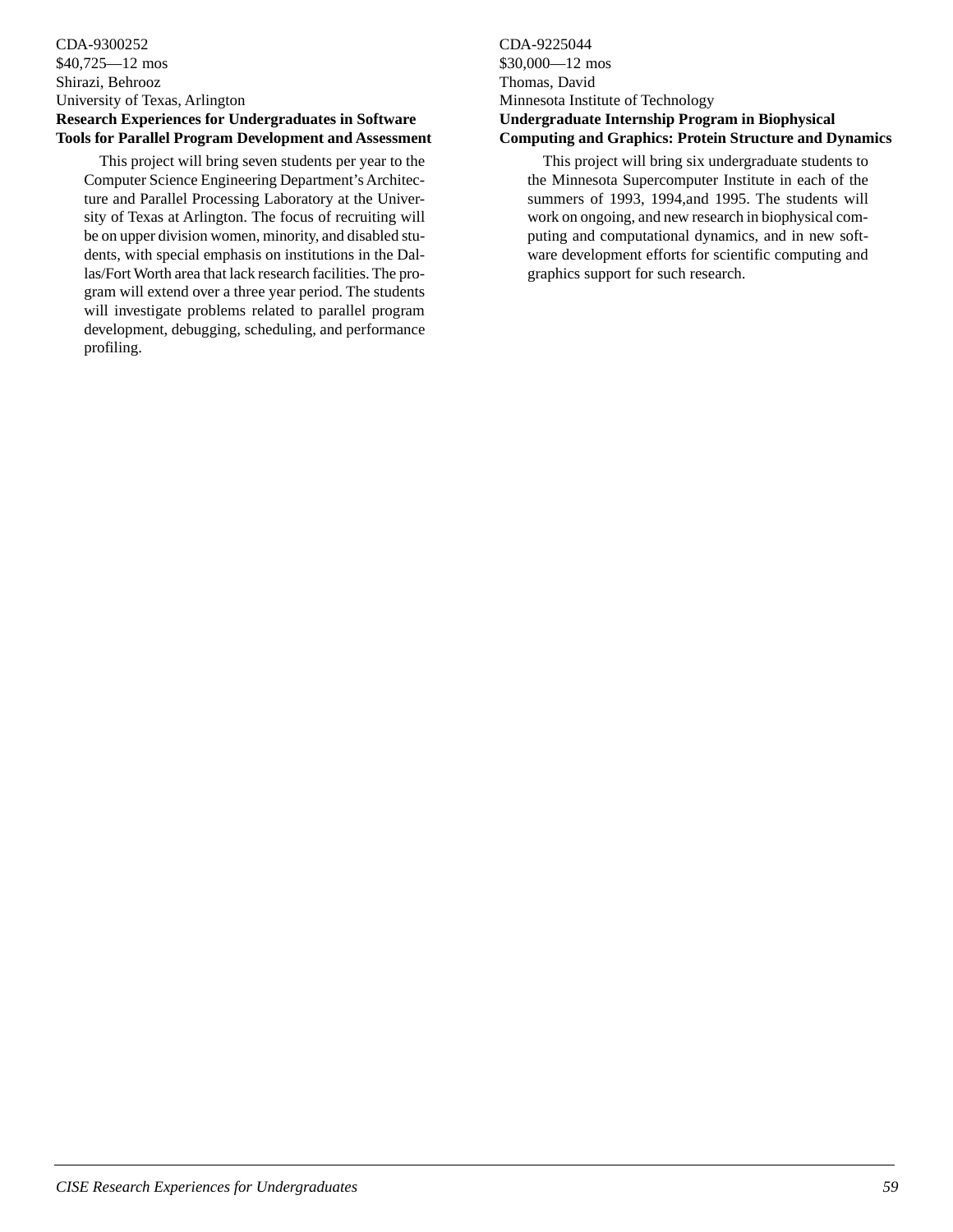CDA-9300252
$40,725—12 mos
Shirazi, Behrooz
University of Texas, Arlington
**Research Experiences for Undergraduates in Software Tools for Parallel Program Development and Assessment**

This project will bring seven students per year to the Computer Science Engineering Department's Architecture and Parallel Processing Laboratory at the University of Texas at Arlington. The focus of recruiting will be on upper division women, minority, and disabled students, with special emphasis on institutions in the Dallas/Fort Worth area that lack research facilities. The program will extend over a three year period. The students will investigate problems related to parallel program development, debugging, scheduling, and performance profiling.

CDA-9225044
$30,000—12 mos
Thomas, David
Minnesota Institute of Technology
**Undergraduate Internship Program in Biophysical Computing and Graphics: Protein Structure and Dynamics**

This project will bring six undergraduate students to the Minnesota Supercomputer Institute in each of the summers of 1993, 1994,and 1995. The students will work on ongoing, and new research in biophysical computing and computational dynamics, and in new software development efforts for scientific computing and graphics support for such research.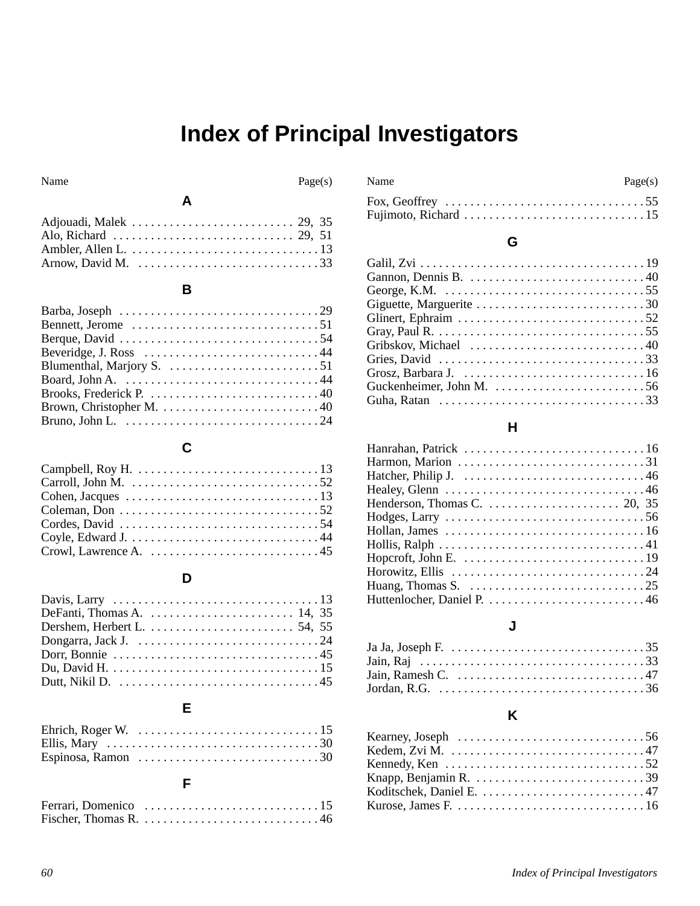# Index of Principal Investigators

| Name | Page(s) |
|---|---|
| **A** | |
| Adjouadi, Malek | 29, 35 |
| Alo, Richard | 29, 51 |
| Ambler, Allen L. | 13 |
| Arnow, David M. | 33 |
| **B** | |
| Barba, Joseph | 29 |
| Bennett, Jerome | 51 |
| Berque, David | 54 |
| Beveridge, J. Ross | 44 |
| Blumenthal, Marjory S. | 51 |
| Board, John A. | 44 |
| Brooks, Frederick P. | 40 |
| Brown, Christopher M. | 40 |
| Bruno, John L. | 24 |
| **C** | |
| Campbell, Roy H. | 13 |
| Carroll, John M. | 52 |
| Cohen, Jacques | 13 |
| Coleman, Don | 52 |
| Cordes, David | 54 |
| Coyle, Edward J. | 44 |
| Crowl, Lawrence A. | 45 |
| **D** | |
| Davis, Larry | 13 |
| DeFanti, Thomas A. | 14, 35 |
| Dershem, Herbert L. | 54, 55 |
| Dongarra, Jack J. | 24 |
| Dorr, Bonnie | 45 |
| Du, David H. | 15 |
| Dutt, Nikil D. | 45 |
| **E** | |
| Ehrich, Roger W. | 15 |
| Ellis, Mary | 30 |
| Espinosa, Ramon | 30 |
| **F** | |
| Ferrari, Domenico | 15 |
| Fischer, Thomas R. | 46 |
| Fox, Geoffrey | 55 |
| Fujimoto, Richard | 15 |
| **G** | |
| Galil, Zvi | 19 |
| Gannon, Dennis B. | 40 |
| George, K.M. | 55 |
| Giguette, Marguerite | 30 |
| Glinert, Ephraim | 52 |
| Gray, Paul R. | 55 |
| Gribskov, Michael | 40 |
| Gries, David | 33 |
| Grosz, Barbara J. | 16 |
| Guckenheimer, John M. | 56 |
| Guha, Ratan | 33 |
| **H** | |
| Hanrahan, Patrick | 16 |
| Harmon, Marion | 31 |
| Hatcher, Philip J. | 46 |
| Healey, Glenn | 46 |
| Henderson, Thomas C. | 20, 35 |
| Hodges, Larry | 56 |
| Hollan, James | 16 |
| Hollis, Ralph | 41 |
| Hopcroft, John E. | 19 |
| Horowitz, Ellis | 24 |
| Huang, Thomas S. | 25 |
| Huttenlocher, Daniel P. | 46 |
| **J** | |
| Ja Ja, Joseph F. | 35 |
| Jain, Raj | 33 |
| Jain, Ramesh C. | 47 |
| Jordan, R.G. | 36 |
| **K** | |
| Kearney, Joseph | 56 |
| Kedem, Zvi M. | 47 |
| Kennedy, Ken | 52 |
| Knapp, Benjamin R. | 39 |
| Koditschek, Daniel E. | 47 |
| Kurose, James F. | 16 |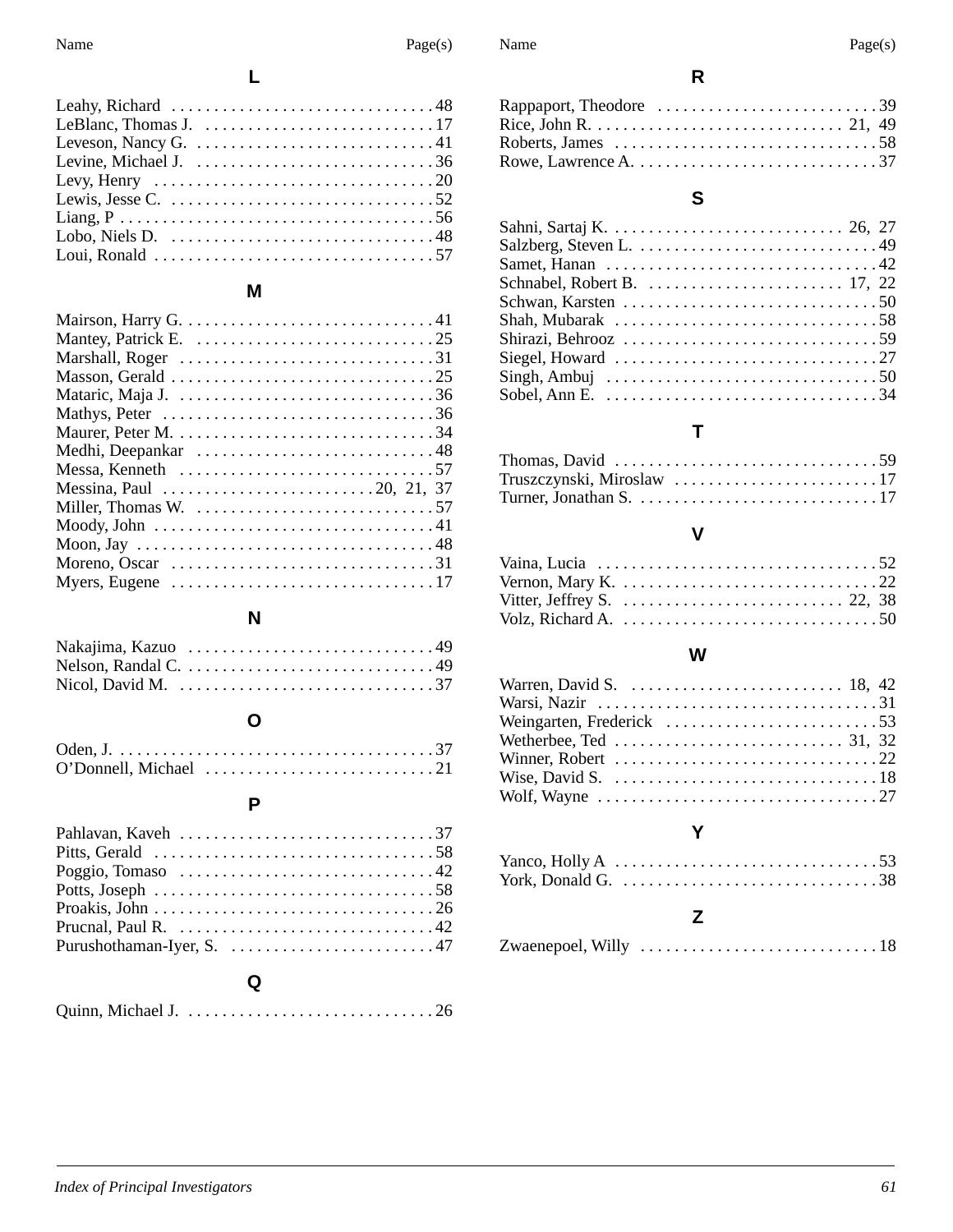| Name | Page(s) |
|---|---|
| **L** | |
| Leahy, Richard | 48 |
| LeBlanc, Thomas J. | 17 |
| Leveson, Nancy G. | 41 |
| Levine, Michael J. | 36 |
| Levy, Henry | 20 |
| Lewis, Jesse C. | 52 |
| Liang, P | 56 |
| Lobo, Niels D. | 48 |
| Loui, Ronald | 57 |
| **M** | |
| Mairson, Harry G. | 41 |
| Mantey, Patrick E. | 25 |
| Marshall, Roger | 31 |
| Masson, Gerald | 25 |
| Mataric, Maja J. | 36 |
| Mathys, Peter | 36 |
| Maurer, Peter M. | 34 |
| Medhi, Deepankar | 48 |
| Messa, Kenneth | 57 |
| Messina, Paul | 20, 21, 37 |
| Miller, Thomas W. | 57 |
| Moody, John | 41 |
| Moon, Jay | 48 |
| Moreno, Oscar | 31 |
| Myers, Eugene | 17 |
| **N** | |
| Nakajima, Kazuo | 49 |
| Nelson, Randal C. | 49 |
| Nicol, David M. | 37 |
| **O** | |
| Oden, J. | 37 |
| O’Donnell, Michael | 21 |
| **P** | |
| Pahlavan, Kaveh | 37 |
| Pitts, Gerald | 58 |
| Poggio, Tomaso | 42 |
| Potts, Joseph | 58 |
| Proakis, John | 26 |
| Prucnal, Paul R. | 42 |
| Purushothaman-Iyer, S. | 47 |
| **Q** | |
| Quinn, Michael J. | 26 |
| **R** | |
| Rappaport, Theodore | 39 |
| Rice, John R. | 21, 49 |
| Roberts, James | 58 |
| Rowe, Lawrence A. | 37 |
| **S** | |
| Sahni, Sartaj K. | 26, 27 |
| Salzberg, Steven L. | 49 |
| Samet, Hanan | 42 |
| Schnabel, Robert B. | 17, 22 |
| Schwan, Karsten | 50 |
| Shah, Mubarak | 58 |
| Shirazi, Behrooz | 59 |
| Siegel, Howard | 27 |
| Singh, Ambuj | 50 |
| Sobel, Ann E. | 34 |
| **T** | |
| Thomas, David | 59 |
| Truszczynski, Miroslaw | 17 |
| Turner, Jonathan S. | 17 |
| **V** | |
| Vaina, Lucia | 52 |
| Vernon, Mary K. | 22 |
| Vitter, Jeffrey S. | 22, 38 |
| Volz, Richard A. | 50 |
| **W** | |
| Warren, David S. | 18, 42 |
| Warsi, Nazir | 31 |
| Weingarten, Frederick | 53 |
| Wetherbee, Ted | 31, 32 |
| Winner, Robert | 22 |
| Wise, David S. | 18 |
| Wolf, Wayne | 27 |
| **Y** | |
| Yanco, Holly A | 53 |
| York, Donald G. | 38 |
| **Z** | |
| Zwaenepoel, Willy | 18 |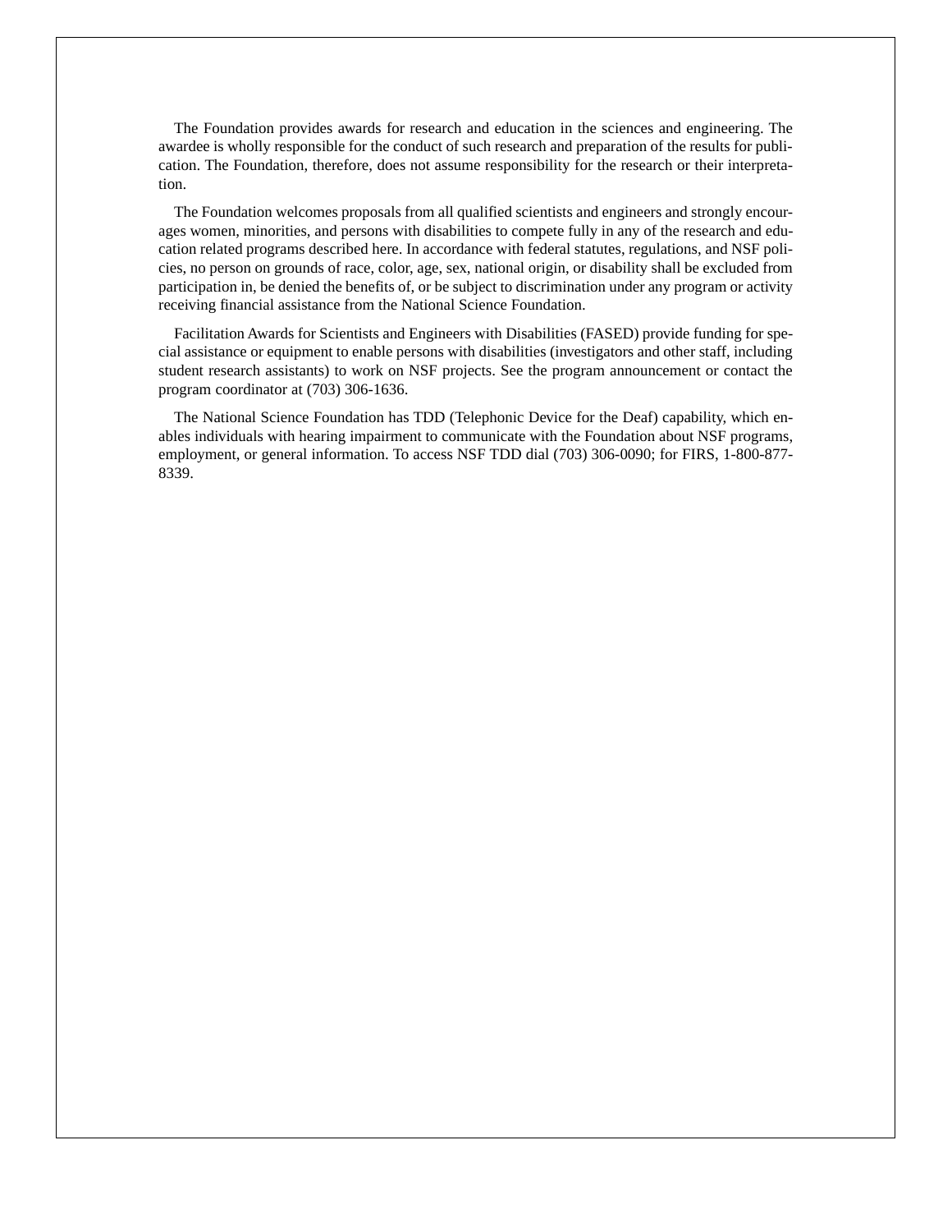The Foundation provides awards for research and education in the sciences and engineering. The awardee is wholly responsible for the conduct of such research and preparation of the results for publication. The Foundation, therefore, does not assume responsibility for the research or their interpretation.

The Foundation welcomes proposals from all qualified scientists and engineers and strongly encourages women, minorities, and persons with disabilities to compete fully in any of the research and education related programs described here. In accordance with federal statutes, regulations, and NSF policies, no person on grounds of race, color, age, sex, national origin, or disability shall be excluded from participation in, be denied the benefits of, or be subject to discrimination under any program or activity receiving financial assistance from the National Science Foundation.

Facilitation Awards for Scientists and Engineers with Disabilities (FASED) provide funding for special assistance or equipment to enable persons with disabilities (investigators and other staff, including student research assistants) to work on NSF projects. See the program announcement or contact the program coordinator at (703) 306-1636.

The National Science Foundation has TDD (Telephonic Device for the Deaf) capability, which enables individuals with hearing impairment to communicate with the Foundation about NSF programs, employment, or general information. To access NSF TDD dial (703) 306-0090; for FIRS, 1-800-877-8339.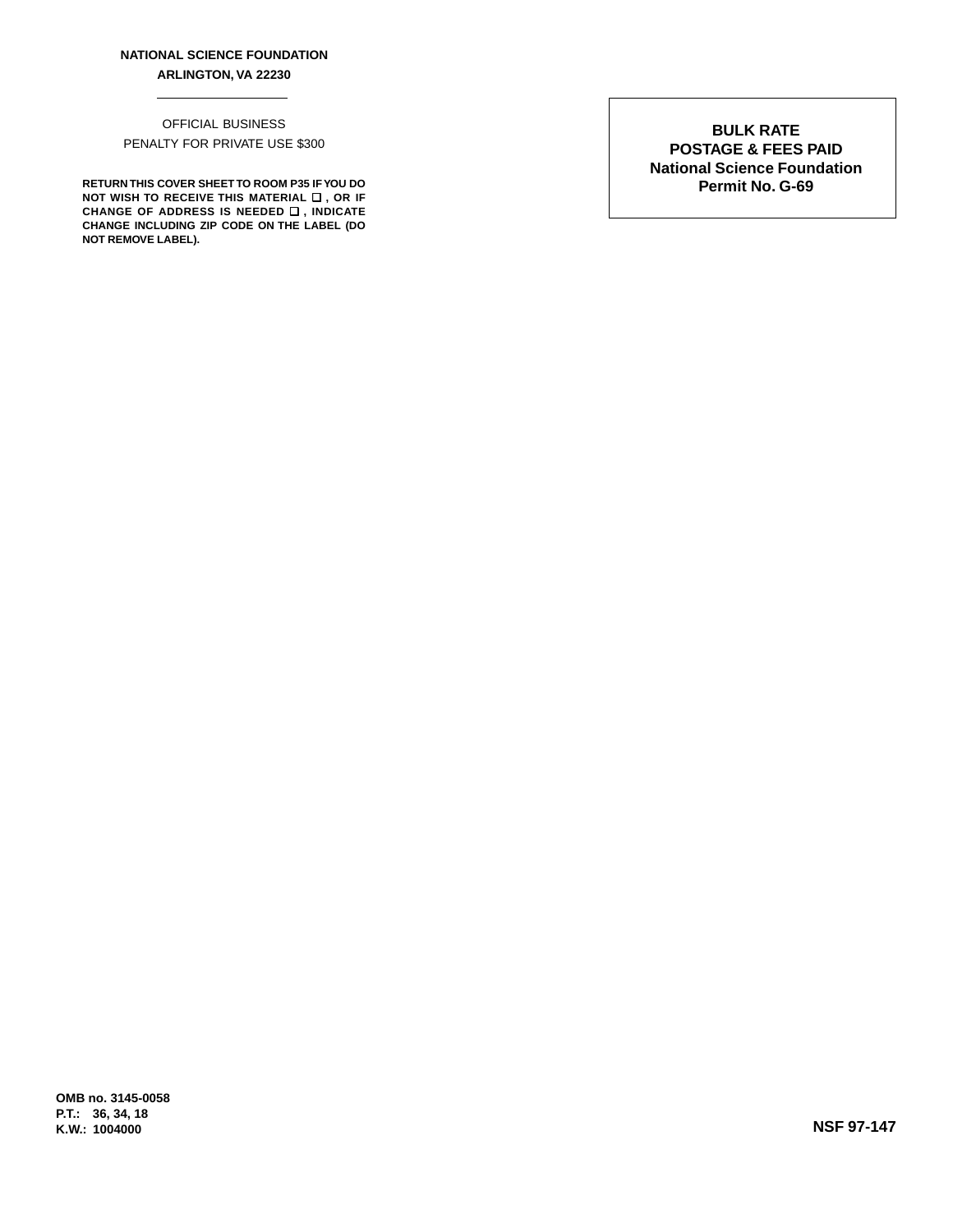**NATIONAL SCIENCE FOUNDATION**

**ARLINGTON, VA 22230**

OFFICIAL BUSINESS

PENALTY FOR PRIVATE USE $300

**RETURN THIS COVER SHEET TO ROOM P35 IF YOU DO NOT WISH TO RECEIVE THIS MATERIAL ☐ , OR IF CHANGE OF ADDRESS IS NEEDED ☐ , INDICATE CHANGE INCLUDING ZIP CODE ON THE LABEL (DO NOT REMOVE LABEL).**

**BULK RATE**
**POSTAGE & FEES PAID**
**National Science Foundation**
**Permit No. G-69**

**OMB no. 3145-0058**
**P.T.: 36, 34, 18**
**K.W.: 1004000**

**NSF 97-147**